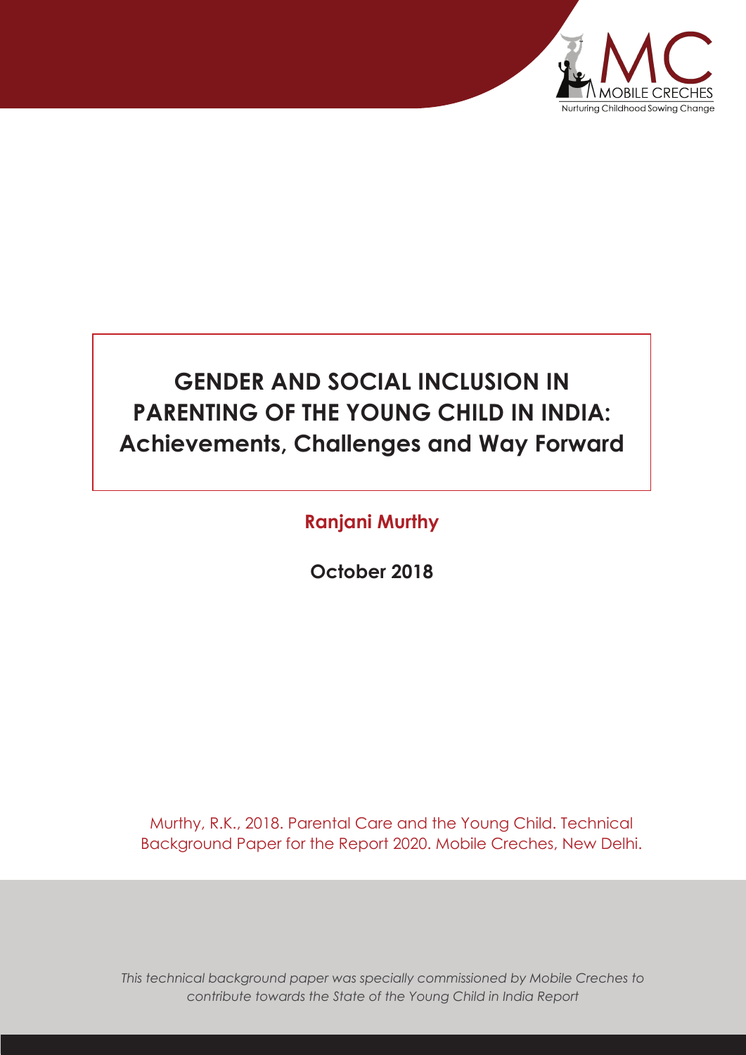MOBILE CRECHES

Nurturing Childhood Sowing Change

# GENDER AND SOCIAL INCLUSION IN PARENTING OF THE YOUNG CHILD IN INDIA: Achievements, Challenges and Way Forward

**Ranjani Murthy**

**October 2018**

Murthy, R.K., 2018. Parental Care and the Young Child. Technical Background Paper for the Report 2020. Mobile Creches, New Delhi.

*This technical background paper was specially commissioned by Mobile Creches to contribute towards the State of the Young Child in India Report*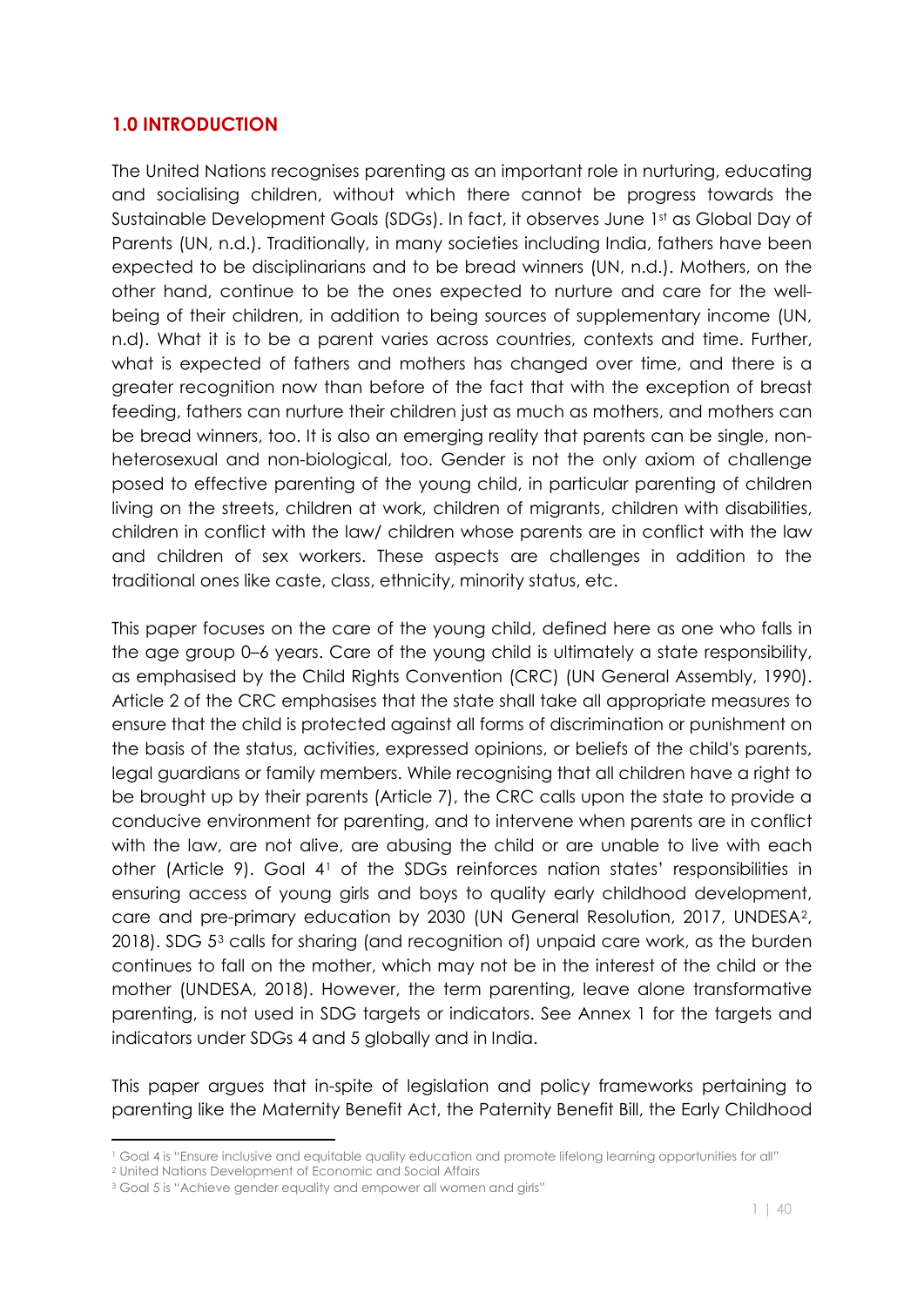## 1.0 INTRODUCTION

The United Nations recognises parenting as an important role in nurturing, educating and socialising children, without which there cannot be progress towards the Sustainable Development Goals (SDGs). In fact, it observes June 1st as Global Day of Parents (UN, n.d.). Traditionally, in many societies including India, fathers have been expected to be disciplinarians and to be bread winners (UN, n.d.). Mothers, on the other hand, continue to be the ones expected to nurture and care for the well-being of their children, in addition to being sources of supplementary income (UN, n.d). What it is to be a parent varies across countries, contexts and time. Further, what is expected of fathers and mothers has changed over time, and there is a greater recognition now than before of the fact that with the exception of breast feeding, fathers can nurture their children just as much as mothers, and mothers can be bread winners, too. It is also an emerging reality that parents can be single, non-heterosexual and non-biological, too. Gender is not the only axiom of challenge posed to effective parenting of the young child, in particular parenting of children living on the streets, children at work, children of migrants, children with disabilities, children in conflict with the law/ children whose parents are in conflict with the law and children of sex workers. These aspects are challenges in addition to the traditional ones like caste, class, ethnicity, minority status, etc.

This paper focuses on the care of the young child, defined here as one who falls in the age group 0–6 years. Care of the young child is ultimately a state responsibility, as emphasised by the Child Rights Convention (CRC) (UN General Assembly, 1990). Article 2 of the CRC emphasises that the state shall take all appropriate measures to ensure that the child is protected against all forms of discrimination or punishment on the basis of the status, activities, expressed opinions, or beliefs of the child's parents, legal guardians or family members. While recognising that all children have a right to be brought up by their parents (Article 7), the CRC calls upon the state to provide a conducive environment for parenting, and to intervene when parents are in conflict with the law, are not alive, are abusing the child or are unable to live with each other (Article 9). Goal 4[1] of the SDGs reinforces nation states' responsibilities in ensuring access of young girls and boys to quality early childhood development, care and pre-primary education by 2030 (UN General Resolution, 2017, UNDESA[2], 2018). SDG 5[3] calls for sharing (and recognition of) unpaid care work, as the burden continues to fall on the mother, which may not be in the interest of the child or the mother (UNDESA, 2018). However, the term parenting, leave alone transformative parenting, is not used in SDG targets or indicators. See Annex 1 for the targets and indicators under SDGs 4 and 5 globally and in India.

This paper argues that in-spite of legislation and policy frameworks pertaining to parenting like the Maternity Benefit Act, the Paternity Benefit Bill, the Early Childhood

---

[1] Goal 4 is "Ensure inclusive and equitable quality education and promote lifelong learning opportunities for all"

[2] United Nations Development of Economic and Social Affairs

[3] Goal 5 is "Achieve gender equality and empower all women and girls"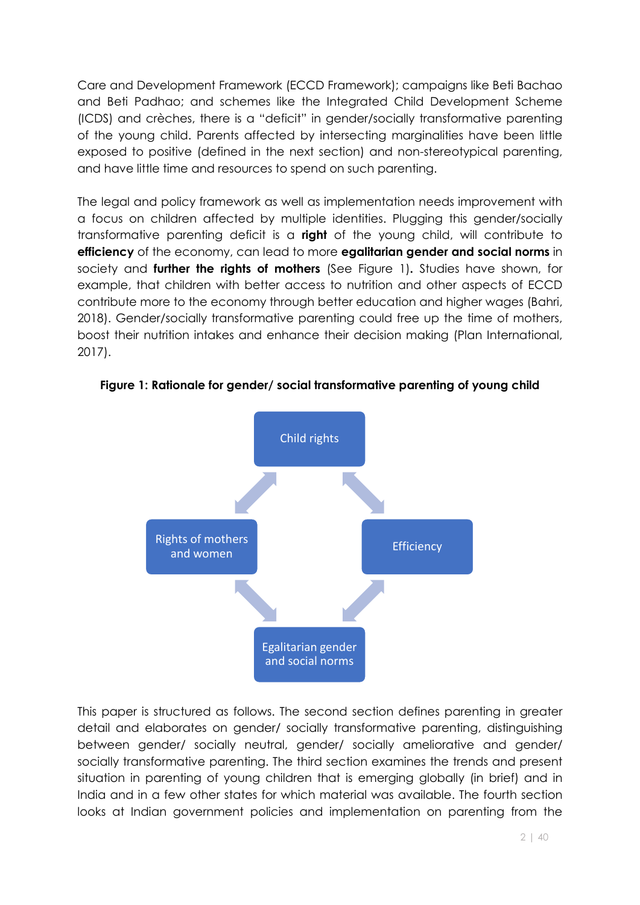Care and Development Framework (ECCD Framework); campaigns like Beti Bachao and Beti Padhao; and schemes like the Integrated Child Development Scheme (ICDS) and crèches, there is a "deficit" in gender/socially transformative parenting of the young child. Parents affected by intersecting marginalities have been little exposed to positive (defined in the next section) and non-stereotypical parenting, and have little time and resources to spend on such parenting.

The legal and policy framework as well as implementation needs improvement with a focus on children affected by multiple identities. Plugging this gender/socially transformative parenting deficit is a **right** of the young child, will contribute to **efficiency** of the economy, can lead to more **egalitarian gender and social norms** in society and **further the rights of mothers** (See Figure 1). Studies have shown, for example, that children with better access to nutrition and other aspects of ECCD contribute more to the economy through better education and higher wages (Bahri, 2018). Gender/socially transformative parenting could free up the time of mothers, boost their nutrition intakes and enhance their decision making (Plan International, 2017).

**Figure 1: Rationale for gender/ social transformative parenting of young child**

Child rights

Rights of mothers and women

Efficiency

Egalitarian gender and social norms

This paper is structured as follows. The second section defines parenting in greater detail and elaborates on gender/ socially transformative parenting, distinguishing between gender/ socially neutral, gender/ socially ameliorative and gender/ socially transformative parenting. The third section examines the trends and present situation in parenting of young children that is emerging globally (in brief) and in India and in a few other states for which material was available. The fourth section looks at Indian government policies and implementation on parenting from the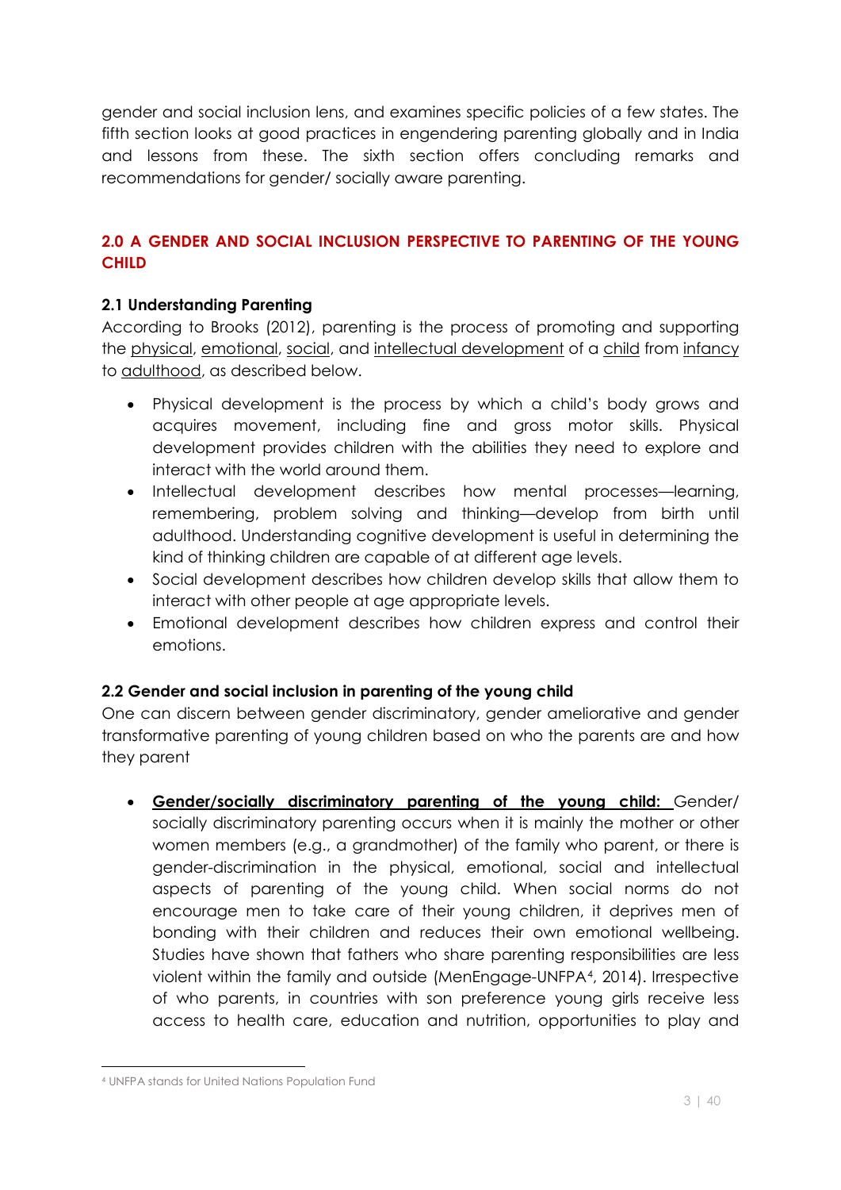gender and social inclusion lens, and examines specific policies of a few states. The fifth section looks at good practices in engendering parenting globally and in India and lessons from these. The sixth section offers concluding remarks and recommendations for gender/ socially aware parenting.

## 2.0 A GENDER AND SOCIAL INCLUSION PERSPECTIVE TO PARENTING OF THE YOUNG CHILD

### 2.1 Understanding Parenting

According to Brooks (2012), parenting is the process of promoting and supporting the physical, emotional, social, and intellectual development of a child from infancy to adulthood, as described below.

- Physical development is the process by which a child's body grows and acquires movement, including fine and gross motor skills. Physical development provides children with the abilities they need to explore and interact with the world around them.
- Intellectual development describes how mental processes—learning, remembering, problem solving and thinking—develop from birth until adulthood. Understanding cognitive development is useful in determining the kind of thinking children are capable of at different age levels.
- Social development describes how children develop skills that allow them to interact with other people at age appropriate levels.
- Emotional development describes how children express and control their emotions.

### 2.2 Gender and social inclusion in parenting of the young child

One can discern between gender discriminatory, gender ameliorative and gender transformative parenting of young children based on who the parents are and how they parent

- **Gender/socially discriminatory parenting of the young child:** Gender/ socially discriminatory parenting occurs when it is mainly the mother or other women members (e.g., a grandmother) of the family who parent, or there is gender-discrimination in the physical, emotional, social and intellectual aspects of parenting of the young child. When social norms do not encourage men to take care of their young children, it deprives men of bonding with their children and reduces their own emotional wellbeing. Studies have shown that fathers who share parenting responsibilities are less violent within the family and outside (MenEngage-UNFPA[4], 2014). Irrespective of who parents, in countries with son preference young girls receive less access to health care, education and nutrition, opportunities to play and

[4] UNFPA stands for United Nations Population Fund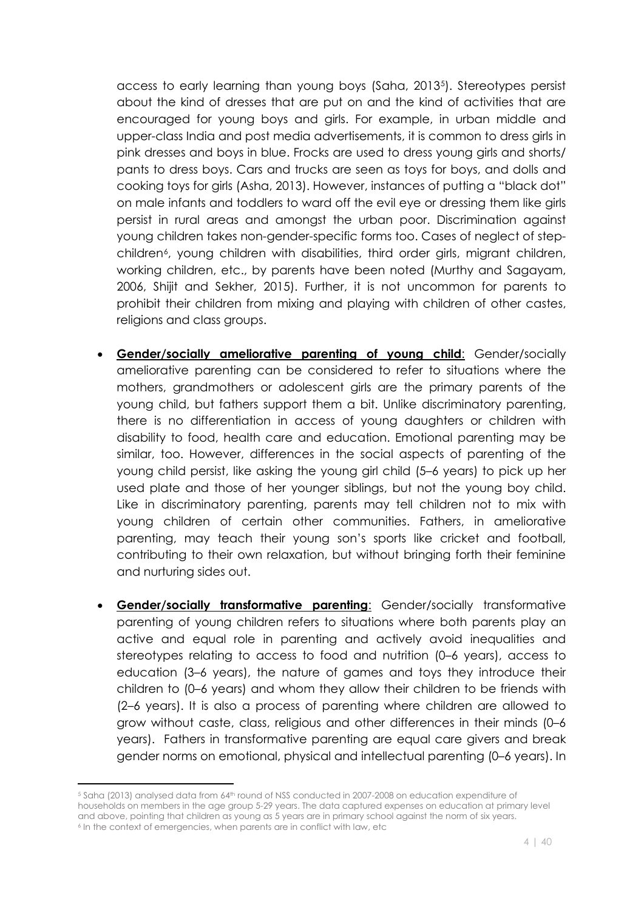access to early learning than young boys (Saha, 2013[5]). Stereotypes persist about the kind of dresses that are put on and the kind of activities that are encouraged for young boys and girls. For example, in urban middle and upper-class India and post media advertisements, it is common to dress girls in pink dresses and boys in blue. Frocks are used to dress young girls and shorts/ pants to dress boys. Cars and trucks are seen as toys for boys, and dolls and cooking toys for girls (Asha, 2013). However, instances of putting a "black dot" on male infants and toddlers to ward off the evil eye or dressing them like girls persist in rural areas and amongst the urban poor. Discrimination against young children takes non-gender-specific forms too. Cases of neglect of step-children[6], young children with disabilities, third order girls, migrant children, working children, etc., by parents have been noted (Murthy and Sagayam, 2006, Shijit and Sekher, 2015). Further, it is not uncommon for parents to prohibit their children from mixing and playing with children of other castes, religions and class groups.

- **<u>Gender/socially ameliorative parenting of young child</u>**: Gender/socially ameliorative parenting can be considered to refer to situations where the mothers, grandmothers or adolescent girls are the primary parents of the young child, but fathers support them a bit. Unlike discriminatory parenting, there is no differentiation in access of young daughters or children with disability to food, health care and education. Emotional parenting may be similar, too. However, differences in the social aspects of parenting of the young child persist, like asking the young girl child (5–6 years) to pick up her used plate and those of her younger siblings, but not the young boy child. Like in discriminatory parenting, parents may tell children not to mix with young children of certain other communities. Fathers, in ameliorative parenting, may teach their young son's sports like cricket and football, contributing to their own relaxation, but without bringing forth their feminine and nurturing sides out.

- **<u>Gender/socially transformative parenting</u>**: Gender/socially transformative parenting of young children refers to situations where both parents play an active and equal role in parenting and actively avoid inequalities and stereotypes relating to access to food and nutrition (0–6 years), access to education (3–6 years), the nature of games and toys they introduce their children to (0–6 years) and whom they allow their children to be friends with (2–6 years). It is also a process of parenting where children are allowed to grow without caste, class, religious and other differences in their minds (0–6 years). Fathers in transformative parenting are equal care givers and break gender norms on emotional, physical and intellectual parenting (0–6 years). In

---

[5] Saha (2013) analysed data from 64th round of NSS conducted in 2007-2008 on education expenditure of households on members in the age group 5-29 years. The data captured expenses on education at primary level and above, pointing that children as young as 5 years are in primary school against the norm of six years.

[6] In the context of emergencies, when parents are in conflict with law, etc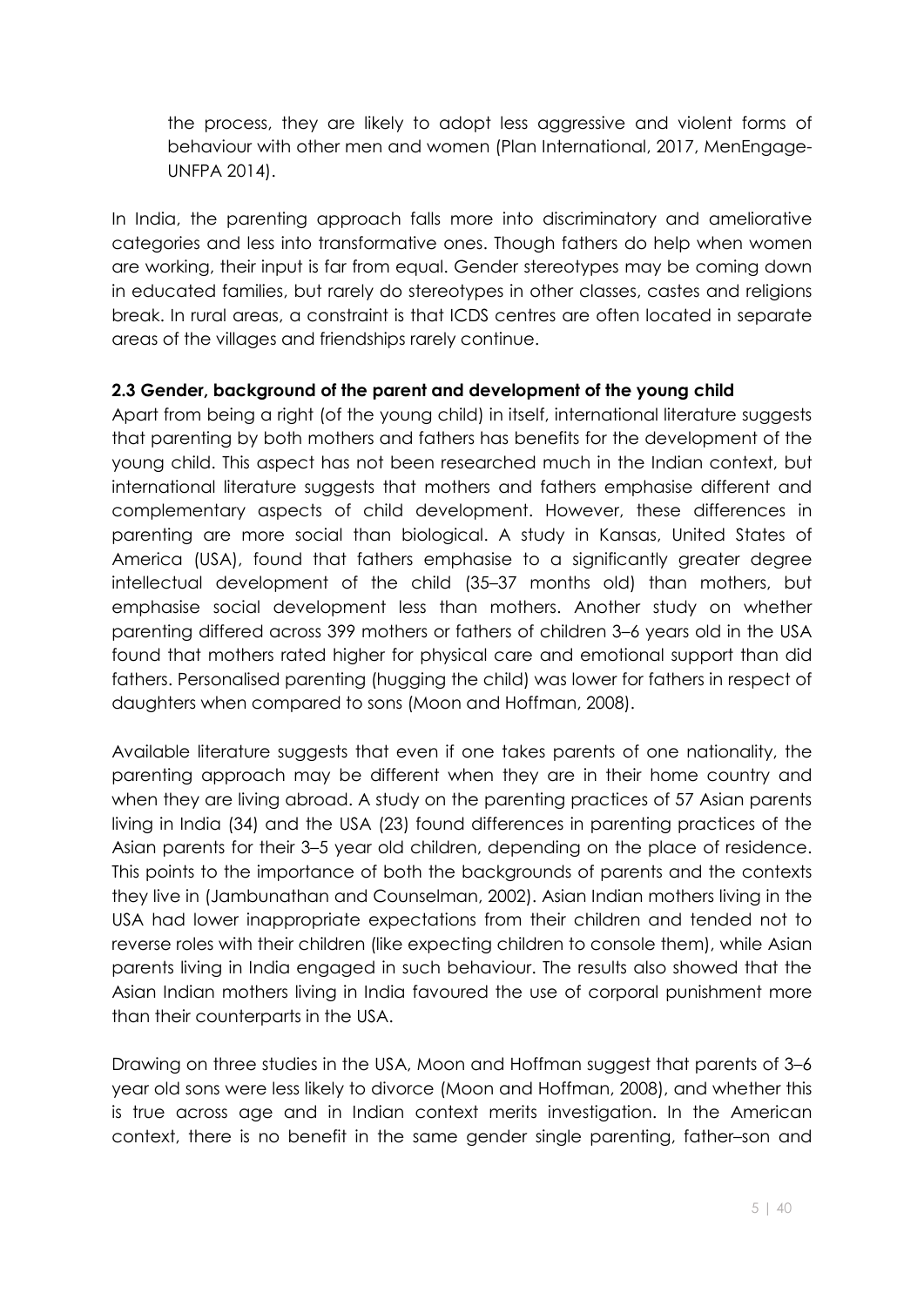the process, they are likely to adopt less aggressive and violent forms of behaviour with other men and women (Plan International, 2017, MenEngage-UNFPA 2014).

In India, the parenting approach falls more into discriminatory and ameliorative categories and less into transformative ones. Though fathers do help when women are working, their input is far from equal. Gender stereotypes may be coming down in educated families, but rarely do stereotypes in other classes, castes and religions break. In rural areas, a constraint is that ICDS centres are often located in separate areas of the villages and friendships rarely continue.

### 2.3 Gender, background of the parent and development of the young child

Apart from being a right (of the young child) in itself, international literature suggests that parenting by both mothers and fathers has benefits for the development of the young child. This aspect has not been researched much in the Indian context, but international literature suggests that mothers and fathers emphasise different and complementary aspects of child development. However, these differences in parenting are more social than biological. A study in Kansas, United States of America (USA), found that fathers emphasise to a significantly greater degree intellectual development of the child (35–37 months old) than mothers, but emphasise social development less than mothers. Another study on whether parenting differed across 399 mothers or fathers of children 3–6 years old in the USA found that mothers rated higher for physical care and emotional support than did fathers. Personalised parenting (hugging the child) was lower for fathers in respect of daughters when compared to sons (Moon and Hoffman, 2008).

Available literature suggests that even if one takes parents of one nationality, the parenting approach may be different when they are in their home country and when they are living abroad. A study on the parenting practices of 57 Asian parents living in India (34) and the USA (23) found differences in parenting practices of the Asian parents for their 3–5 year old children, depending on the place of residence. This points to the importance of both the backgrounds of parents and the contexts they live in (Jambunathan and Counselman, 2002). Asian Indian mothers living in the USA had lower inappropriate expectations from their children and tended not to reverse roles with their children (like expecting children to console them), while Asian parents living in India engaged in such behaviour. The results also showed that the Asian Indian mothers living in India favoured the use of corporal punishment more than their counterparts in the USA.

Drawing on three studies in the USA, Moon and Hoffman suggest that parents of 3–6 year old sons were less likely to divorce (Moon and Hoffman, 2008), and whether this is true across age and in Indian context merits investigation. In the American context, there is no benefit in the same gender single parenting, father–son and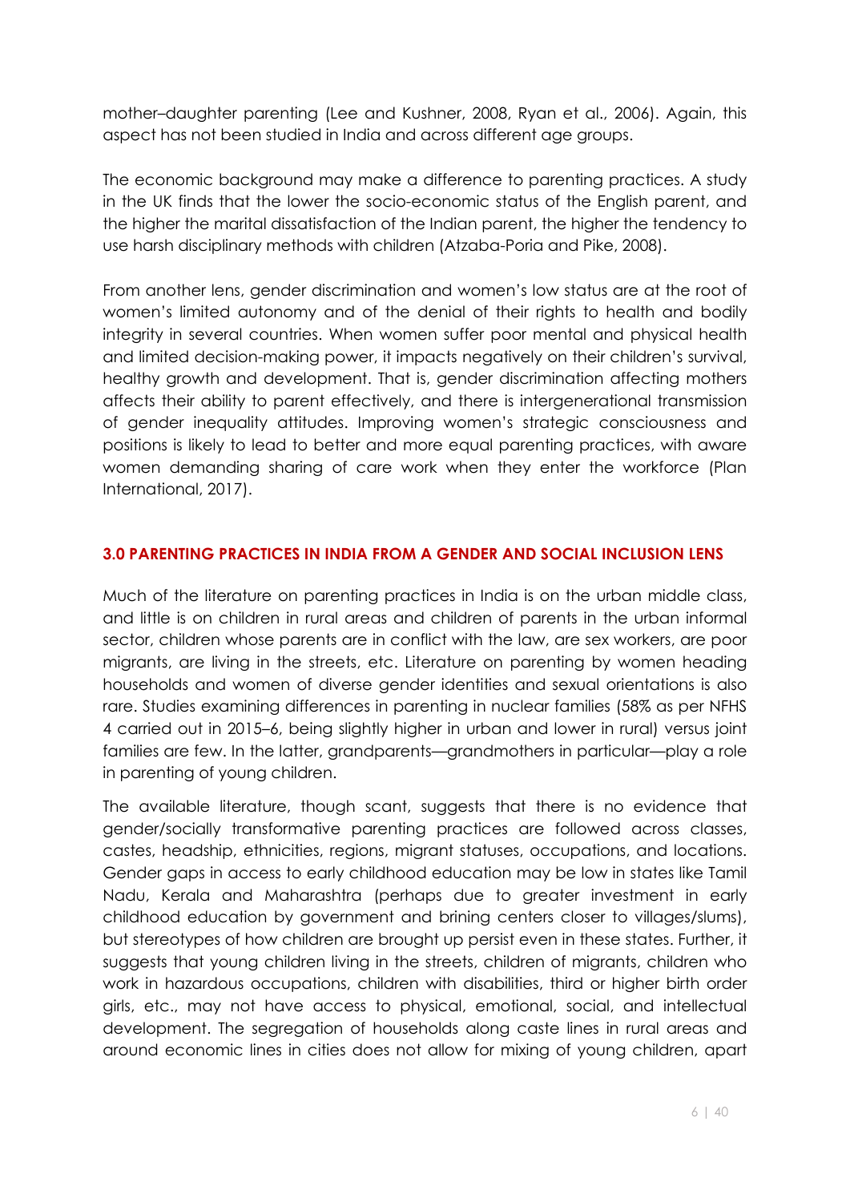mother–daughter parenting (Lee and Kushner, 2008, Ryan et al., 2006). Again, this aspect has not been studied in India and across different age groups.

The economic background may make a difference to parenting practices. A study in the UK finds that the lower the socio-economic status of the English parent, and the higher the marital dissatisfaction of the Indian parent, the higher the tendency to use harsh disciplinary methods with children (Atzaba-Poria and Pike, 2008).

From another lens, gender discrimination and women's low status are at the root of women's limited autonomy and of the denial of their rights to health and bodily integrity in several countries. When women suffer poor mental and physical health and limited decision-making power, it impacts negatively on their children's survival, healthy growth and development. That is, gender discrimination affecting mothers affects their ability to parent effectively, and there is intergenerational transmission of gender inequality attitudes. Improving women's strategic consciousness and positions is likely to lead to better and more equal parenting practices, with aware women demanding sharing of care work when they enter the workforce (Plan International, 2017).

## 3.0 PARENTING PRACTICES IN INDIA FROM A GENDER AND SOCIAL INCLUSION LENS

Much of the literature on parenting practices in India is on the urban middle class, and little is on children in rural areas and children of parents in the urban informal sector, children whose parents are in conflict with the law, are sex workers, are poor migrants, are living in the streets, etc. Literature on parenting by women heading households and women of diverse gender identities and sexual orientations is also rare. Studies examining differences in parenting in nuclear families (58% as per NFHS 4 carried out in 2015–6, being slightly higher in urban and lower in rural) versus joint families are few. In the latter, grandparents—grandmothers in particular—play a role in parenting of young children.

The available literature, though scant, suggests that there is no evidence that gender/socially transformative parenting practices are followed across classes, castes, headship, ethnicities, regions, migrant statuses, occupations, and locations. Gender gaps in access to early childhood education may be low in states like Tamil Nadu, Kerala and Maharashtra (perhaps due to greater investment in early childhood education by government and brining centers closer to villages/slums), but stereotypes of how children are brought up persist even in these states. Further, it suggests that young children living in the streets, children of migrants, children who work in hazardous occupations, children with disabilities, third or higher birth order girls, etc., may not have access to physical, emotional, social, and intellectual development. The segregation of households along caste lines in rural areas and around economic lines in cities does not allow for mixing of young children, apart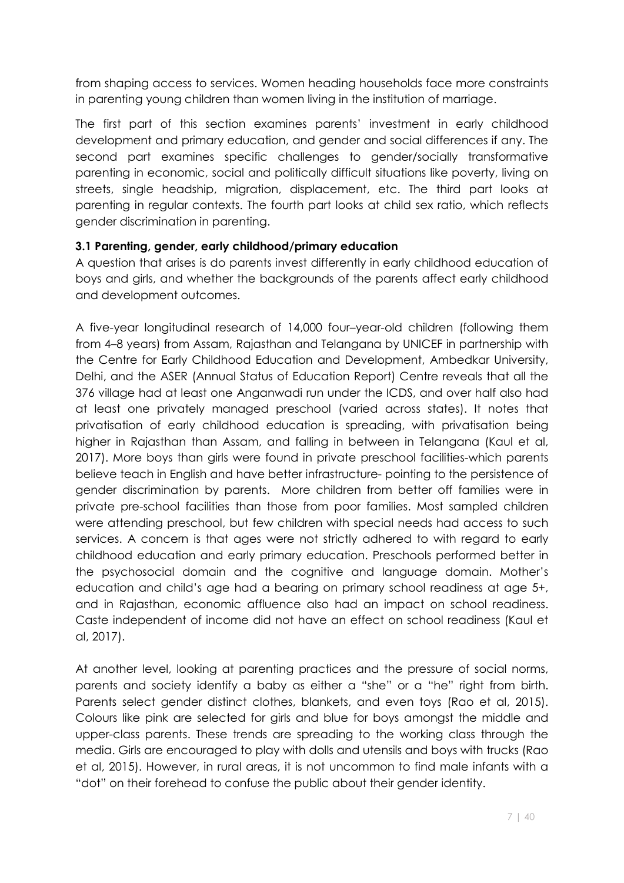from shaping access to services. Women heading households face more constraints in parenting young children than women living in the institution of marriage.

The first part of this section examines parents' investment in early childhood development and primary education, and gender and social differences if any. The second part examines specific challenges to gender/socially transformative parenting in economic, social and politically difficult situations like poverty, living on streets, single headship, migration, displacement, etc. The third part looks at parenting in regular contexts. The fourth part looks at child sex ratio, which reflects gender discrimination in parenting.

### 3.1 Parenting, gender, early childhood/primary education

A question that arises is do parents invest differently in early childhood education of boys and girls, and whether the backgrounds of the parents affect early childhood and development outcomes.

A five-year longitudinal research of 14,000 four–year-old children (following them from 4–8 years) from Assam, Rajasthan and Telangana by UNICEF in partnership with the Centre for Early Childhood Education and Development, Ambedkar University, Delhi, and the ASER (Annual Status of Education Report) Centre reveals that all the 376 village had at least one Anganwadi run under the ICDS, and over half also had at least one privately managed preschool (varied across states). It notes that privatisation of early childhood education is spreading, with privatisation being higher in Rajasthan than Assam, and falling in between in Telangana (Kaul et al, 2017). More boys than girls were found in private preschool facilities-which parents believe teach in English and have better infrastructure- pointing to the persistence of gender discrimination by parents. More children from better off families were in private pre-school facilities than those from poor families. Most sampled children were attending preschool, but few children with special needs had access to such services. A concern is that ages were not strictly adhered to with regard to early childhood education and early primary education. Preschools performed better in the psychosocial domain and the cognitive and language domain. Mother's education and child's age had a bearing on primary school readiness at age 5+, and in Rajasthan, economic affluence also had an impact on school readiness. Caste independent of income did not have an effect on school readiness (Kaul et al, 2017).

At another level, looking at parenting practices and the pressure of social norms, parents and society identify a baby as either a "she" or a "he" right from birth. Parents select gender distinct clothes, blankets, and even toys (Rao et al, 2015). Colours like pink are selected for girls and blue for boys amongst the middle and upper-class parents. These trends are spreading to the working class through the media. Girls are encouraged to play with dolls and utensils and boys with trucks (Rao et al, 2015). However, in rural areas, it is not uncommon to find male infants with a "dot" on their forehead to confuse the public about their gender identity.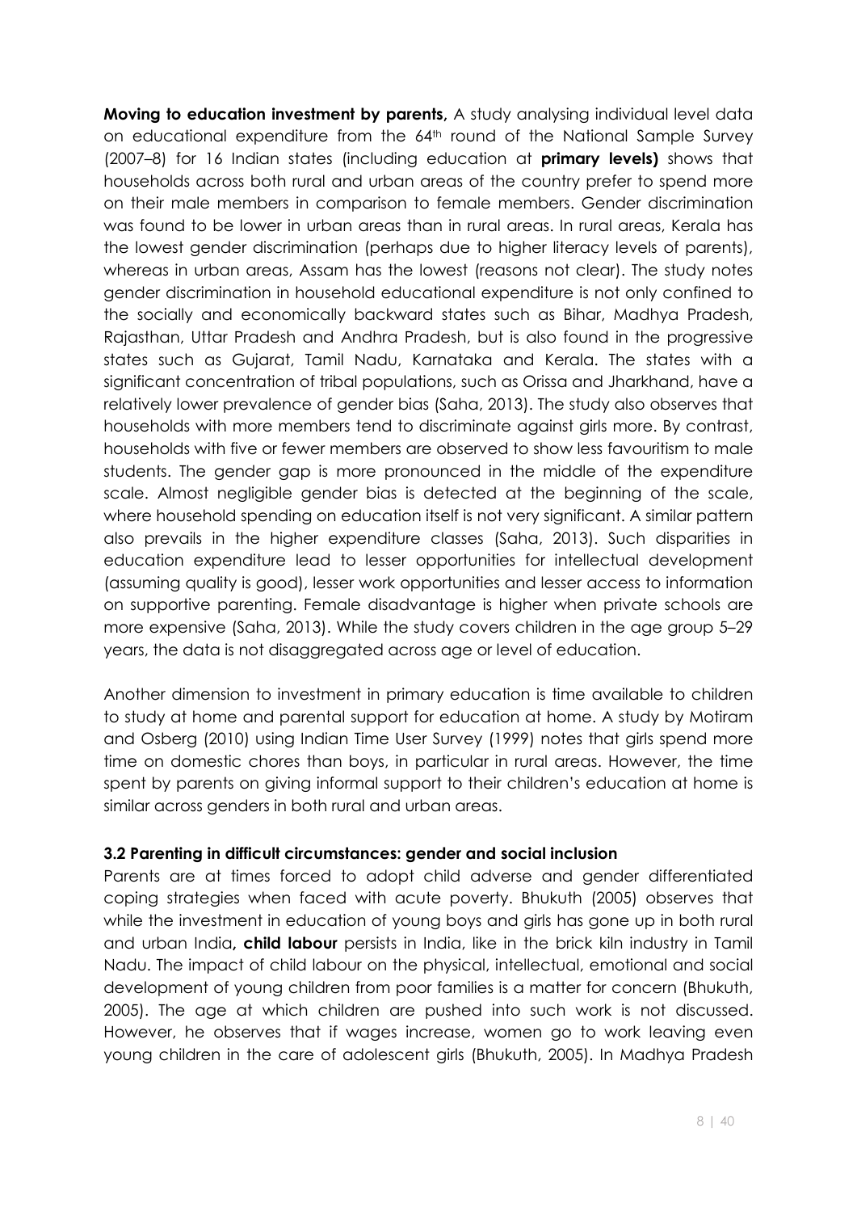**Moving to education investment by parents,** A study analysing individual level data on educational expenditure from the 64th round of the National Sample Survey (2007–8) for 16 Indian states (including education at **primary levels)** shows that households across both rural and urban areas of the country prefer to spend more on their male members in comparison to female members. Gender discrimination was found to be lower in urban areas than in rural areas. In rural areas, Kerala has the lowest gender discrimination (perhaps due to higher literacy levels of parents), whereas in urban areas, Assam has the lowest (reasons not clear). The study notes gender discrimination in household educational expenditure is not only confined to the socially and economically backward states such as Bihar, Madhya Pradesh, Rajasthan, Uttar Pradesh and Andhra Pradesh, but is also found in the progressive states such as Gujarat, Tamil Nadu, Karnataka and Kerala. The states with a significant concentration of tribal populations, such as Orissa and Jharkhand, have a relatively lower prevalence of gender bias (Saha, 2013). The study also observes that households with more members tend to discriminate against girls more. By contrast, households with five or fewer members are observed to show less favouritism to male students. The gender gap is more pronounced in the middle of the expenditure scale. Almost negligible gender bias is detected at the beginning of the scale, where household spending on education itself is not very significant. A similar pattern also prevails in the higher expenditure classes (Saha, 2013). Such disparities in education expenditure lead to lesser opportunities for intellectual development (assuming quality is good), lesser work opportunities and lesser access to information on supportive parenting. Female disadvantage is higher when private schools are more expensive (Saha, 2013). While the study covers children in the age group 5–29 years, the data is not disaggregated across age or level of education.

Another dimension to investment in primary education is time available to children to study at home and parental support for education at home. A study by Motiram and Osberg (2010) using Indian Time User Survey (1999) notes that girls spend more time on domestic chores than boys, in particular in rural areas. However, the time spent by parents on giving informal support to their children's education at home is similar across genders in both rural and urban areas.

### 3.2 Parenting in difficult circumstances: gender and social inclusion

Parents are at times forced to adopt child adverse and gender differentiated coping strategies when faced with acute poverty. Bhukuth (2005) observes that while the investment in education of young boys and girls has gone up in both rural and urban India**, child labour** persists in India, like in the brick kiln industry in Tamil Nadu. The impact of child labour on the physical, intellectual, emotional and social development of young children from poor families is a matter for concern (Bhukuth, 2005). The age at which children are pushed into such work is not discussed. However, he observes that if wages increase, women go to work leaving even young children in the care of adolescent girls (Bhukuth, 2005). In Madhya Pradesh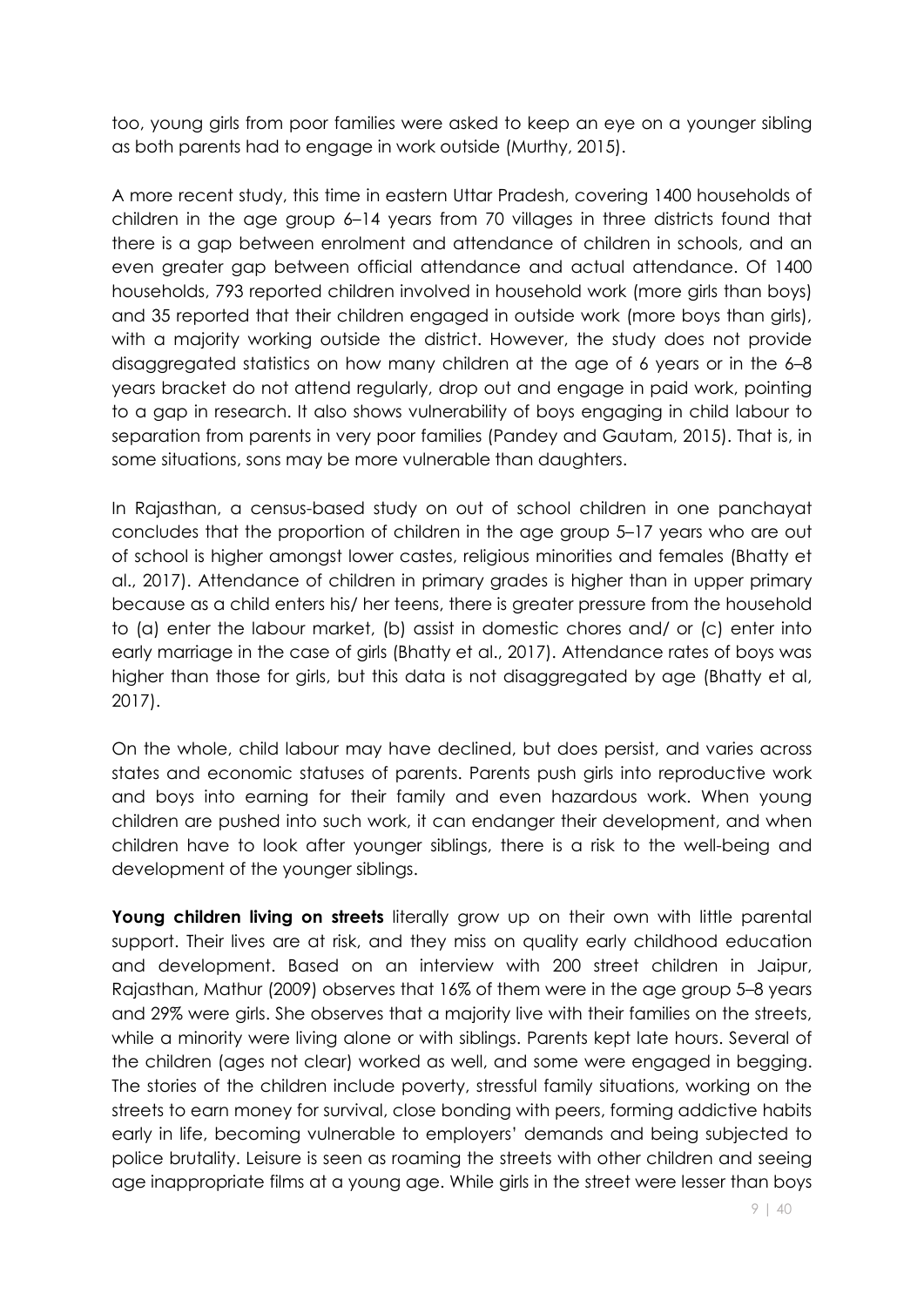too, young girls from poor families were asked to keep an eye on a younger sibling as both parents had to engage in work outside (Murthy, 2015).

A more recent study, this time in eastern Uttar Pradesh, covering 1400 households of children in the age group 6–14 years from 70 villages in three districts found that there is a gap between enrolment and attendance of children in schools, and an even greater gap between official attendance and actual attendance. Of 1400 households, 793 reported children involved in household work (more girls than boys) and 35 reported that their children engaged in outside work (more boys than girls), with a majority working outside the district. However, the study does not provide disaggregated statistics on how many children at the age of 6 years or in the 6–8 years bracket do not attend regularly, drop out and engage in paid work, pointing to a gap in research. It also shows vulnerability of boys engaging in child labour to separation from parents in very poor families (Pandey and Gautam, 2015). That is, in some situations, sons may be more vulnerable than daughters.

In Rajasthan, a census-based study on out of school children in one panchayat concludes that the proportion of children in the age group 5–17 years who are out of school is higher amongst lower castes, religious minorities and females (Bhatty et al., 2017). Attendance of children in primary grades is higher than in upper primary because as a child enters his/ her teens, there is greater pressure from the household to (a) enter the labour market, (b) assist in domestic chores and/ or (c) enter into early marriage in the case of girls (Bhatty et al., 2017). Attendance rates of boys was higher than those for girls, but this data is not disaggregated by age (Bhatty et al, 2017).

On the whole, child labour may have declined, but does persist, and varies across states and economic statuses of parents. Parents push girls into reproductive work and boys into earning for their family and even hazardous work. When young children are pushed into such work, it can endanger their development, and when children have to look after younger siblings, there is a risk to the well-being and development of the younger siblings.

**Young children living on streets** literally grow up on their own with little parental support. Their lives are at risk, and they miss on quality early childhood education and development. Based on an interview with 200 street children in Jaipur, Rajasthan, Mathur (2009) observes that 16% of them were in the age group 5–8 years and 29% were girls. She observes that a majority live with their families on the streets, while a minority were living alone or with siblings. Parents kept late hours. Several of the children (ages not clear) worked as well, and some were engaged in begging. The stories of the children include poverty, stressful family situations, working on the streets to earn money for survival, close bonding with peers, forming addictive habits early in life, becoming vulnerable to employers' demands and being subjected to police brutality. Leisure is seen as roaming the streets with other children and seeing age inappropriate films at a young age. While girls in the street were lesser than boys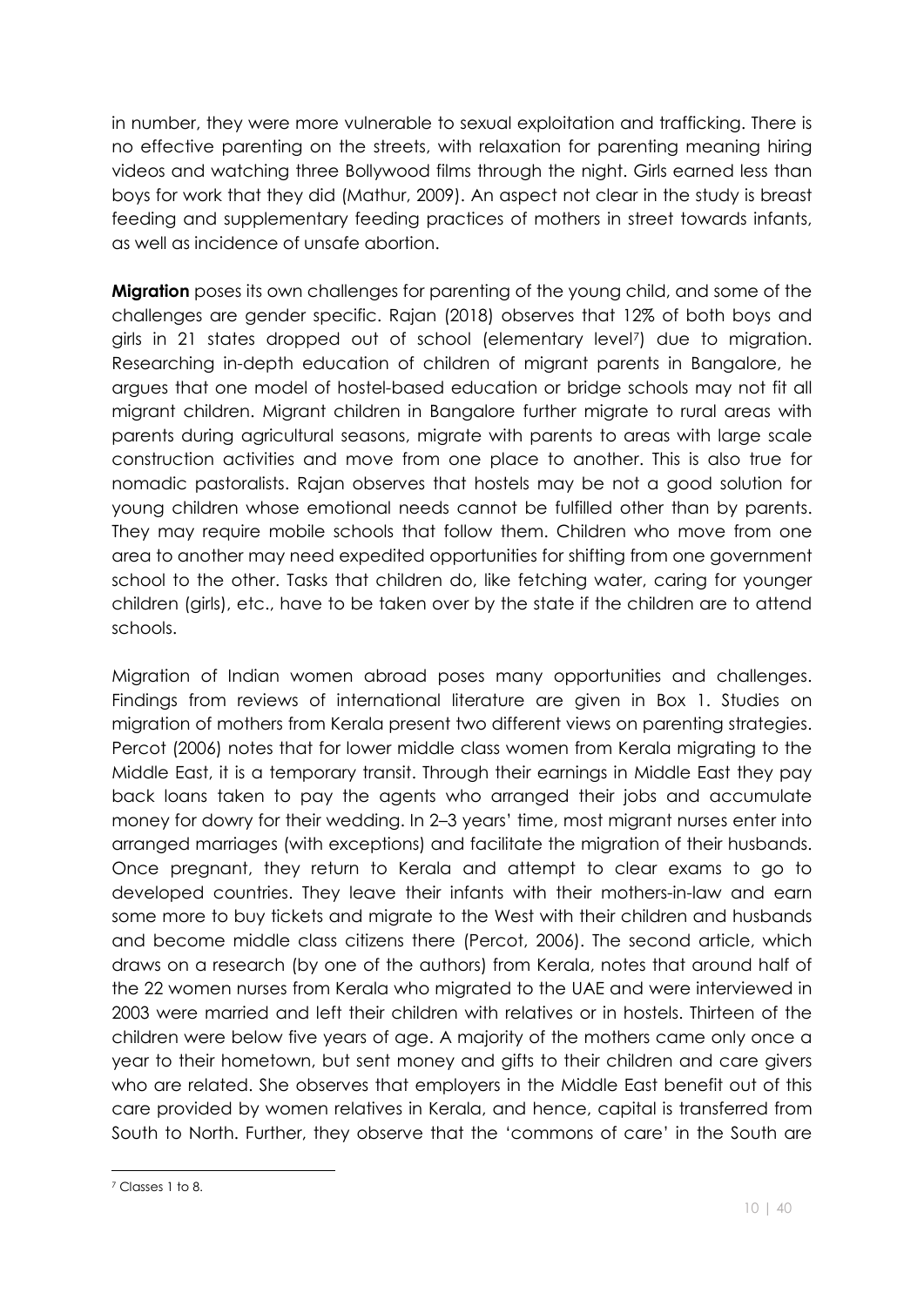in number, they were more vulnerable to sexual exploitation and trafficking. There is no effective parenting on the streets, with relaxation for parenting meaning hiring videos and watching three Bollywood films through the night. Girls earned less than boys for work that they did (Mathur, 2009). An aspect not clear in the study is breast feeding and supplementary feeding practices of mothers in street towards infants, as well as incidence of unsafe abortion.

**Migration** poses its own challenges for parenting of the young child, and some of the challenges are gender specific. Rajan (2018) observes that 12% of both boys and girls in 21 states dropped out of school (elementary level[7]) due to migration. Researching in-depth education of children of migrant parents in Bangalore, he argues that one model of hostel-based education or bridge schools may not fit all migrant children. Migrant children in Bangalore further migrate to rural areas with parents during agricultural seasons, migrate with parents to areas with large scale construction activities and move from one place to another. This is also true for nomadic pastoralists. Rajan observes that hostels may be not a good solution for young children whose emotional needs cannot be fulfilled other than by parents. They may require mobile schools that follow them. Children who move from one area to another may need expedited opportunities for shifting from one government school to the other. Tasks that children do, like fetching water, caring for younger children (girls), etc., have to be taken over by the state if the children are to attend schools.

Migration of Indian women abroad poses many opportunities and challenges. Findings from reviews of international literature are given in Box 1. Studies on migration of mothers from Kerala present two different views on parenting strategies. Percot (2006) notes that for lower middle class women from Kerala migrating to the Middle East, it is a temporary transit. Through their earnings in Middle East they pay back loans taken to pay the agents who arranged their jobs and accumulate money for dowry for their wedding. In 2–3 years' time, most migrant nurses enter into arranged marriages (with exceptions) and facilitate the migration of their husbands. Once pregnant, they return to Kerala and attempt to clear exams to go to developed countries. They leave their infants with their mothers-in-law and earn some more to buy tickets and migrate to the West with their children and husbands and become middle class citizens there (Percot, 2006). The second article, which draws on a research (by one of the authors) from Kerala, notes that around half of the 22 women nurses from Kerala who migrated to the UAE and were interviewed in 2003 were married and left their children with relatives or in hostels. Thirteen of the children were below five years of age. A majority of the mothers came only once a year to their hometown, but sent money and gifts to their children and care givers who are related. She observes that employers in the Middle East benefit out of this care provided by women relatives in Kerala, and hence, capital is transferred from South to North. Further, they observe that the 'commons of care' in the South are

---

[7] Classes 1 to 8.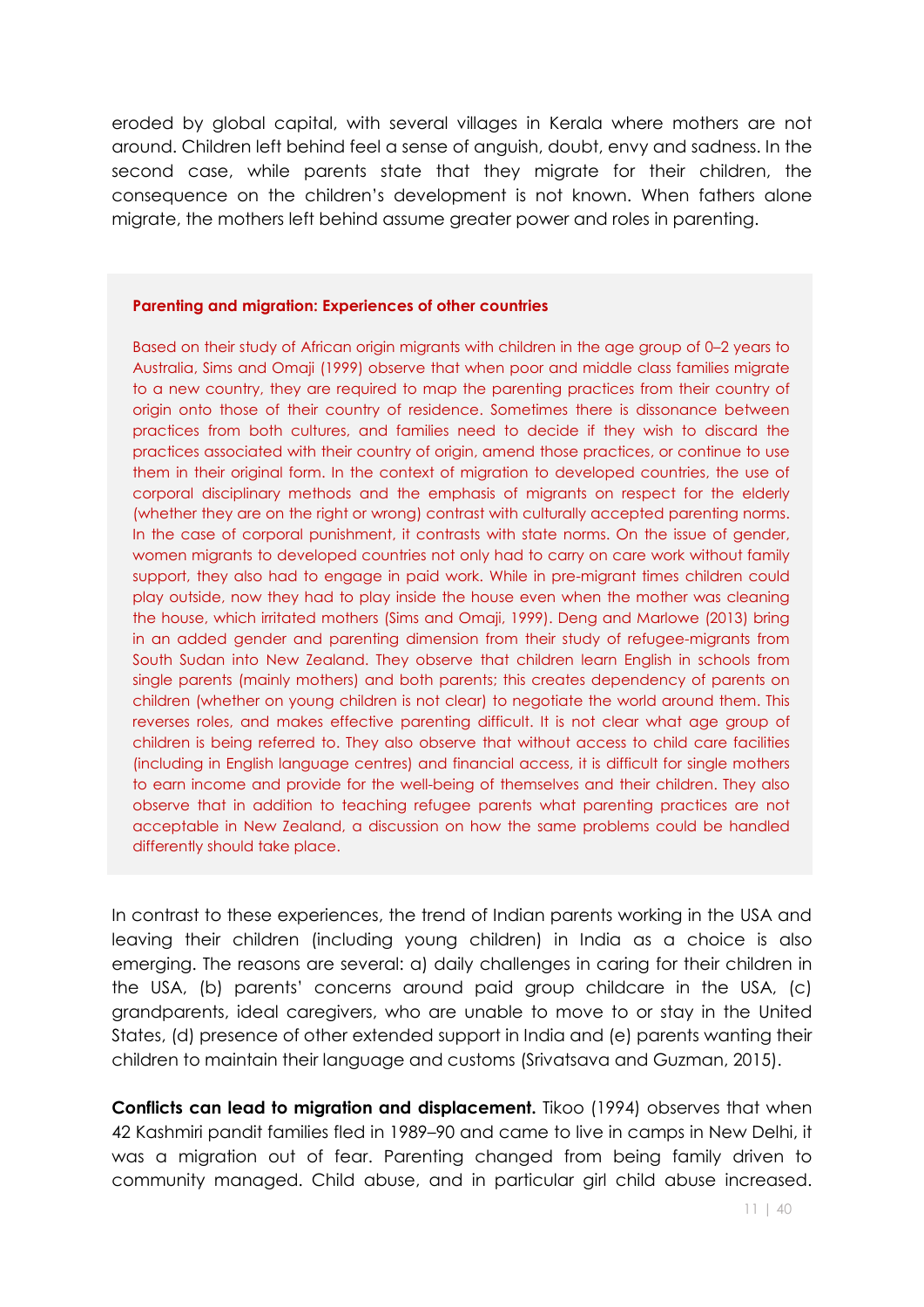eroded by global capital, with several villages in Kerala where mothers are not around. Children left behind feel a sense of anguish, doubt, envy and sadness. In the second case, while parents state that they migrate for their children, the consequence on the children's development is not known. When fathers alone migrate, the mothers left behind assume greater power and roles in parenting.

**Parenting and migration: Experiences of other countries**

Based on their study of African origin migrants with children in the age group of 0–2 years to Australia, Sims and Omaji (1999) observe that when poor and middle class families migrate to a new country, they are required to map the parenting practices from their country of origin onto those of their country of residence. Sometimes there is dissonance between practices from both cultures, and families need to decide if they wish to discard the practices associated with their country of origin, amend those practices, or continue to use them in their original form. In the context of migration to developed countries, the use of corporal disciplinary methods and the emphasis of migrants on respect for the elderly (whether they are on the right or wrong) contrast with culturally accepted parenting norms. In the case of corporal punishment, it contrasts with state norms. On the issue of gender, women migrants to developed countries not only had to carry on care work without family support, they also had to engage in paid work. While in pre-migrant times children could play outside, now they had to play inside the house even when the mother was cleaning the house, which irritated mothers (Sims and Omaji, 1999). Deng and Marlowe (2013) bring in an added gender and parenting dimension from their study of refugee-migrants from South Sudan into New Zealand. They observe that children learn English in schools from single parents (mainly mothers) and both parents; this creates dependency of parents on children (whether on young children is not clear) to negotiate the world around them. This reverses roles, and makes effective parenting difficult. It is not clear what age group of children is being referred to. They also observe that without access to child care facilities (including in English language centres) and financial access, it is difficult for single mothers to earn income and provide for the well-being of themselves and their children. They also observe that in addition to teaching refugee parents what parenting practices are not acceptable in New Zealand, a discussion on how the same problems could be handled differently should take place.

In contrast to these experiences, the trend of Indian parents working in the USA and leaving their children (including young children) in India as a choice is also emerging. The reasons are several: a) daily challenges in caring for their children in the USA, (b) parents' concerns around paid group childcare in the USA, (c) grandparents, ideal caregivers, who are unable to move to or stay in the United States, (d) presence of other extended support in India and (e) parents wanting their children to maintain their language and customs (Srivatsava and Guzman, 2015).

**Conflicts can lead to migration and displacement.** Tikoo (1994) observes that when 42 Kashmiri pandit families fled in 1989–90 and came to live in camps in New Delhi, it was a migration out of fear. Parenting changed from being family driven to community managed. Child abuse, and in particular girl child abuse increased.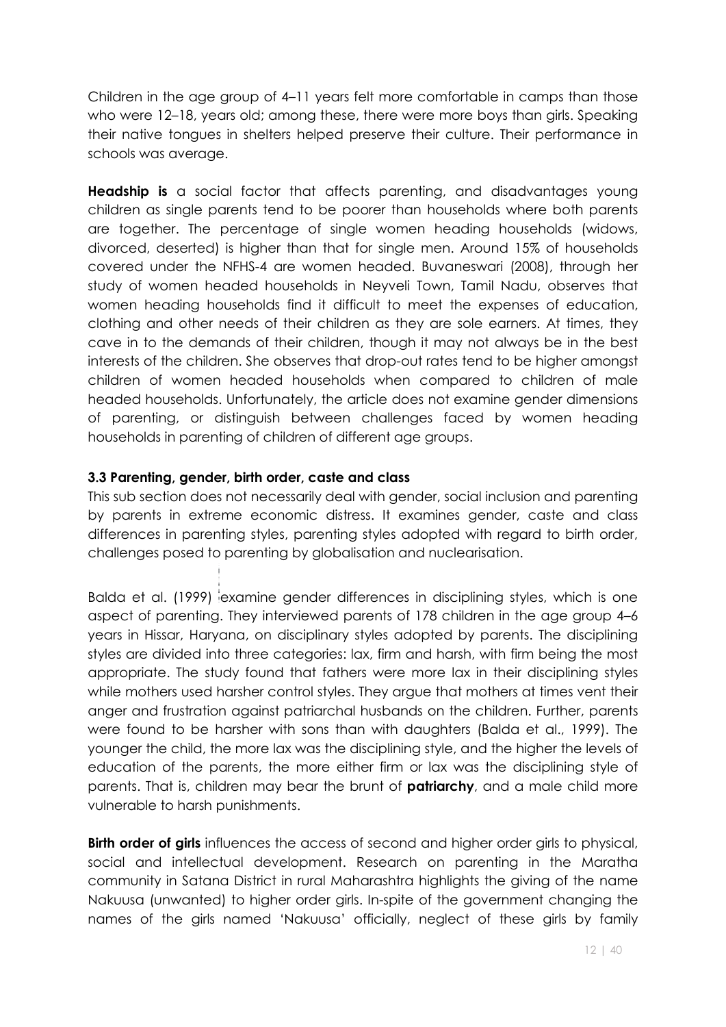Children in the age group of 4–11 years felt more comfortable in camps than those who were 12–18, years old; among these, there were more boys than girls. Speaking their native tongues in shelters helped preserve their culture. Their performance in schools was average.

**Headship is** a social factor that affects parenting, and disadvantages young children as single parents tend to be poorer than households where both parents are together. The percentage of single women heading households (widows, divorced, deserted) is higher than that for single men. Around 15% of households covered under the NFHS-4 are women headed. Buvaneswari (2008), through her study of women headed households in Neyveli Town, Tamil Nadu, observes that women heading households find it difficult to meet the expenses of education, clothing and other needs of their children as they are sole earners. At times, they cave in to the demands of their children, though it may not always be in the best interests of the children. She observes that drop-out rates tend to be higher amongst children of women headed households when compared to children of male headed households. Unfortunately, the article does not examine gender dimensions of parenting, or distinguish between challenges faced by women heading households in parenting of children of different age groups.

### 3.3 Parenting, gender, birth order, caste and class

This sub section does not necessarily deal with gender, social inclusion and parenting by parents in extreme economic distress. It examines gender, caste and class differences in parenting styles, parenting styles adopted with regard to birth order, challenges posed to parenting by globalisation and nuclearisation.

Balda et al. (1999) examine gender differences in disciplining styles, which is one aspect of parenting. They interviewed parents of 178 children in the age group 4–6 years in Hissar, Haryana, on disciplinary styles adopted by parents. The disciplining styles are divided into three categories: lax, firm and harsh, with firm being the most appropriate. The study found that fathers were more lax in their disciplining styles while mothers used harsher control styles. They argue that mothers at times vent their anger and frustration against patriarchal husbands on the children. Further, parents were found to be harsher with sons than with daughters (Balda et al., 1999). The younger the child, the more lax was the disciplining style, and the higher the levels of education of the parents, the more either firm or lax was the disciplining style of parents. That is, children may bear the brunt of **patriarchy**, and a male child more vulnerable to harsh punishments.

**Birth order of girls** influences the access of second and higher order girls to physical, social and intellectual development. Research on parenting in the Maratha community in Satana District in rural Maharashtra highlights the giving of the name Nakuusa (unwanted) to higher order girls. In-spite of the government changing the names of the girls named 'Nakuusa' officially, neglect of these girls by family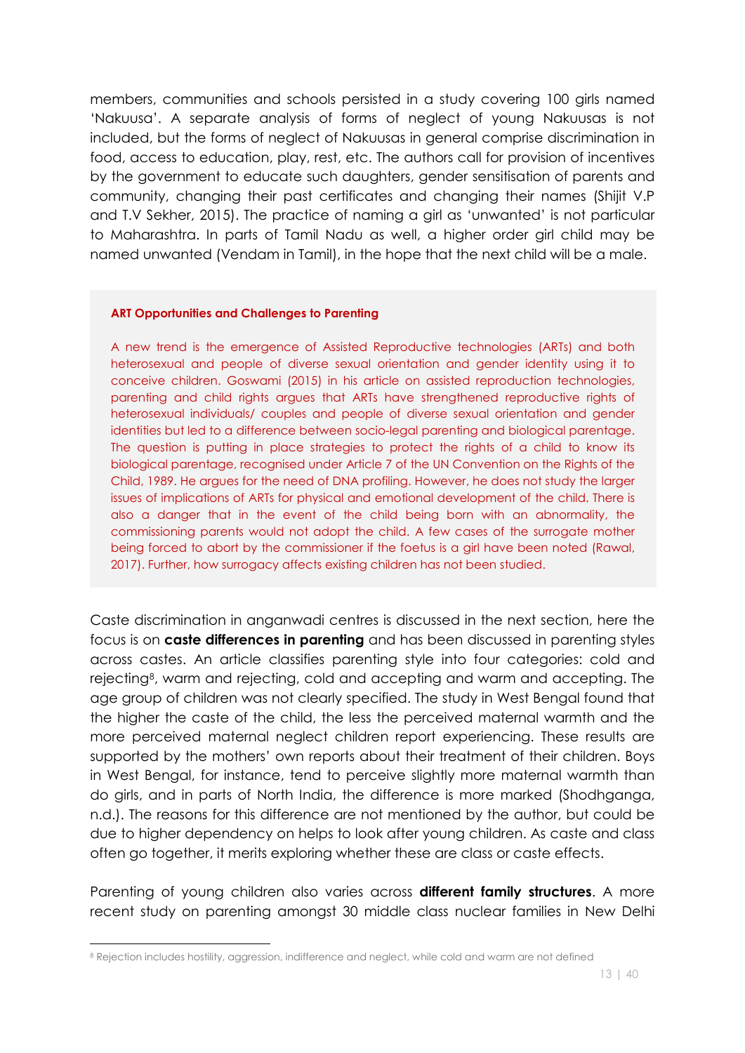members, communities and schools persisted in a study covering 100 girls named 'Nakuusa'. A separate analysis of forms of neglect of young Nakuusas is not included, but the forms of neglect of Nakuusas in general comprise discrimination in food, access to education, play, rest, etc. The authors call for provision of incentives by the government to educate such daughters, gender sensitisation of parents and community, changing their past certificates and changing their names (Shijit V.P and T.V Sekher, 2015). The practice of naming a girl as 'unwanted' is not particular to Maharashtra. In parts of Tamil Nadu as well, a higher order girl child may be named unwanted (Vendam in Tamil), in the hope that the next child will be a male.

> **ART Opportunities and Challenges to Parenting**
>
> A new trend is the emergence of Assisted Reproductive technologies (ARTs) and both heterosexual and people of diverse sexual orientation and gender identity using it to conceive children. Goswami (2015) in his article on assisted reproduction technologies, parenting and child rights argues that ARTs have strengthened reproductive rights of heterosexual individuals/ couples and people of diverse sexual orientation and gender identities but led to a difference between socio-legal parenting and biological parentage. The question is putting in place strategies to protect the rights of a child to know its biological parentage, recognised under Article 7 of the UN Convention on the Rights of the Child, 1989. He argues for the need of DNA profiling. However, he does not study the larger issues of implications of ARTs for physical and emotional development of the child. There is also a danger that in the event of the child being born with an abnormality, the commissioning parents would not adopt the child. A few cases of the surrogate mother being forced to abort by the commissioner if the foetus is a girl have been noted (Rawal, 2017). Further, how surrogacy affects existing children has not been studied.

Caste discrimination in anganwadi centres is discussed in the next section, here the focus is on **caste differences in parenting** and has been discussed in parenting styles across castes. An article classifies parenting style into four categories: cold and rejecting[8], warm and rejecting, cold and accepting and warm and accepting. The age group of children was not clearly specified. The study in West Bengal found that the higher the caste of the child, the less the perceived maternal warmth and the more perceived maternal neglect children report experiencing. These results are supported by the mothers' own reports about their treatment of their children. Boys in West Bengal, for instance, tend to perceive slightly more maternal warmth than do girls, and in parts of North India, the difference is more marked (Shodhganga, n.d.). The reasons for this difference are not mentioned by the author, but could be due to higher dependency on helps to look after young children. As caste and class often go together, it merits exploring whether these are class or caste effects.

Parenting of young children also varies across **different family structures**. A more recent study on parenting amongst 30 middle class nuclear families in New Delhi

[8] Rejection includes hostility, aggression, indifference and neglect, while cold and warm are not defined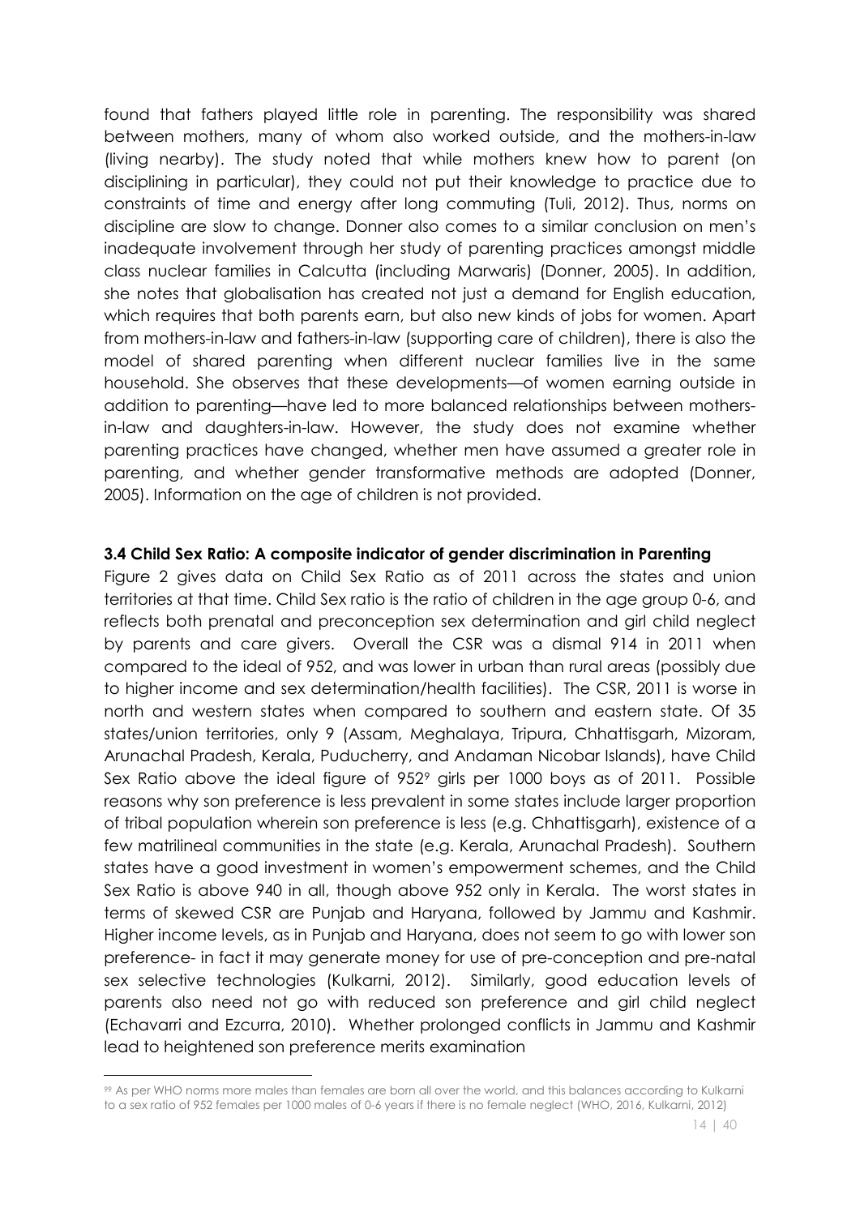found that fathers played little role in parenting. The responsibility was shared between mothers, many of whom also worked outside, and the mothers-in-law (living nearby). The study noted that while mothers knew how to parent (on disciplining in particular), they could not put their knowledge to practice due to constraints of time and energy after long commuting (Tuli, 2012). Thus, norms on discipline are slow to change. Donner also comes to a similar conclusion on men's inadequate involvement through her study of parenting practices amongst middle class nuclear families in Calcutta (including Marwaris) (Donner, 2005). In addition, she notes that globalisation has created not just a demand for English education, which requires that both parents earn, but also new kinds of jobs for women. Apart from mothers-in-law and fathers-in-law (supporting care of children), there is also the model of shared parenting when different nuclear families live in the same household. She observes that these developments—of women earning outside in addition to parenting—have led to more balanced relationships between mothers-in-law and daughters-in-law. However, the study does not examine whether parenting practices have changed, whether men have assumed a greater role in parenting, and whether gender transformative methods are adopted (Donner, 2005). Information on the age of children is not provided.

### 3.4 Child Sex Ratio: A composite indicator of gender discrimination in Parenting

Figure 2 gives data on Child Sex Ratio as of 2011 across the states and union territories at that time. Child Sex ratio is the ratio of children in the age group 0-6, and reflects both prenatal and preconception sex determination and girl child neglect by parents and care givers. Overall the CSR was a dismal 914 in 2011 when compared to the ideal of 952, and was lower in urban than rural areas (possibly due to higher income and sex determination/health facilities). The CSR, 2011 is worse in north and western states when compared to southern and eastern state. Of 35 states/union territories, only 9 (Assam, Meghalaya, Tripura, Chhattisgarh, Mizoram, Arunachal Pradesh, Kerala, Puducherry, and Andaman Nicobar Islands), have Child Sex Ratio above the ideal figure of 952[9] girls per 1000 boys as of 2011. Possible reasons why son preference is less prevalent in some states include larger proportion of tribal population wherein son preference is less (e.g. Chhattisgarh), existence of a few matrilineal communities in the state (e.g. Kerala, Arunachal Pradesh). Southern states have a good investment in women's empowerment schemes, and the Child Sex Ratio is above 940 in all, though above 952 only in Kerala. The worst states in terms of skewed CSR are Punjab and Haryana, followed by Jammu and Kashmir. Higher income levels, as in Punjab and Haryana, does not seem to go with lower son preference- in fact it may generate money for use of pre-conception and pre-natal sex selective technologies (Kulkarni, 2012). Similarly, good education levels of parents also need not go with reduced son preference and girl child neglect (Echavarri and Ezcurra, 2010). Whether prolonged conflicts in Jammu and Kashmir lead to heightened son preference merits examination

[99] As per WHO norms more males than females are born all over the world, and this balances according to Kulkarni to a sex ratio of 952 females per 1000 males of 0-6 years if there is no female neglect (WHO, 2016, Kulkarni, 2012)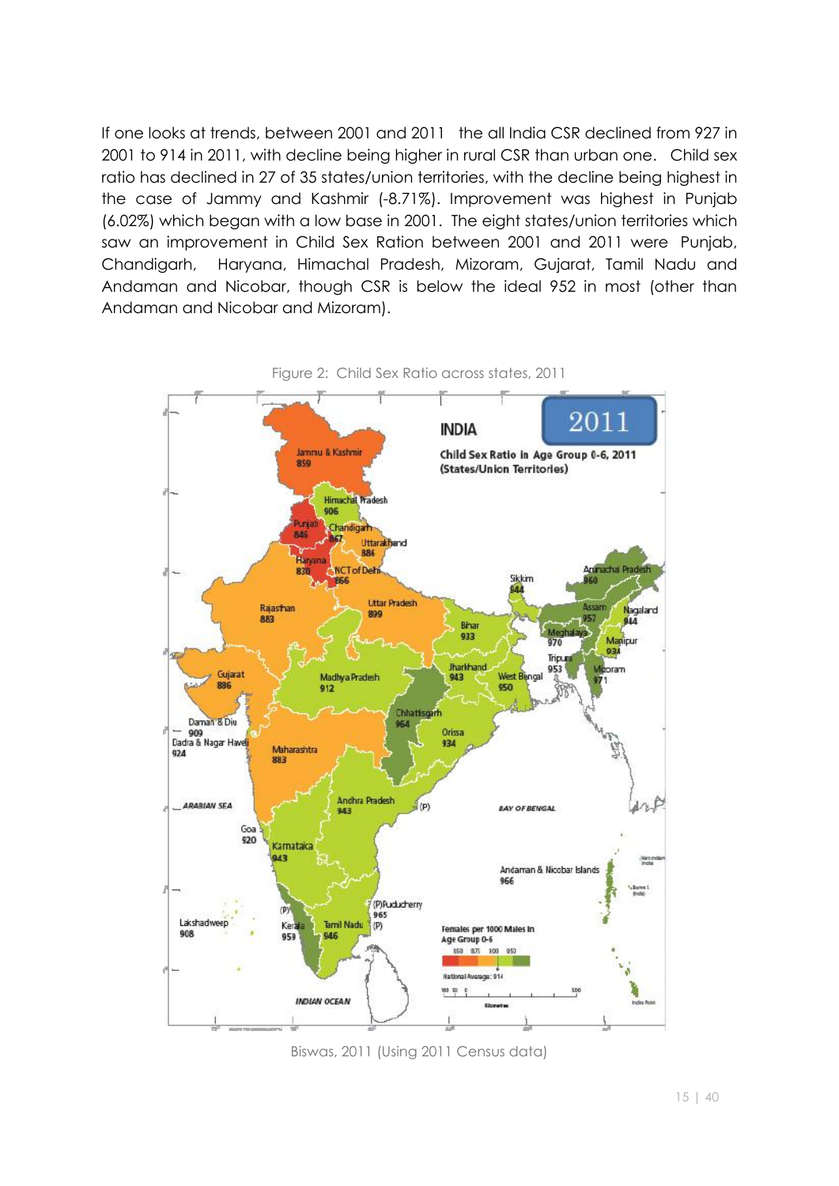If one looks at trends, between 2001 and 2011 the all India CSR declined from 927 in 2001 to 914 in 2011, with decline being higher in rural CSR than urban one. Child sex ratio has declined in 27 of 35 states/union territories, with the decline being highest in the case of Jammy and Kashmir (-8.71%). Improvement was highest in Punjab (6.02%) which began with a low base in 2001. The eight states/union territories which saw an improvement in Child Sex Ration between 2001 and 2011 were Punjab, Chandigarh, Haryana, Himachal Pradesh, Mizoram, Gujarat, Tamil Nadu and Andaman and Nicobar, though CSR is below the ideal 952 in most (other than Andaman and Nicobar and Mizoram).

Figure 2: Child Sex Ratio across states, 2011

Biswas, 2011 (Using 2011 Census data)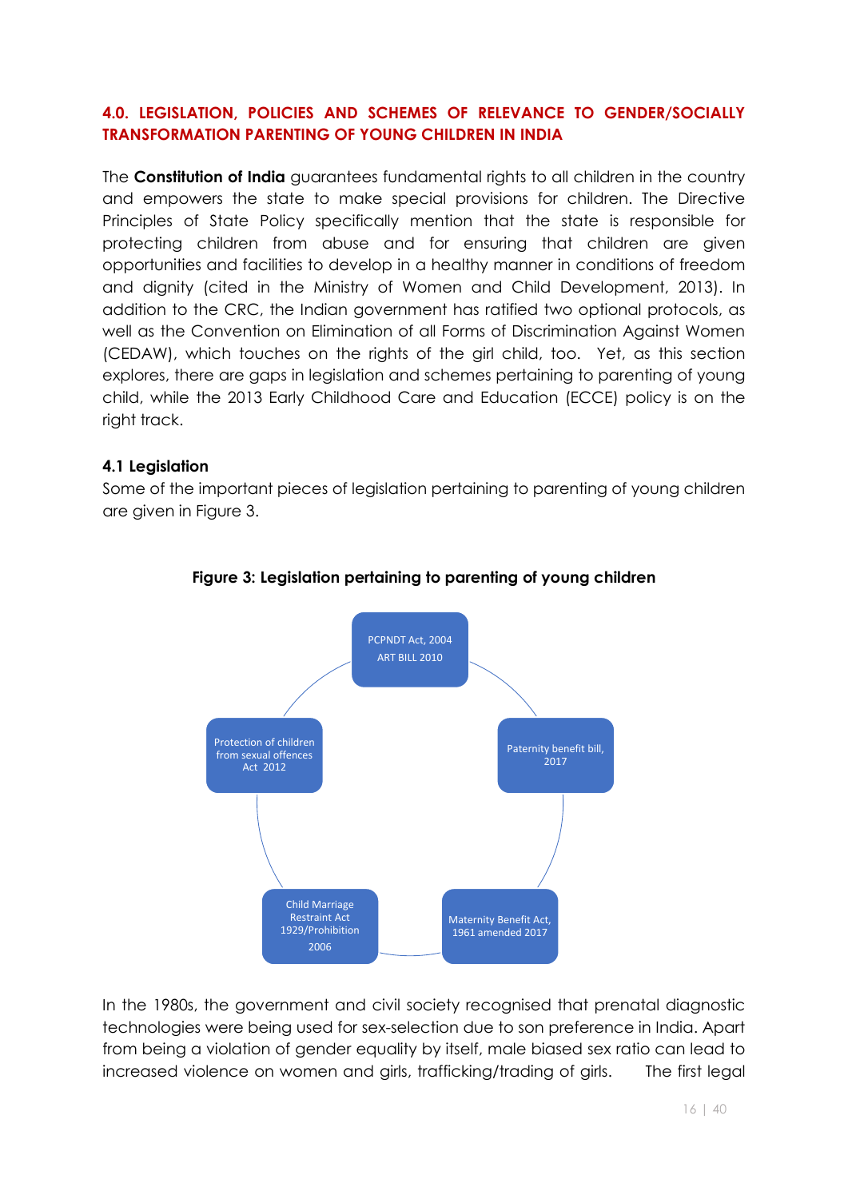## 4.0. LEGISLATION, POLICIES AND SCHEMES OF RELEVANCE TO GENDER/SOCIALLY TRANSFORMATION PARENTING OF YOUNG CHILDREN IN INDIA

The **Constitution of India** guarantees fundamental rights to all children in the country and empowers the state to make special provisions for children. The Directive Principles of State Policy specifically mention that the state is responsible for protecting children from abuse and for ensuring that children are given opportunities and facilities to develop in a healthy manner in conditions of freedom and dignity (cited in the Ministry of Women and Child Development, 2013). In addition to the CRC, the Indian government has ratified two optional protocols, as well as the Convention on Elimination of all Forms of Discrimination Against Women (CEDAW), which touches on the rights of the girl child, too. Yet, as this section explores, there are gaps in legislation and schemes pertaining to parenting of young child, while the 2013 Early Childhood Care and Education (ECCE) policy is on the right track.

### 4.1 Legislation

Some of the important pieces of legislation pertaining to parenting of young children are given in Figure 3.

**Figure 3: Legislation pertaining to parenting of young children**

- PCPNDT Act, 2004
  ART BILL 2010
- Paternity benefit bill, 2017
- Maternity Benefit Act, 1961 amended 2017
- Child Marriage Restraint Act 1929/Prohibition 2006
- Protection of children from sexual offences Act 2012

In the 1980s, the government and civil society recognised that prenatal diagnostic technologies were being used for sex-selection due to son preference in India. Apart from being a violation of gender equality by itself, male biased sex ratio can lead to increased violence on women and girls, trafficking/trading of girls. The first legal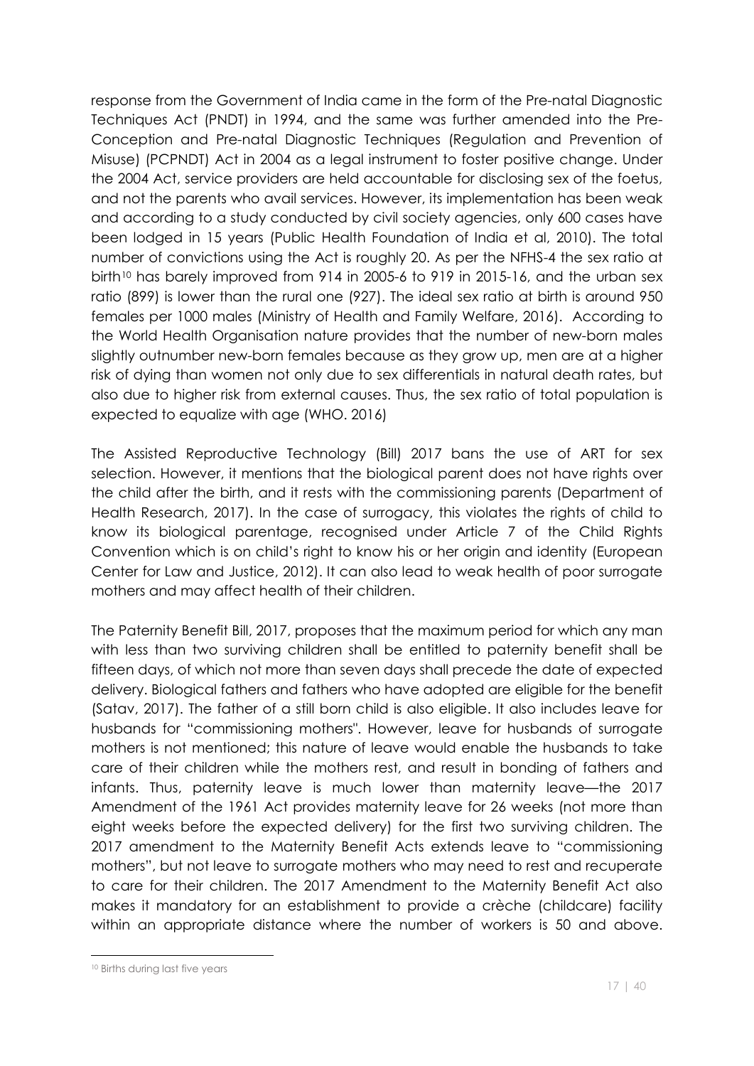response from the Government of India came in the form of the Pre-natal Diagnostic Techniques Act (PNDT) in 1994, and the same was further amended into the Pre-Conception and Pre-natal Diagnostic Techniques (Regulation and Prevention of Misuse) (PCPNDT) Act in 2004 as a legal instrument to foster positive change. Under the 2004 Act, service providers are held accountable for disclosing sex of the foetus, and not the parents who avail services. However, its implementation has been weak and according to a study conducted by civil society agencies, only 600 cases have been lodged in 15 years (Public Health Foundation of India et al, 2010). The total number of convictions using the Act is roughly 20. As per the NFHS-4 the sex ratio at birth[10] has barely improved from 914 in 2005-6 to 919 in 2015-16, and the urban sex ratio (899) is lower than the rural one (927). The ideal sex ratio at birth is around 950 females per 1000 males (Ministry of Health and Family Welfare, 2016). According to the World Health Organisation nature provides that the number of new-born males slightly outnumber new-born females because as they grow up, men are at a higher risk of dying than women not only due to sex differentials in natural death rates, but also due to higher risk from external causes. Thus, the sex ratio of total population is expected to equalize with age (WHO. 2016)

The Assisted Reproductive Technology (Bill) 2017 bans the use of ART for sex selection. However, it mentions that the biological parent does not have rights over the child after the birth, and it rests with the commissioning parents (Department of Health Research, 2017). In the case of surrogacy, this violates the rights of child to know its biological parentage, recognised under Article 7 of the Child Rights Convention which is on child's right to know his or her origin and identity (European Center for Law and Justice, 2012). It can also lead to weak health of poor surrogate mothers and may affect health of their children.

The Paternity Benefit Bill, 2017, proposes that the maximum period for which any man with less than two surviving children shall be entitled to paternity benefit shall be fifteen days, of which not more than seven days shall precede the date of expected delivery. Biological fathers and fathers who have adopted are eligible for the benefit (Satav, 2017). The father of a still born child is also eligible. It also includes leave for husbands for "commissioning mothers". However, leave for husbands of surrogate mothers is not mentioned; this nature of leave would enable the husbands to take care of their children while the mothers rest, and result in bonding of fathers and infants. Thus, paternity leave is much lower than maternity leave—the 2017 Amendment of the 1961 Act provides maternity leave for 26 weeks (not more than eight weeks before the expected delivery) for the first two surviving children. The 2017 amendment to the Maternity Benefit Acts extends leave to "commissioning mothers", but not leave to surrogate mothers who may need to rest and recuperate to care for their children. The 2017 Amendment to the Maternity Benefit Act also makes it mandatory for an establishment to provide a crèche (childcare) facility within an appropriate distance where the number of workers is 50 and above.

[10] Births during last five years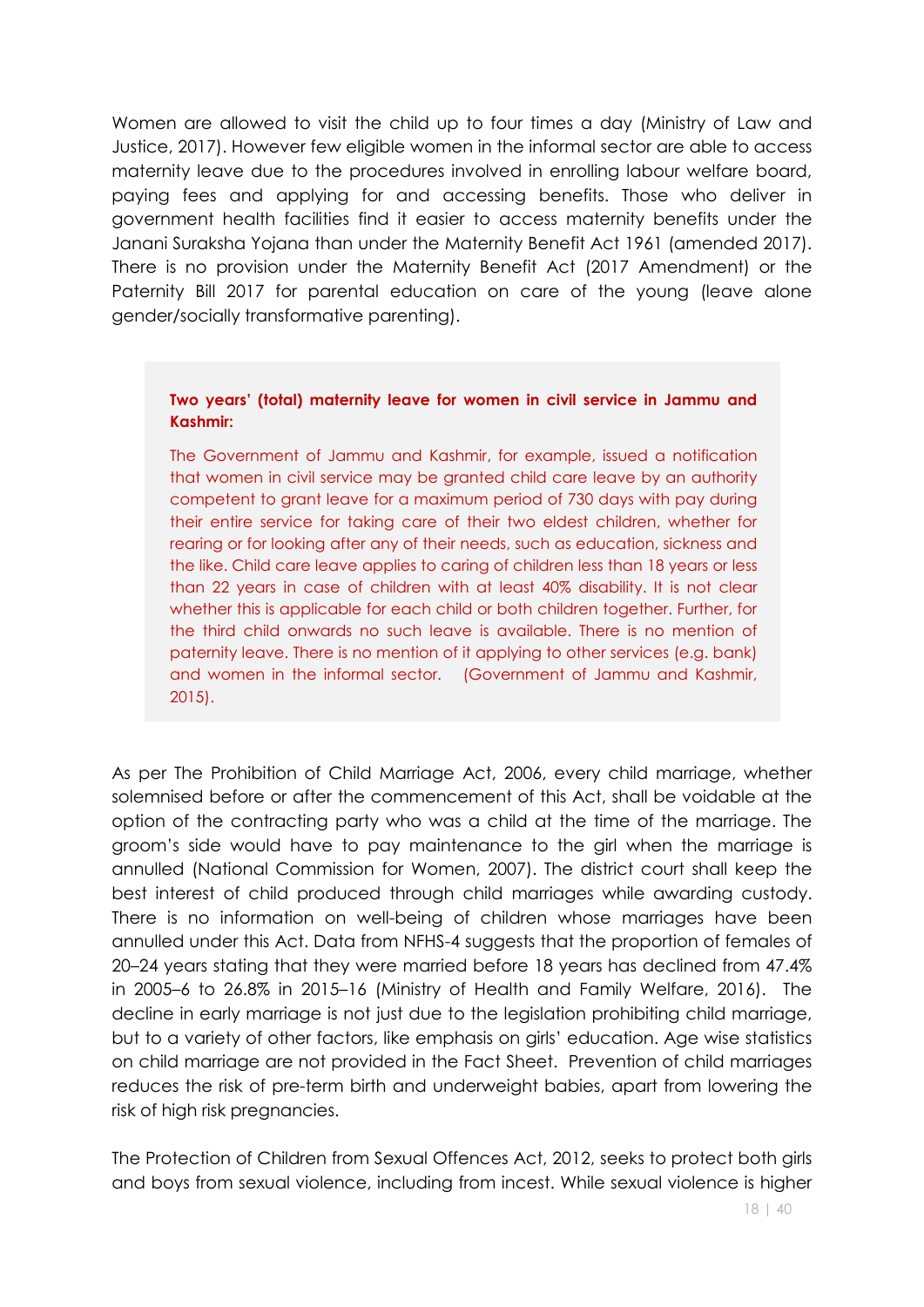Women are allowed to visit the child up to four times a day (Ministry of Law and Justice, 2017). However few eligible women in the informal sector are able to access maternity leave due to the procedures involved in enrolling labour welfare board, paying fees and applying for and accessing benefits. Those who deliver in government health facilities find it easier to access maternity benefits under the Janani Suraksha Yojana than under the Maternity Benefit Act 1961 (amended 2017). There is no provision under the Maternity Benefit Act (2017 Amendment) or the Paternity Bill 2017 for parental education on care of the young (leave alone gender/socially transformative parenting).

> **Two years' (total) maternity leave for women in civil service in Jammu and Kashmir:**
>
> The Government of Jammu and Kashmir, for example, issued a notification that women in civil service may be granted child care leave by an authority competent to grant leave for a maximum period of 730 days with pay during their entire service for taking care of their two eldest children, whether for rearing or for looking after any of their needs, such as education, sickness and the like. Child care leave applies to caring of children less than 18 years or less than 22 years in case of children with at least 40% disability. It is not clear whether this is applicable for each child or both children together. Further, for the third child onwards no such leave is available. There is no mention of paternity leave. There is no mention of it applying to other services (e.g. bank) and women in the informal sector. (Government of Jammu and Kashmir, 2015).

As per The Prohibition of Child Marriage Act, 2006, every child marriage, whether solemnised before or after the commencement of this Act, shall be voidable at the option of the contracting party who was a child at the time of the marriage. The groom's side would have to pay maintenance to the girl when the marriage is annulled (National Commission for Women, 2007). The district court shall keep the best interest of child produced through child marriages while awarding custody. There is no information on well-being of children whose marriages have been annulled under this Act. Data from NFHS-4 suggests that the proportion of females of 20–24 years stating that they were married before 18 years has declined from 47.4% in 2005–6 to 26.8% in 2015–16 (Ministry of Health and Family Welfare, 2016). The decline in early marriage is not just due to the legislation prohibiting child marriage, but to a variety of other factors, like emphasis on girls' education. Age wise statistics on child marriage are not provided in the Fact Sheet. Prevention of child marriages reduces the risk of pre-term birth and underweight babies, apart from lowering the risk of high risk pregnancies.

The Protection of Children from Sexual Offences Act, 2012, seeks to protect both girls and boys from sexual violence, including from incest. While sexual violence is higher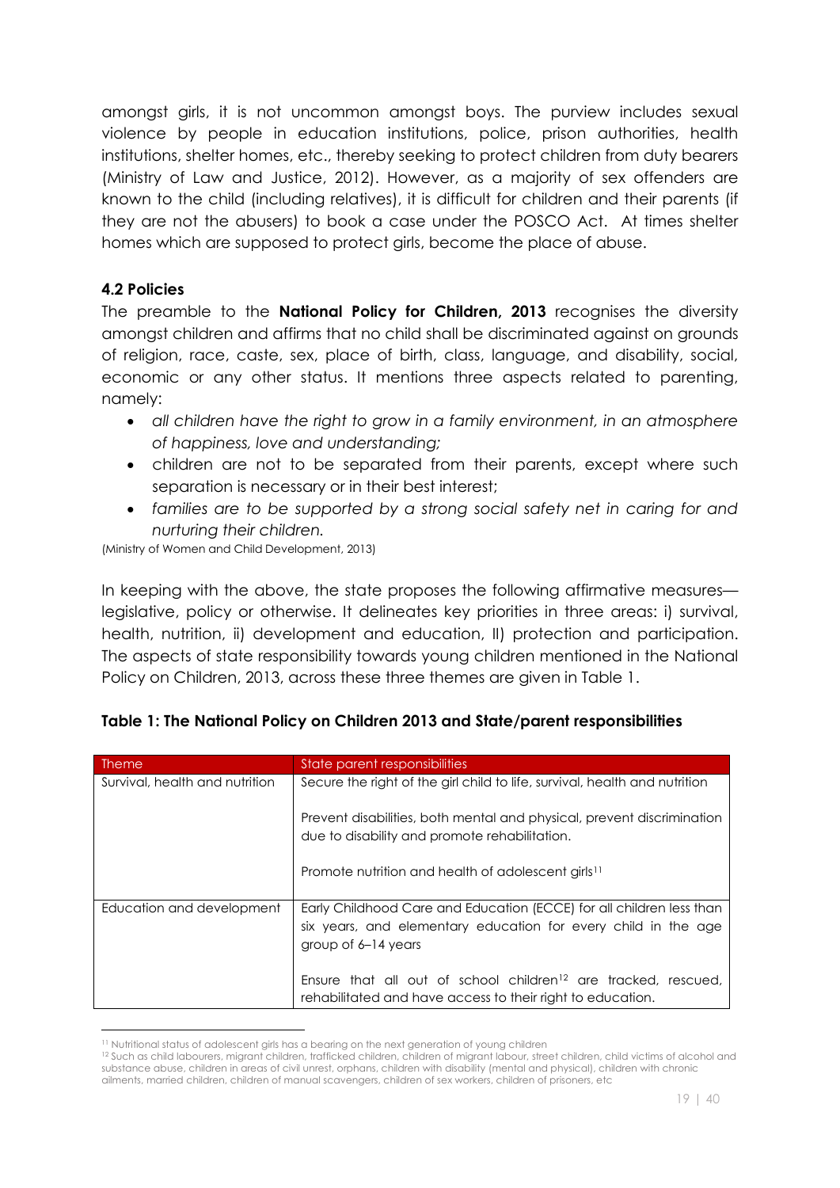amongst girls, it is not uncommon amongst boys. The purview includes sexual violence by people in education institutions, police, prison authorities, health institutions, shelter homes, etc., thereby seeking to protect children from duty bearers (Ministry of Law and Justice, 2012). However, as a majority of sex offenders are known to the child (including relatives), it is difficult for children and their parents (if they are not the abusers) to book a case under the POSCO Act. At times shelter homes which are supposed to protect girls, become the place of abuse.

### 4.2 Policies

The preamble to the **National Policy for Children, 2013** recognises the diversity amongst children and affirms that no child shall be discriminated against on grounds of religion, race, caste, sex, place of birth, class, language, and disability, social, economic or any other status. It mentions three aspects related to parenting, namely:

- *all children have the right to grow in a family environment, in an atmosphere of happiness, love and understanding;*
- children are not to be separated from their parents, except where such separation is necessary or in their best interest;
- *families are to be supported by a strong social safety net in caring for and nurturing their children.*

(Ministry of Women and Child Development, 2013)

In keeping with the above, the state proposes the following affirmative measures—legislative, policy or otherwise. It delineates key priorities in three areas: i) survival, health, nutrition, ii) development and education, II) protection and participation. The aspects of state responsibility towards young children mentioned in the National Policy on Children, 2013, across these three themes are given in Table 1.

**Table 1: The National Policy on Children 2013 and State/parent responsibilities**

| Theme | State parent responsibilities |
|---|---|
| Survival, health and nutrition | Secure the right of the girl child to life, survival, health and nutrition<br><br>Prevent disabilities, both mental and physical, prevent discrimination due to disability and promote rehabilitation.<br><br>Promote nutrition and health of adolescent girls[11] |
| Education and development | Early Childhood Care and Education (ECCE) for all children less than six years, and elementary education for every child in the age group of 6–14 years<br><br>Ensure that all out of school children[12] are tracked, rescued, rehabilitated and have access to their right to education. |

[11] Nutritional status of adolescent girls has a bearing on the next generation of young children

[12] Such as child labourers, migrant children, trafficked children, children of migrant labour, street children, child victims of alcohol and substance abuse, children in areas of civil unrest, orphans, children with disability (mental and physical), children with chronic ailments, married children, children of manual scavengers, children of sex workers, children of prisoners, etc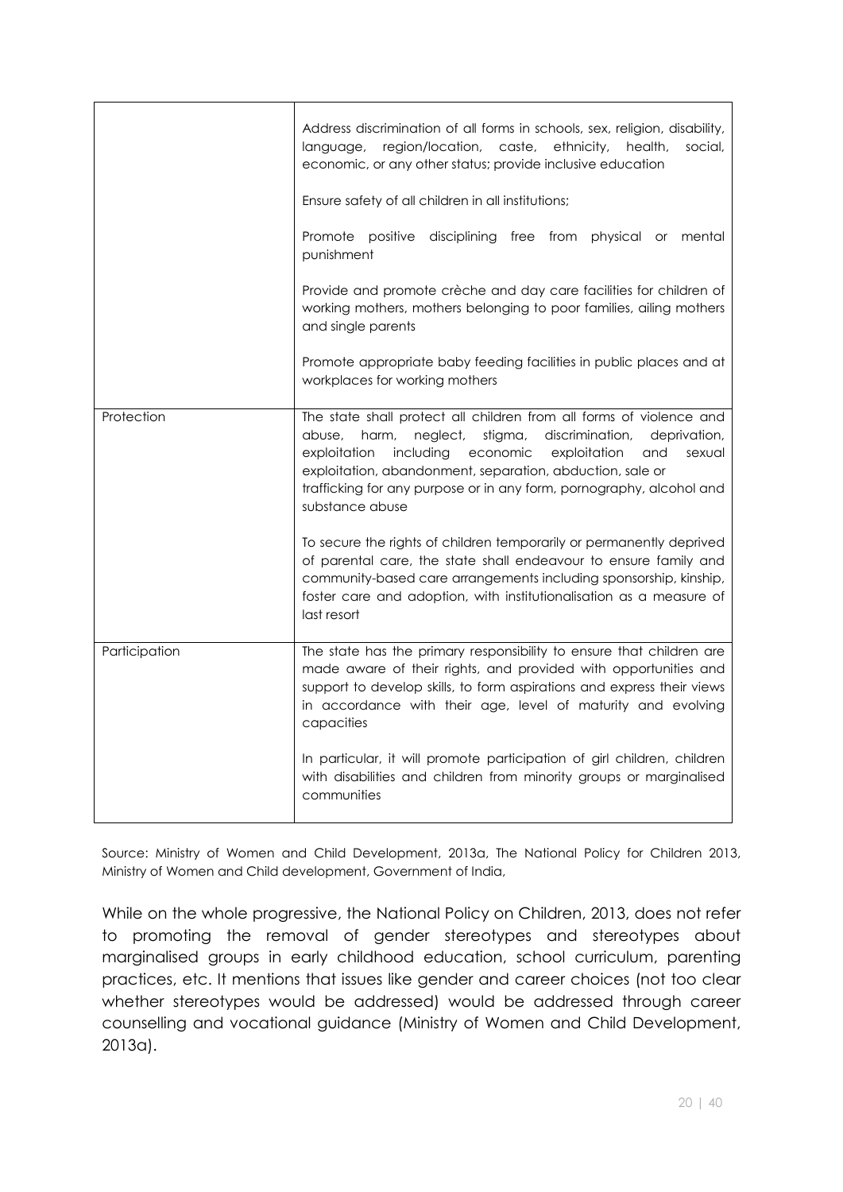| | |
|---|---|
| | Address discrimination of all forms in schools, sex, religion, disability, language, region/location, caste, ethnicity, health, social, economic, or any other status; provide inclusive education<br><br>Ensure safety of all children in all institutions;<br><br>Promote positive disciplining free from physical or mental punishment<br><br>Provide and promote crèche and day care facilities for children of working mothers, mothers belonging to poor families, ailing mothers and single parents<br><br>Promote appropriate baby feeding facilities in public places and at workplaces for working mothers |
| Protection | The state shall protect all children from all forms of violence and abuse, harm, neglect, stigma, discrimination, deprivation, exploitation including economic exploitation and sexual exploitation, abandonment, separation, abduction, sale or trafficking for any purpose or in any form, pornography, alcohol and substance abuse<br><br>To secure the rights of children temporarily or permanently deprived of parental care, the state shall endeavour to ensure family and community-based care arrangements including sponsorship, kinship, foster care and adoption, with institutionalisation as a measure of last resort |
| Participation | The state has the primary responsibility to ensure that children are made aware of their rights, and provided with opportunities and support to develop skills, to form aspirations and express their views in accordance with their age, level of maturity and evolving capacities<br><br>In particular, it will promote participation of girl children, children with disabilities and children from minority groups or marginalised communities |

Source: Ministry of Women and Child Development, 2013a, The National Policy for Children 2013, Ministry of Women and Child development, Government of India,

While on the whole progressive, the National Policy on Children, 2013, does not refer to promoting the removal of gender stereotypes and stereotypes about marginalised groups in early childhood education, school curriculum, parenting practices, etc. It mentions that issues like gender and career choices (not too clear whether stereotypes would be addressed) would be addressed through career counselling and vocational guidance (Ministry of Women and Child Development, 2013a).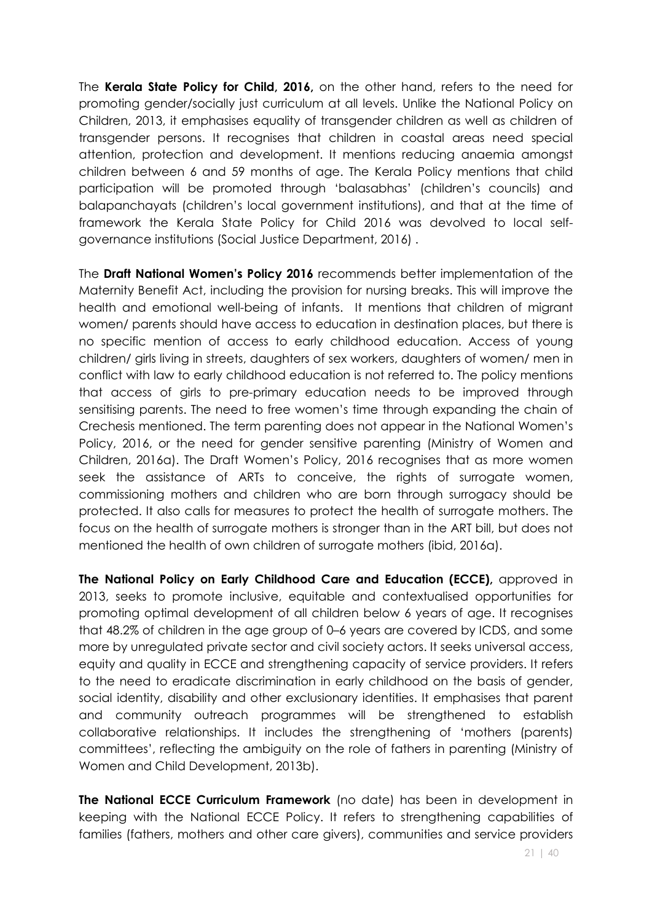The **Kerala State Policy for Child, 2016,** on the other hand, refers to the need for promoting gender/socially just curriculum at all levels. Unlike the National Policy on Children, 2013, it emphasises equality of transgender children as well as children of transgender persons. It recognises that children in coastal areas need special attention, protection and development. It mentions reducing anaemia amongst children between 6 and 59 months of age. The Kerala Policy mentions that child participation will be promoted through 'balasabhas' (children's councils) and balapanchayats (children's local government institutions), and that at the time of framework the Kerala State Policy for Child 2016 was devolved to local self-governance institutions (Social Justice Department, 2016) .

The **Draft National Women's Policy 2016** recommends better implementation of the Maternity Benefit Act, including the provision for nursing breaks. This will improve the health and emotional well-being of infants. It mentions that children of migrant women/ parents should have access to education in destination places, but there is no specific mention of access to early childhood education. Access of young children/ girls living in streets, daughters of sex workers, daughters of women/ men in conflict with law to early childhood education is not referred to. The policy mentions that access of girls to pre-primary education needs to be improved through sensitising parents. The need to free women's time through expanding the chain of Crechesis mentioned. The term parenting does not appear in the National Women's Policy, 2016, or the need for gender sensitive parenting (Ministry of Women and Children, 2016a). The Draft Women's Policy, 2016 recognises that as more women seek the assistance of ARTs to conceive, the rights of surrogate women, commissioning mothers and children who are born through surrogacy should be protected. It also calls for measures to protect the health of surrogate mothers. The focus on the health of surrogate mothers is stronger than in the ART bill, but does not mentioned the health of own children of surrogate mothers (ibid, 2016a).

**The National Policy on Early Childhood Care and Education (ECCE),** approved in 2013, seeks to promote inclusive, equitable and contextualised opportunities for promoting optimal development of all children below 6 years of age. It recognises that 48.2% of children in the age group of 0–6 years are covered by ICDS, and some more by unregulated private sector and civil society actors. It seeks universal access, equity and quality in ECCE and strengthening capacity of service providers. It refers to the need to eradicate discrimination in early childhood on the basis of gender, social identity, disability and other exclusionary identities. It emphasises that parent and community outreach programmes will be strengthened to establish collaborative relationships. It includes the strengthening of 'mothers (parents) committees', reflecting the ambiguity on the role of fathers in parenting (Ministry of Women and Child Development, 2013b).

**The National ECCE Curriculum Framework** (no date) has been in development in keeping with the National ECCE Policy. It refers to strengthening capabilities of families (fathers, mothers and other care givers), communities and service providers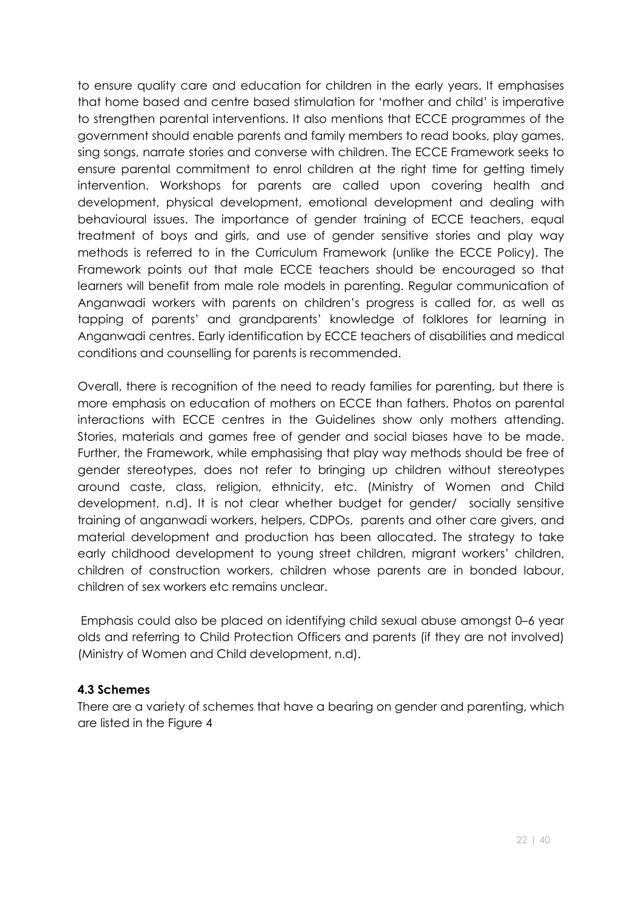to ensure quality care and education for children in the early years. It emphasises that home based and centre based stimulation for 'mother and child' is imperative to strengthen parental interventions. It also mentions that ECCE programmes of the government should enable parents and family members to read books, play games, sing songs, narrate stories and converse with children. The ECCE Framework seeks to ensure parental commitment to enrol children at the right time for getting timely intervention. Workshops for parents are called upon covering health and development, physical development, emotional development and dealing with behavioural issues. The importance of gender training of ECCE teachers, equal treatment of boys and girls, and use of gender sensitive stories and play way methods is referred to in the Curriculum Framework (unlike the ECCE Policy). The Framework points out that male ECCE teachers should be encouraged so that learners will benefit from male role models in parenting. Regular communication of Anganwadi workers with parents on children's progress is called for, as well as tapping of parents' and grandparents' knowledge of folklores for learning in Anganwadi centres. Early identification by ECCE teachers of disabilities and medical conditions and counselling for parents is recommended.

Overall, there is recognition of the need to ready families for parenting, but there is more emphasis on education of mothers on ECCE than fathers. Photos on parental interactions with ECCE centres in the Guidelines show only mothers attending. Stories, materials and games free of gender and social biases have to be made. Further, the Framework, while emphasising that play way methods should be free of gender stereotypes, does not refer to bringing up children without stereotypes around caste, class, religion, ethnicity, etc. (Ministry of Women and Child development, n.d). It is not clear whether budget for gender/ socially sensitive training of anganwadi workers, helpers, CDPOs, parents and other care givers, and material development and production has been allocated. The strategy to take early childhood development to young street children, migrant workers' children, children of construction workers, children whose parents are in bonded labour, children of sex workers etc remains unclear.

Emphasis could also be placed on identifying child sexual abuse amongst 0–6 year olds and referring to Child Protection Officers and parents (if they are not involved) (Ministry of Women and Child development, n.d).

### 4.3 Schemes

There are a variety of schemes that have a bearing on gender and parenting, which are listed in the Figure 4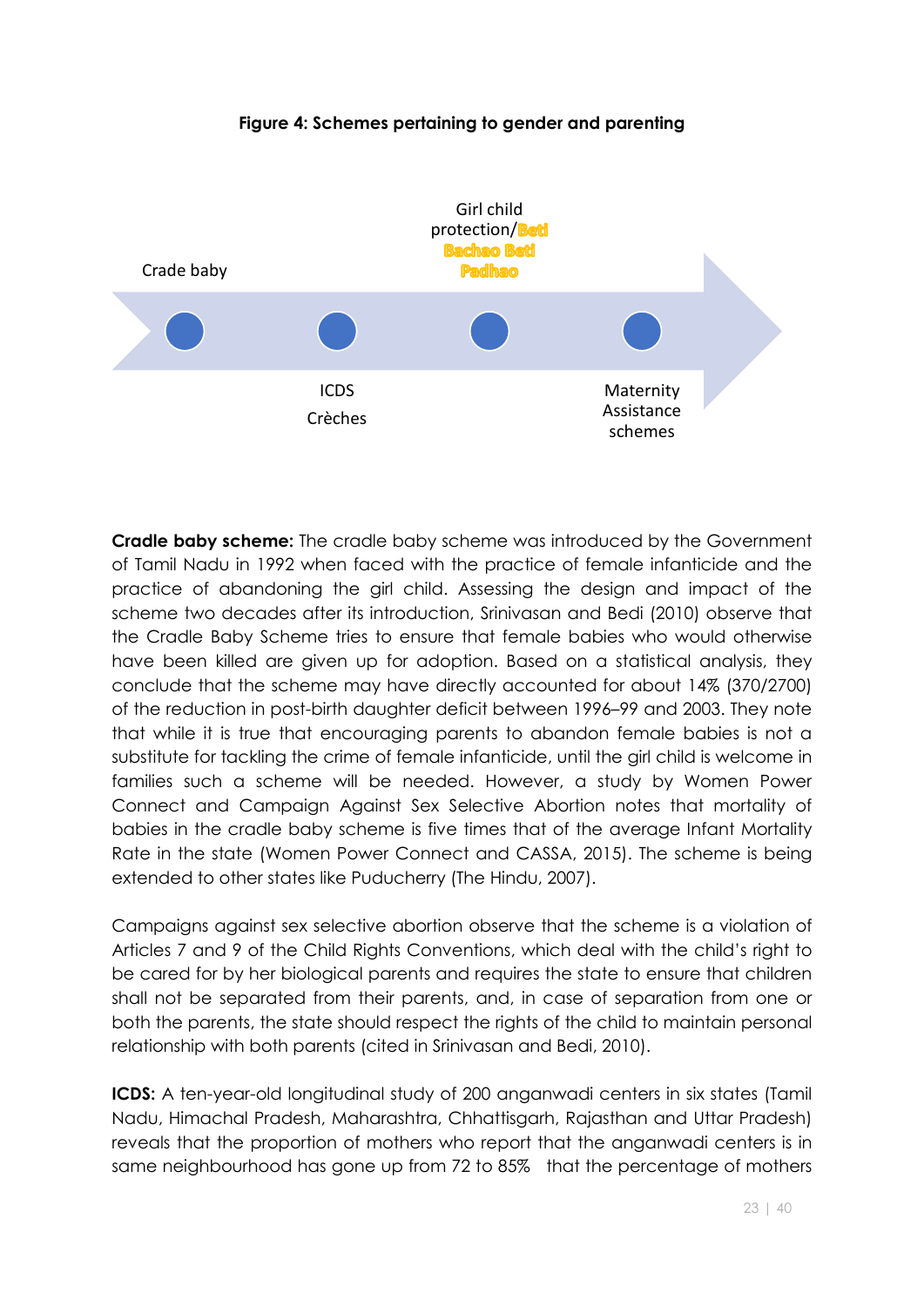**Figure 4: Schemes pertaining to gender and parenting**

Crade baby

ICDS

Crèches

Girl child protection/Beti Bachao Beti Padhao

Maternity Assistance schemes

**Cradle baby scheme:** The cradle baby scheme was introduced by the Government of Tamil Nadu in 1992 when faced with the practice of female infanticide and the practice of abandoning the girl child. Assessing the design and impact of the scheme two decades after its introduction, Srinivasan and Bedi (2010) observe that the Cradle Baby Scheme tries to ensure that female babies who would otherwise have been killed are given up for adoption. Based on a statistical analysis, they conclude that the scheme may have directly accounted for about 14% (370/2700) of the reduction in post-birth daughter deficit between 1996–99 and 2003. They note that while it is true that encouraging parents to abandon female babies is not a substitute for tackling the crime of female infanticide, until the girl child is welcome in families such a scheme will be needed. However, a study by Women Power Connect and Campaign Against Sex Selective Abortion notes that mortality of babies in the cradle baby scheme is five times that of the average Infant Mortality Rate in the state (Women Power Connect and CASSA, 2015). The scheme is being extended to other states like Puducherry (The Hindu, 2007).

Campaigns against sex selective abortion observe that the scheme is a violation of Articles 7 and 9 of the Child Rights Conventions, which deal with the child's right to be cared for by her biological parents and requires the state to ensure that children shall not be separated from their parents, and, in case of separation from one or both the parents, the state should respect the rights of the child to maintain personal relationship with both parents (cited in Srinivasan and Bedi, 2010).

**ICDS:** A ten-year-old longitudinal study of 200 anganwadi centers in six states (Tamil Nadu, Himachal Pradesh, Maharashtra, Chhattisgarh, Rajasthan and Uttar Pradesh) reveals that the proportion of mothers who report that the anganwadi centers is in same neighbourhood has gone up from 72 to 85% that the percentage of mothers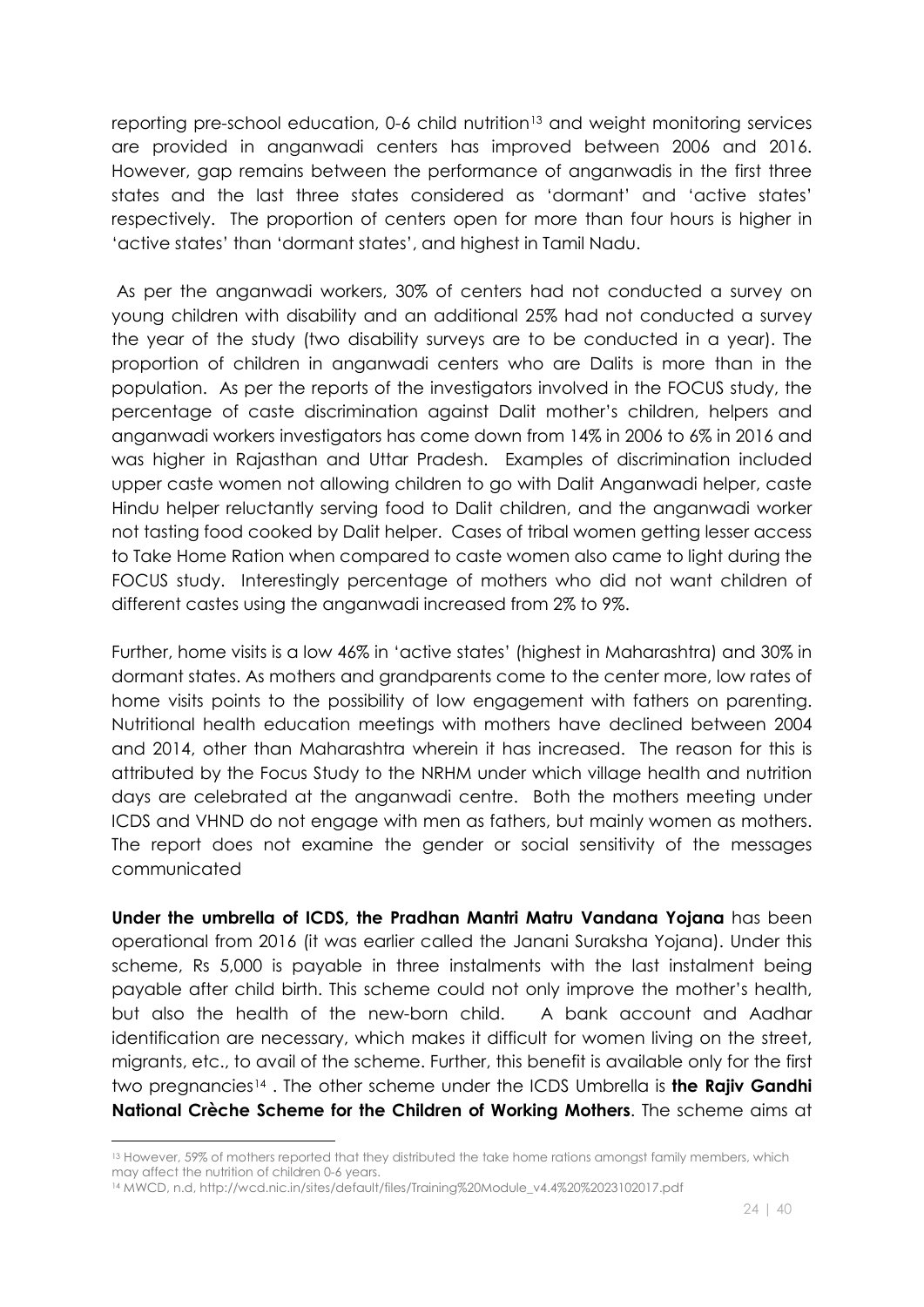reporting pre-school education, 0-6 child nutrition[13] and weight monitoring services are provided in anganwadi centers has improved between 2006 and 2016. However, gap remains between the performance of anganwadis in the first three states and the last three states considered as 'dormant' and 'active states' respectively. The proportion of centers open for more than four hours is higher in 'active states' than 'dormant states', and highest in Tamil Nadu.

As per the anganwadi workers, 30% of centers had not conducted a survey on young children with disability and an additional 25% had not conducted a survey the year of the study (two disability surveys are to be conducted in a year). The proportion of children in anganwadi centers who are Dalits is more than in the population. As per the reports of the investigators involved in the FOCUS study, the percentage of caste discrimination against Dalit mother's children, helpers and anganwadi workers investigators has come down from 14% in 2006 to 6% in 2016 and was higher in Rajasthan and Uttar Pradesh. Examples of discrimination included upper caste women not allowing children to go with Dalit Anganwadi helper, caste Hindu helper reluctantly serving food to Dalit children, and the anganwadi worker not tasting food cooked by Dalit helper. Cases of tribal women getting lesser access to Take Home Ration when compared to caste women also came to light during the FOCUS study. Interestingly percentage of mothers who did not want children of different castes using the anganwadi increased from 2% to 9%.

Further, home visits is a low 46% in 'active states' (highest in Maharashtra) and 30% in dormant states. As mothers and grandparents come to the center more, low rates of home visits points to the possibility of low engagement with fathers on parenting. Nutritional health education meetings with mothers have declined between 2004 and 2014, other than Maharashtra wherein it has increased. The reason for this is attributed by the Focus Study to the NRHM under which village health and nutrition days are celebrated at the anganwadi centre. Both the mothers meeting under ICDS and VHND do not engage with men as fathers, but mainly women as mothers. The report does not examine the gender or social sensitivity of the messages communicated

**Under the umbrella of ICDS, the Pradhan Mantri Matru Vandana Yojana** has been operational from 2016 (it was earlier called the Janani Suraksha Yojana). Under this scheme, Rs 5,000 is payable in three instalments with the last instalment being payable after child birth. This scheme could not only improve the mother's health, but also the health of the new-born child. A bank account and Aadhar identification are necessary, which makes it difficult for women living on the street, migrants, etc., to avail of the scheme. Further, this benefit is available only for the first two pregnancies[14] . The other scheme under the ICDS Umbrella is **the Rajiv Gandhi National Crèche Scheme for the Children of Working Mothers**. The scheme aims at

---

[13] However, 59% of mothers reported that they distributed the take home rations amongst family members, which may affect the nutrition of children 0-6 years.

[14] MWCD, n.d, http://wcd.nic.in/sites/default/files/Training%20Module_v4.4%20%2023102017.pdf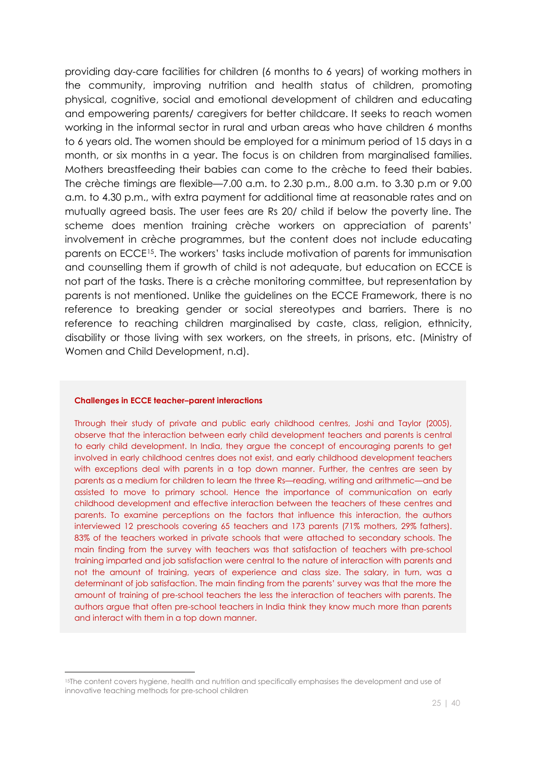providing day-care facilities for children (6 months to 6 years) of working mothers in the community, improving nutrition and health status of children, promoting physical, cognitive, social and emotional development of children and educating and empowering parents/ caregivers for better childcare. It seeks to reach women working in the informal sector in rural and urban areas who have children 6 months to 6 years old. The women should be employed for a minimum period of 15 days in a month, or six months in a year. The focus is on children from marginalised families. Mothers breastfeeding their babies can come to the crèche to feed their babies. The crèche timings are flexible—7.00 a.m. to 2.30 p.m., 8.00 a.m. to 3.30 p.m or 9.00 a.m. to 4.30 p.m., with extra payment for additional time at reasonable rates and on mutually agreed basis. The user fees are Rs 20/ child if below the poverty line. The scheme does mention training crèche workers on appreciation of parents' involvement in crèche programmes, but the content does not include educating parents on ECCE[15]. The workers' tasks include motivation of parents for immunisation and counselling them if growth of child is not adequate, but education on ECCE is not part of the tasks. There is a crèche monitoring committee, but representation by parents is not mentioned. Unlike the guidelines on the ECCE Framework, there is no reference to breaking gender or social stereotypes and barriers. There is no reference to reaching children marginalised by caste, class, religion, ethnicity, disability or those living with sex workers, on the streets, in prisons, etc. (Ministry of Women and Child Development, n.d).

**Challenges in ECCE teacher–parent interactions**

Through their study of private and public early childhood centres, Joshi and Taylor (2005), observe that the interaction between early child development teachers and parents is central to early child development. In India, they argue the concept of encouraging parents to get involved in early childhood centres does not exist, and early childhood development teachers with exceptions deal with parents in a top down manner. Further, the centres are seen by parents as a medium for children to learn the three Rs—reading, writing and arithmetic—and be assisted to move to primary school. Hence the importance of communication on early childhood development and effective interaction between the teachers of these centres and parents. To examine perceptions on the factors that influence this interaction, the authors interviewed 12 preschools covering 65 teachers and 173 parents (71% mothers, 29% fathers). 83% of the teachers worked in private schools that were attached to secondary schools. The main finding from the survey with teachers was that satisfaction of teachers with pre-school training imparted and job satisfaction were central to the nature of interaction with parents and not the amount of training, years of experience and class size. The salary, in turn, was a determinant of job satisfaction. The main finding from the parents' survey was that the more the amount of training of pre-school teachers the less the interaction of teachers with parents. The authors argue that often pre-school teachers in India think they know much more than parents and interact with them in a top down manner.

---

[15] The content covers hygiene, health and nutrition and specifically emphasises the development and use of innovative teaching methods for pre-school children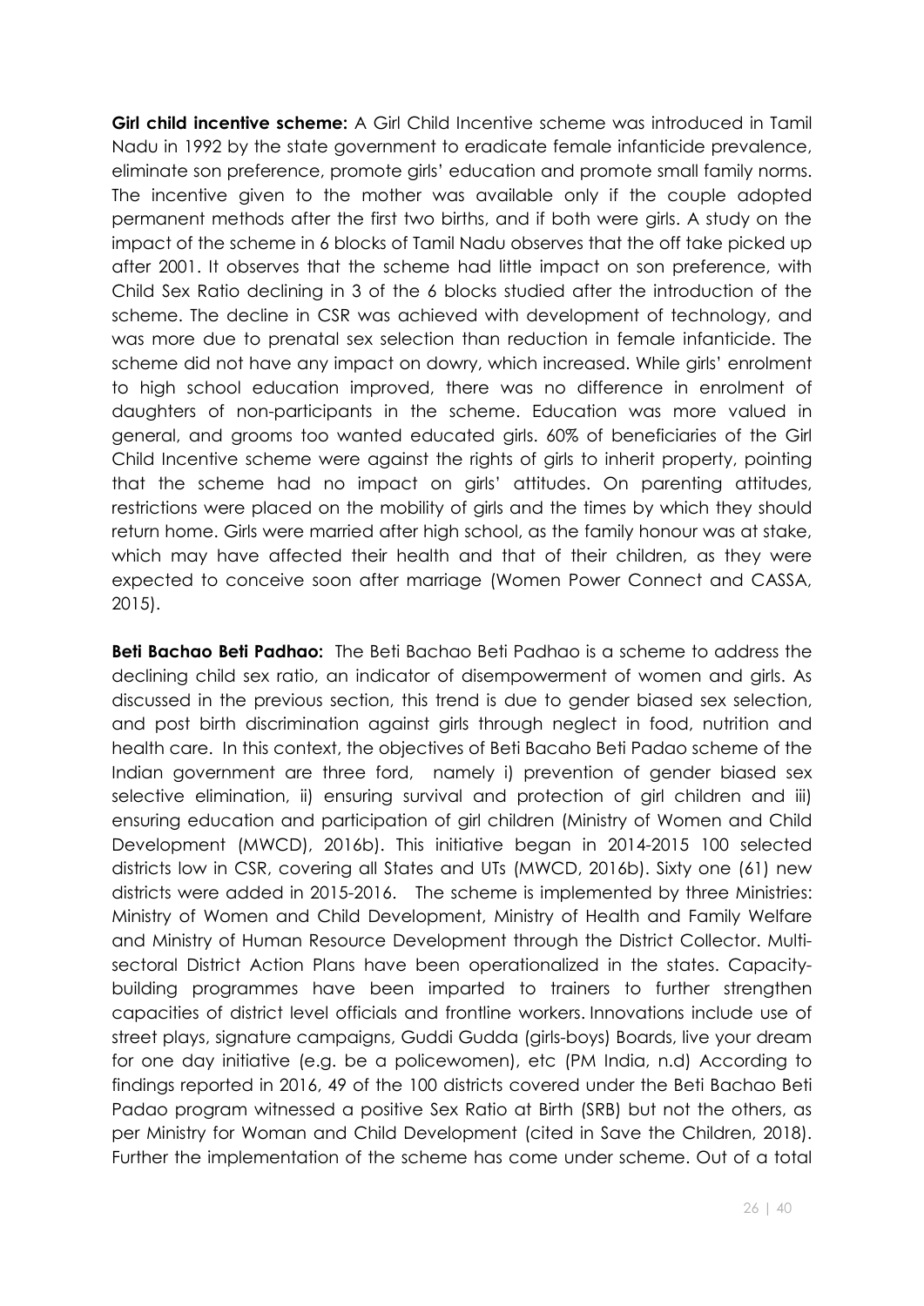**Girl child incentive scheme:** A Girl Child Incentive scheme was introduced in Tamil Nadu in 1992 by the state government to eradicate female infanticide prevalence, eliminate son preference, promote girls' education and promote small family norms. The incentive given to the mother was available only if the couple adopted permanent methods after the first two births, and if both were girls. A study on the impact of the scheme in 6 blocks of Tamil Nadu observes that the off take picked up after 2001. It observes that the scheme had little impact on son preference, with Child Sex Ratio declining in 3 of the 6 blocks studied after the introduction of the scheme. The decline in CSR was achieved with development of technology, and was more due to prenatal sex selection than reduction in female infanticide. The scheme did not have any impact on dowry, which increased. While girls' enrolment to high school education improved, there was no difference in enrolment of daughters of non-participants in the scheme. Education was more valued in general, and grooms too wanted educated girls. 60% of beneficiaries of the Girl Child Incentive scheme were against the rights of girls to inherit property, pointing that the scheme had no impact on girls' attitudes. On parenting attitudes, restrictions were placed on the mobility of girls and the times by which they should return home. Girls were married after high school, as the family honour was at stake, which may have affected their health and that of their children, as they were expected to conceive soon after marriage (Women Power Connect and CASSA, 2015).

**Beti Bachao Beti Padhao:** The Beti Bachao Beti Padhao is a scheme to address the declining child sex ratio, an indicator of disempowerment of women and girls. As discussed in the previous section, this trend is due to gender biased sex selection, and post birth discrimination against girls through neglect in food, nutrition and health care. In this context, the objectives of Beti Bacaho Beti Padao scheme of the Indian government are three ford, namely i) prevention of gender biased sex selective elimination, ii) ensuring survival and protection of girl children and iii) ensuring education and participation of girl children (Ministry of Women and Child Development (MWCD), 2016b). This initiative began in 2014-2015 100 selected districts low in CSR, covering all States and UTs (MWCD, 2016b). Sixty one (61) new districts were added in 2015-2016. The scheme is implemented by three Ministries: Ministry of Women and Child Development, Ministry of Health and Family Welfare and Ministry of Human Resource Development through the District Collector. Multi-sectoral District Action Plans have been operationalized in the states. Capacity-building programmes have been imparted to trainers to further strengthen capacities of district level officials and frontline workers. Innovations include use of street plays, signature campaigns, Guddi Gudda (girls-boys) Boards, live your dream for one day initiative (e.g. be a policewomen), etc (PM India, n.d) According to findings reported in 2016, 49 of the 100 districts covered under the Beti Bachao Beti Padao program witnessed a positive Sex Ratio at Birth (SRB) but not the others, as per Ministry for Woman and Child Development (cited in Save the Children, 2018). Further the implementation of the scheme has come under scheme. Out of a total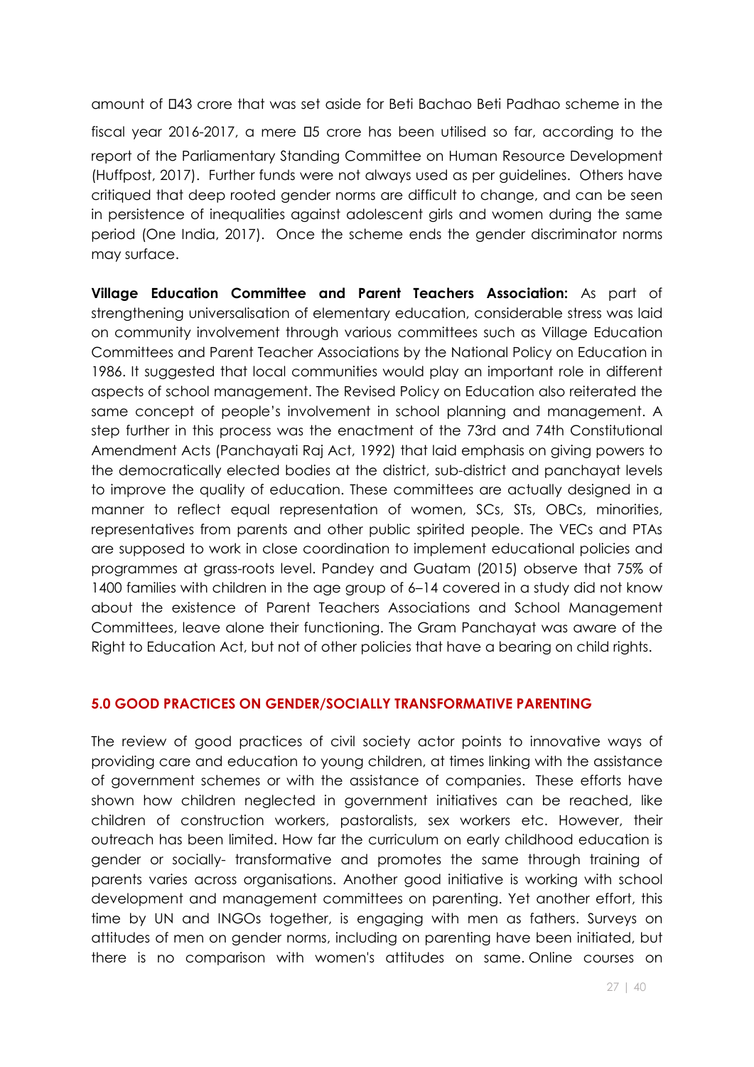amount of ₹43 crore that was set aside for Beti Bachao Beti Padhao scheme in the fiscal year 2016-2017, a mere ₹5 crore has been utilised so far, according to the report of the Parliamentary Standing Committee on Human Resource Development (Huffpost, 2017). Further funds were not always used as per guidelines. Others have critiqued that deep rooted gender norms are difficult to change, and can be seen in persistence of inequalities against adolescent girls and women during the same period (One India, 2017). Once the scheme ends the gender discriminator norms may surface.

**Village Education Committee and Parent Teachers Association:** As part of strengthening universalisation of elementary education, considerable stress was laid on community involvement through various committees such as Village Education Committees and Parent Teacher Associations by the National Policy on Education in 1986. It suggested that local communities would play an important role in different aspects of school management. The Revised Policy on Education also reiterated the same concept of people's involvement in school planning and management. A step further in this process was the enactment of the 73rd and 74th Constitutional Amendment Acts (Panchayati Raj Act, 1992) that laid emphasis on giving powers to the democratically elected bodies at the district, sub-district and panchayat levels to improve the quality of education. These committees are actually designed in a manner to reflect equal representation of women, SCs, STs, OBCs, minorities, representatives from parents and other public spirited people. The VECs and PTAs are supposed to work in close coordination to implement educational policies and programmes at grass-roots level. Pandey and Guatam (2015) observe that 75% of 1400 families with children in the age group of 6–14 covered in a study did not know about the existence of Parent Teachers Associations and School Management Committees, leave alone their functioning. The Gram Panchayat was aware of the Right to Education Act, but not of other policies that have a bearing on child rights.

## 5.0 GOOD PRACTICES ON GENDER/SOCIALLY TRANSFORMATIVE PARENTING

The review of good practices of civil society actor points to innovative ways of providing care and education to young children, at times linking with the assistance of government schemes or with the assistance of companies. These efforts have shown how children neglected in government initiatives can be reached, like children of construction workers, pastoralists, sex workers etc. However, their outreach has been limited. How far the curriculum on early childhood education is gender or socially- transformative and promotes the same through training of parents varies across organisations. Another good initiative is working with school development and management committees on parenting. Yet another effort, this time by UN and INGOs together, is engaging with men as fathers. Surveys on attitudes of men on gender norms, including on parenting have been initiated, but there is no comparison with women's attitudes on same. Online courses on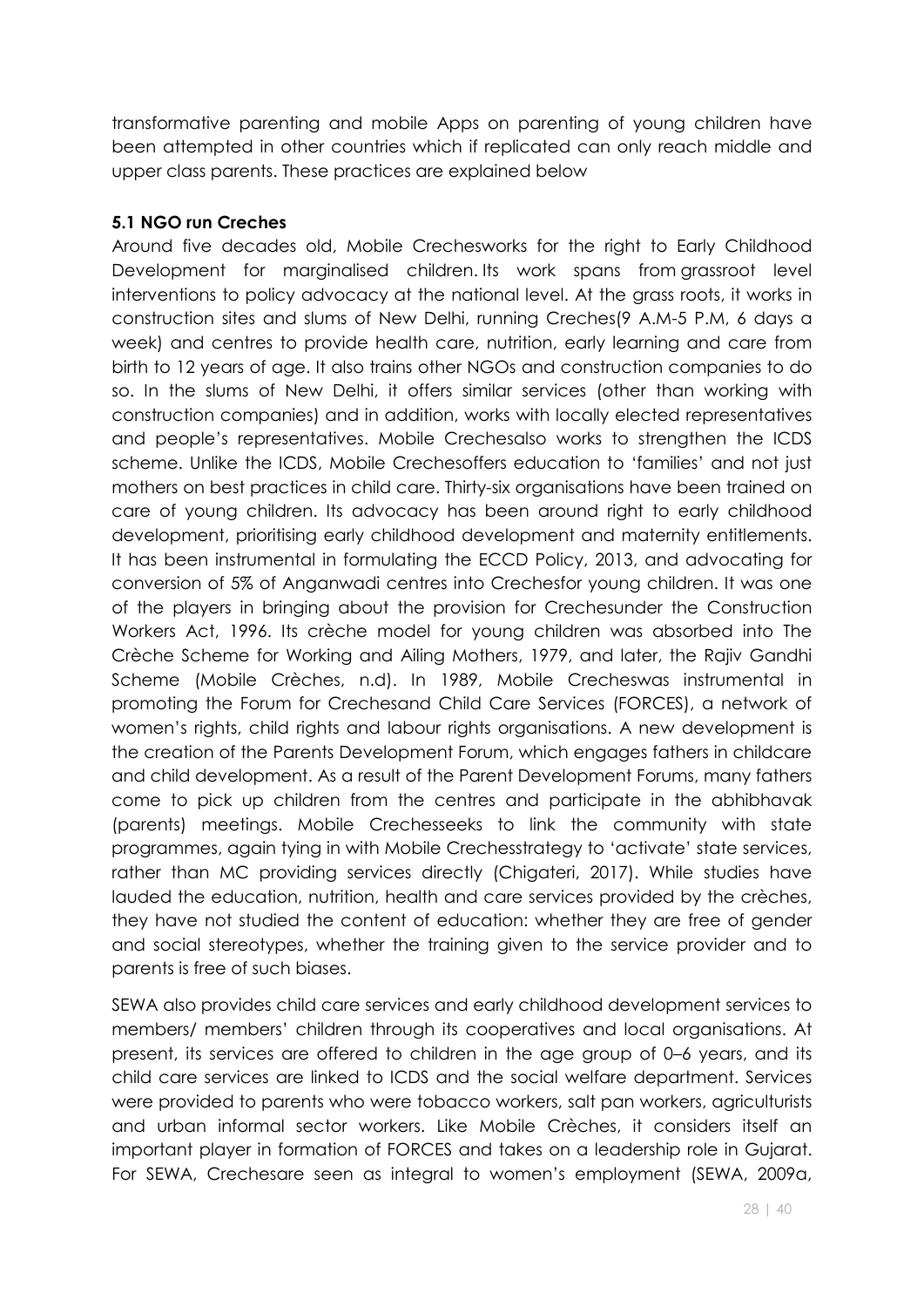transformative parenting and mobile Apps on parenting of young children have been attempted in other countries which if replicated can only reach middle and upper class parents. These practices are explained below

### 5.1 NGO run Creches

Around five decades old, Mobile Crechesworks for the right to Early Childhood Development for marginalised children. Its work spans from grassroot level interventions to policy advocacy at the national level. At the grass roots, it works in construction sites and slums of New Delhi, running Creches(9 A.M-5 P.M, 6 days a week) and centres to provide health care, nutrition, early learning and care from birth to 12 years of age. It also trains other NGOs and construction companies to do so. In the slums of New Delhi, it offers similar services (other than working with construction companies) and in addition, works with locally elected representatives and people's representatives. Mobile Crechesalso works to strengthen the ICDS scheme. Unlike the ICDS, Mobile Crechesoffers education to 'families' and not just mothers on best practices in child care. Thirty-six organisations have been trained on care of young children. Its advocacy has been around right to early childhood development, prioritising early childhood development and maternity entitlements. It has been instrumental in formulating the ECCD Policy, 2013, and advocating for conversion of 5% of Anganwadi centres into Crechesfor young children. It was one of the players in bringing about the provision for Crechesunder the Construction Workers Act, 1996. Its crèche model for young children was absorbed into The Crèche Scheme for Working and Ailing Mothers, 1979, and later, the Rajiv Gandhi Scheme (Mobile Crèches, n.d). In 1989, Mobile Crecheswas instrumental in promoting the Forum for Crechesand Child Care Services (FORCES), a network of women's rights, child rights and labour rights organisations. A new development is the creation of the Parents Development Forum, which engages fathers in childcare and child development. As a result of the Parent Development Forums, many fathers come to pick up children from the centres and participate in the abhibhavak (parents) meetings. Mobile Crechesseeks to link the community with state programmes, again tying in with Mobile Crechesstrategy to 'activate' state services, rather than MC providing services directly (Chigateri, 2017). While studies have lauded the education, nutrition, health and care services provided by the crèches, they have not studied the content of education: whether they are free of gender and social stereotypes, whether the training given to the service provider and to parents is free of such biases.

SEWA also provides child care services and early childhood development services to members/ members' children through its cooperatives and local organisations. At present, its services are offered to children in the age group of 0–6 years, and its child care services are linked to ICDS and the social welfare department. Services were provided to parents who were tobacco workers, salt pan workers, agriculturists and urban informal sector workers. Like Mobile Crèches, it considers itself an important player in formation of FORCES and takes on a leadership role in Gujarat. For SEWA, Crechesare seen as integral to women's employment (SEWA, 2009a,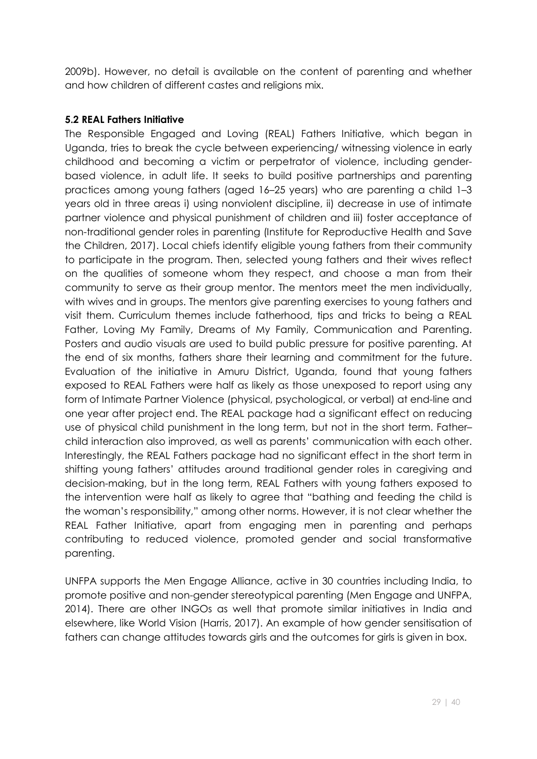2009b). However, no detail is available on the content of parenting and whether and how children of different castes and religions mix.

### 5.2 REAL Fathers Initiative

The Responsible Engaged and Loving (REAL) Fathers Initiative, which began in Uganda, tries to break the cycle between experiencing/ witnessing violence in early childhood and becoming a victim or perpetrator of violence, including gender-based violence, in adult life. It seeks to build positive partnerships and parenting practices among young fathers (aged 16–25 years) who are parenting a child 1–3 years old in three areas i) using nonviolent discipline, ii) decrease in use of intimate partner violence and physical punishment of children and iii) foster acceptance of non-traditional gender roles in parenting (Institute for Reproductive Health and Save the Children, 2017). Local chiefs identify eligible young fathers from their community to participate in the program. Then, selected young fathers and their wives reflect on the qualities of someone whom they respect, and choose a man from their community to serve as their group mentor. The mentors meet the men individually, with wives and in groups. The mentors give parenting exercises to young fathers and visit them. Curriculum themes include fatherhood, tips and tricks to being a REAL Father, Loving My Family, Dreams of My Family, Communication and Parenting. Posters and audio visuals are used to build public pressure for positive parenting. At the end of six months, fathers share their learning and commitment for the future. Evaluation of the initiative in Amuru District, Uganda, found that young fathers exposed to REAL Fathers were half as likely as those unexposed to report using any form of Intimate Partner Violence (physical, psychological, or verbal) at end-line and one year after project end. The REAL package had a significant effect on reducing use of physical child punishment in the long term, but not in the short term. Father–child interaction also improved, as well as parents' communication with each other. Interestingly, the REAL Fathers package had no significant effect in the short term in shifting young fathers' attitudes around traditional gender roles in caregiving and decision-making, but in the long term, REAL Fathers with young fathers exposed to the intervention were half as likely to agree that "bathing and feeding the child is the woman's responsibility," among other norms. However, it is not clear whether the REAL Father Initiative, apart from engaging men in parenting and perhaps contributing to reduced violence, promoted gender and social transformative parenting.

UNFPA supports the Men Engage Alliance, active in 30 countries including India, to promote positive and non-gender stereotypical parenting (Men Engage and UNFPA, 2014). There are other INGOs as well that promote similar initiatives in India and elsewhere, like World Vision (Harris, 2017). An example of how gender sensitisation of fathers can change attitudes towards girls and the outcomes for girls is given in box.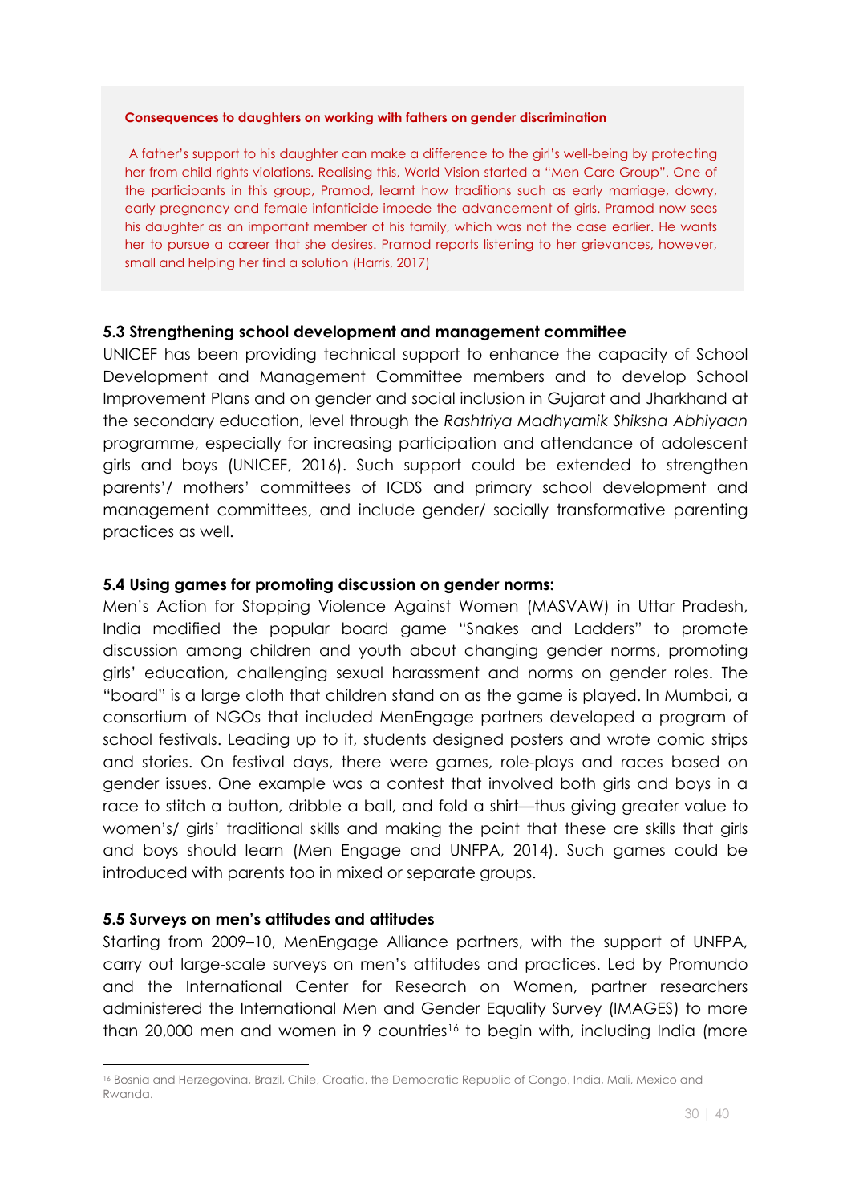**Consequences to daughters on working with fathers on gender discrimination**

A father's support to his daughter can make a difference to the girl's well-being by protecting her from child rights violations. Realising this, World Vision started a "Men Care Group". One of the participants in this group, Pramod, learnt how traditions such as early marriage, dowry, early pregnancy and female infanticide impede the advancement of girls. Pramod now sees his daughter as an important member of his family, which was not the case earlier. He wants her to pursue a career that she desires. Pramod reports listening to her grievances, however, small and helping her find a solution (Harris, 2017)

### 5.3 Strengthening school development and management committee

UNICEF has been providing technical support to enhance the capacity of School Development and Management Committee members and to develop School Improvement Plans and on gender and social inclusion in Gujarat and Jharkhand at the secondary education, level through the *Rashtriya Madhyamik Shiksha Abhiyaan* programme, especially for increasing participation and attendance of adolescent girls and boys (UNICEF, 2016). Such support could be extended to strengthen parents'/ mothers' committees of ICDS and primary school development and management committees, and include gender/ socially transformative parenting practices as well.

### 5.4 Using games for promoting discussion on gender norms:

Men's Action for Stopping Violence Against Women (MASVAW) in Uttar Pradesh, India modified the popular board game "Snakes and Ladders" to promote discussion among children and youth about changing gender norms, promoting girls' education, challenging sexual harassment and norms on gender roles. The "board" is a large cloth that children stand on as the game is played. In Mumbai, a consortium of NGOs that included MenEngage partners developed a program of school festivals. Leading up to it, students designed posters and wrote comic strips and stories. On festival days, there were games, role-plays and races based on gender issues. One example was a contest that involved both girls and boys in a race to stitch a button, dribble a ball, and fold a shirt—thus giving greater value to women's/ girls' traditional skills and making the point that these are skills that girls and boys should learn (Men Engage and UNFPA, 2014). Such games could be introduced with parents too in mixed or separate groups.

### 5.5 Surveys on men's attitudes and attitudes

Starting from 2009–10, MenEngage Alliance partners, with the support of UNFPA, carry out large-scale surveys on men's attitudes and practices. Led by Promundo and the International Center for Research on Women, partner researchers administered the International Men and Gender Equality Survey (IMAGES) to more than 20,000 men and women in 9 countries[16] to begin with, including India (more

[16] Bosnia and Herzegovina, Brazil, Chile, Croatia, the Democratic Republic of Congo, India, Mali, Mexico and Rwanda.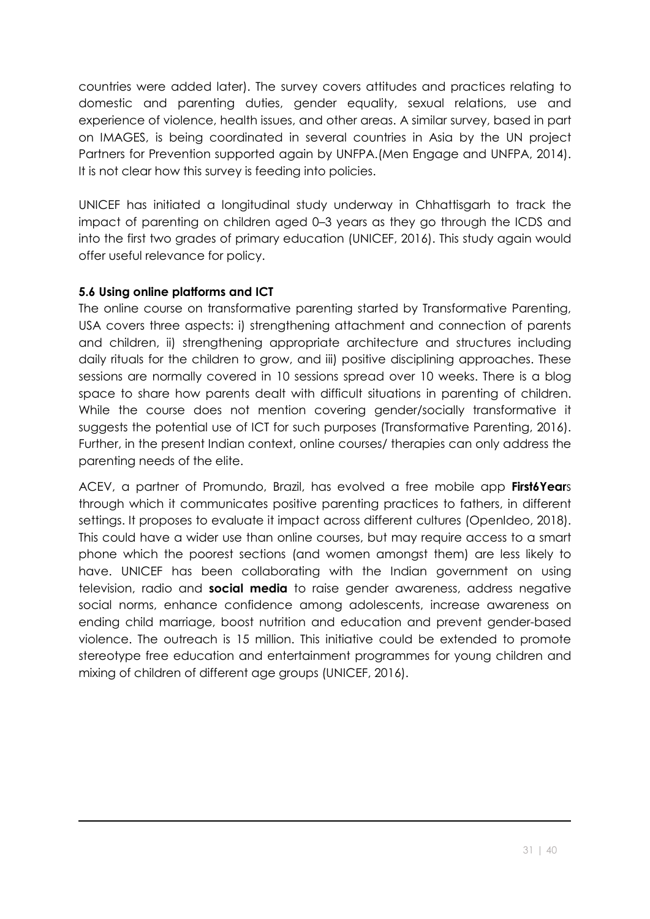countries were added later). The survey covers attitudes and practices relating to domestic and parenting duties, gender equality, sexual relations, use and experience of violence, health issues, and other areas. A similar survey, based in part on IMAGES, is being coordinated in several countries in Asia by the UN project Partners for Prevention supported again by UNFPA.(Men Engage and UNFPA, 2014). It is not clear how this survey is feeding into policies.

UNICEF has initiated a longitudinal study underway in Chhattisgarh to track the impact of parenting on children aged 0–3 years as they go through the ICDS and into the first two grades of primary education (UNICEF, 2016). This study again would offer useful relevance for policy.

### 5.6 Using online platforms and ICT

The online course on transformative parenting started by Transformative Parenting, USA covers three aspects: i) strengthening attachment and connection of parents and children, ii) strengthening appropriate architecture and structures including daily rituals for the children to grow, and iii) positive disciplining approaches. These sessions are normally covered in 10 sessions spread over 10 weeks. There is a blog space to share how parents dealt with difficult situations in parenting of children. While the course does not mention covering gender/socially transformative it suggests the potential use of ICT for such purposes (Transformative Parenting, 2016). Further, in the present Indian context, online courses/ therapies can only address the parenting needs of the elite.

ACEV, a partner of Promundo, Brazil, has evolved a free mobile app **First6Year**s through which it communicates positive parenting practices to fathers, in different settings. It proposes to evaluate it impact across different cultures (OpenIdeo, 2018). This could have a wider use than online courses, but may require access to a smart phone which the poorest sections (and women amongst them) are less likely to have. UNICEF has been collaborating with the Indian government on using television, radio and **social media** to raise gender awareness, address negative social norms, enhance confidence among adolescents, increase awareness on ending child marriage, boost nutrition and education and prevent gender-based violence. The outreach is 15 million. This initiative could be extended to promote stereotype free education and entertainment programmes for young children and mixing of children of different age groups (UNICEF, 2016).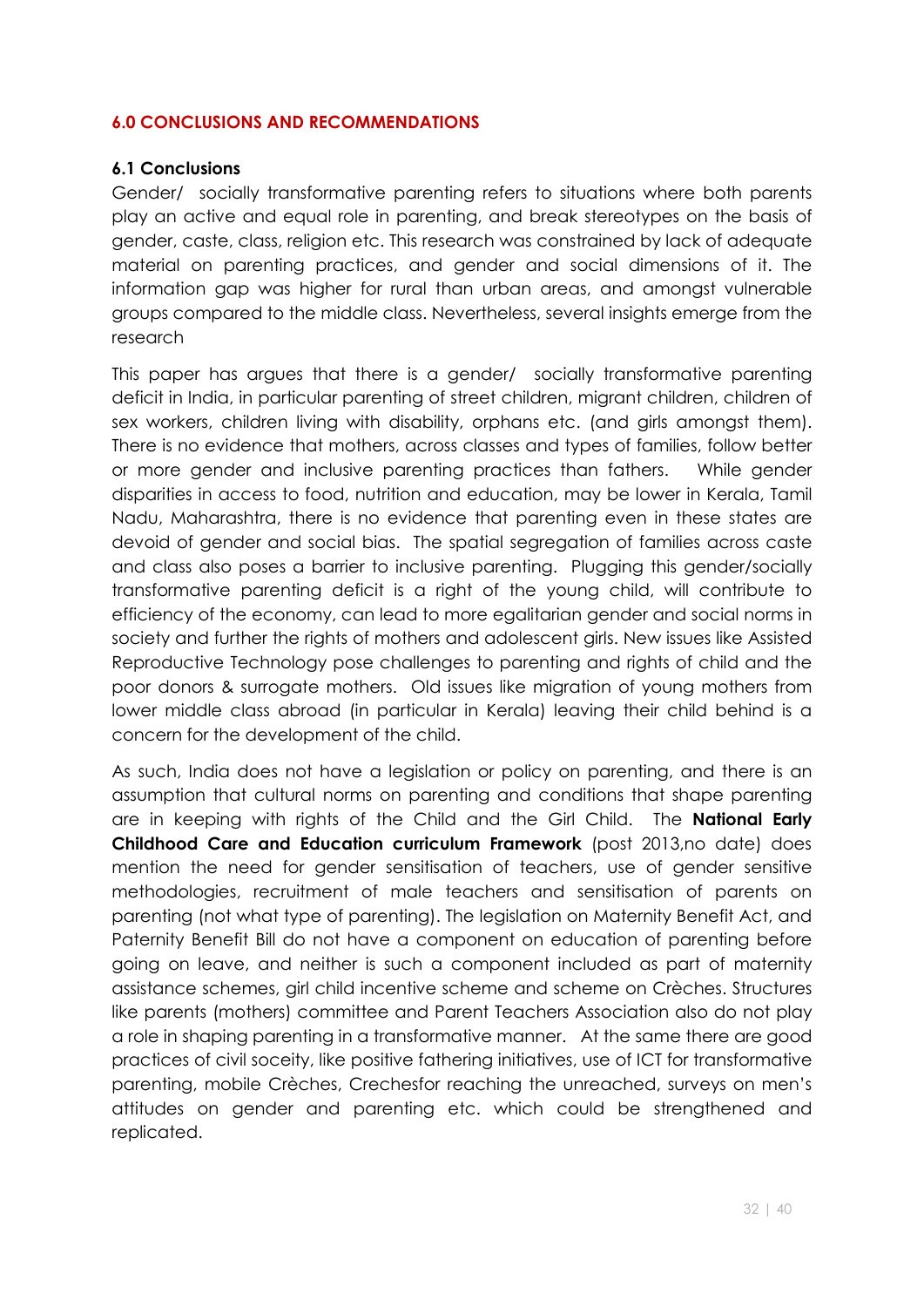## 6.0 CONCLUSIONS AND RECOMMENDATIONS

### 6.1 Conclusions

Gender/ socially transformative parenting refers to situations where both parents play an active and equal role in parenting, and break stereotypes on the basis of gender, caste, class, religion etc. This research was constrained by lack of adequate material on parenting practices, and gender and social dimensions of it. The information gap was higher for rural than urban areas, and amongst vulnerable groups compared to the middle class. Nevertheless, several insights emerge from the research

This paper has argues that there is a gender/ socially transformative parenting deficit in India, in particular parenting of street children, migrant children, children of sex workers, children living with disability, orphans etc. (and girls amongst them). There is no evidence that mothers, across classes and types of families, follow better or more gender and inclusive parenting practices than fathers. While gender disparities in access to food, nutrition and education, may be lower in Kerala, Tamil Nadu, Maharashtra, there is no evidence that parenting even in these states are devoid of gender and social bias. The spatial segregation of families across caste and class also poses a barrier to inclusive parenting. Plugging this gender/socially transformative parenting deficit is a right of the young child, will contribute to efficiency of the economy, can lead to more egalitarian gender and social norms in society and further the rights of mothers and adolescent girls. New issues like Assisted Reproductive Technology pose challenges to parenting and rights of child and the poor donors & surrogate mothers. Old issues like migration of young mothers from lower middle class abroad (in particular in Kerala) leaving their child behind is a concern for the development of the child.

As such, India does not have a legislation or policy on parenting, and there is an assumption that cultural norms on parenting and conditions that shape parenting are in keeping with rights of the Child and the Girl Child. The **National Early Childhood Care and Education curriculum Framework** (post 2013,no date) does mention the need for gender sensitisation of teachers, use of gender sensitive methodologies, recruitment of male teachers and sensitisation of parents on parenting (not what type of parenting). The legislation on Maternity Benefit Act, and Paternity Benefit Bill do not have a component on education of parenting before going on leave, and neither is such a component included as part of maternity assistance schemes, girl child incentive scheme and scheme on Crèches. Structures like parents (mothers) committee and Parent Teachers Association also do not play a role in shaping parenting in a transformative manner. At the same there are good practices of civil soceity, like positive fathering initiatives, use of ICT for transformative parenting, mobile Crèches, Crechesfor reaching the unreached, surveys on men's attitudes on gender and parenting etc. which could be strengthened and replicated.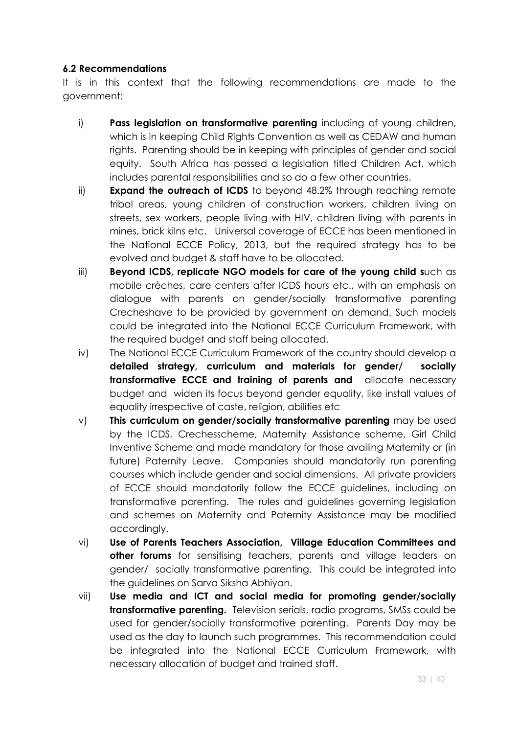**6.2 Recommendations**

It is in this context that the following recommendations are made to the government:

i) **Pass legislation on transformative parenting** including of young children, which is in keeping Child Rights Convention as well as CEDAW and human rights. Parenting should be in keeping with principles of gender and social equity. South Africa has passed a legislation titled Children Act, which includes parental responsibilities and so do a few other countries.

ii) **Expand the outreach of ICDS** to beyond 48.2% through reaching remote tribal areas, young children of construction workers, children living on streets, sex workers, people living with HIV, children living with parents in mines, brick kilns etc. Universal coverage of ECCE has been mentioned in the National ECCE Policy, 2013, but the required strategy has to be evolved and budget & staff have to be allocated.

iii) **Beyond ICDS, replicate NGO models for care of the young child s**uch as mobile crèches, care centers after ICDS hours etc., with an emphasis on dialogue with parents on gender/socially transformative parenting Crecheshave to be provided by government on demand. Such models could be integrated into the National ECCE Curriculum Framework, with the required budget and staff being allocated.

iv) The National ECCE Curriculum Framework of the country should develop a **detailed strategy, curriculum and materials for gender/ socially transformative ECCE and training of parents and** allocate necessary budget and widen its focus beyond gender equality, like install values of equality irrespective of caste, religion, abilities etc

v) **This curriculum on gender/socially transformative parenting** may be used by the ICDS, Crechesscheme, Maternity Assistance scheme, Girl Child Inventive Scheme and made mandatory for those availing Maternity or (in future) Paternity Leave. Companies should mandatorily run parenting courses which include gender and social dimensions. All private providers of ECCE should mandatorily follow the ECCE guidelines, including on transformative parenting. The rules and guidelines governing legislation and schemes on Maternity and Paternity Assistance may be modified accordingly.

vi) **Use of Parents Teachers Association, Village Education Committees and other forums** for sensitising teachers, parents and village leaders on gender/ socially transformative parenting. This could be integrated into the guidelines on Sarva Siksha Abhiyan.

vii) **Use media and ICT and social media for promoting gender/socially transformative parenting.** Television serials, radio programs, SMSs could be used for gender/socially transformative parenting. Parents Day may be used as the day to launch such programmes. This recommendation could be integrated into the National ECCE Curriculum Framework, with necessary allocation of budget and trained staff.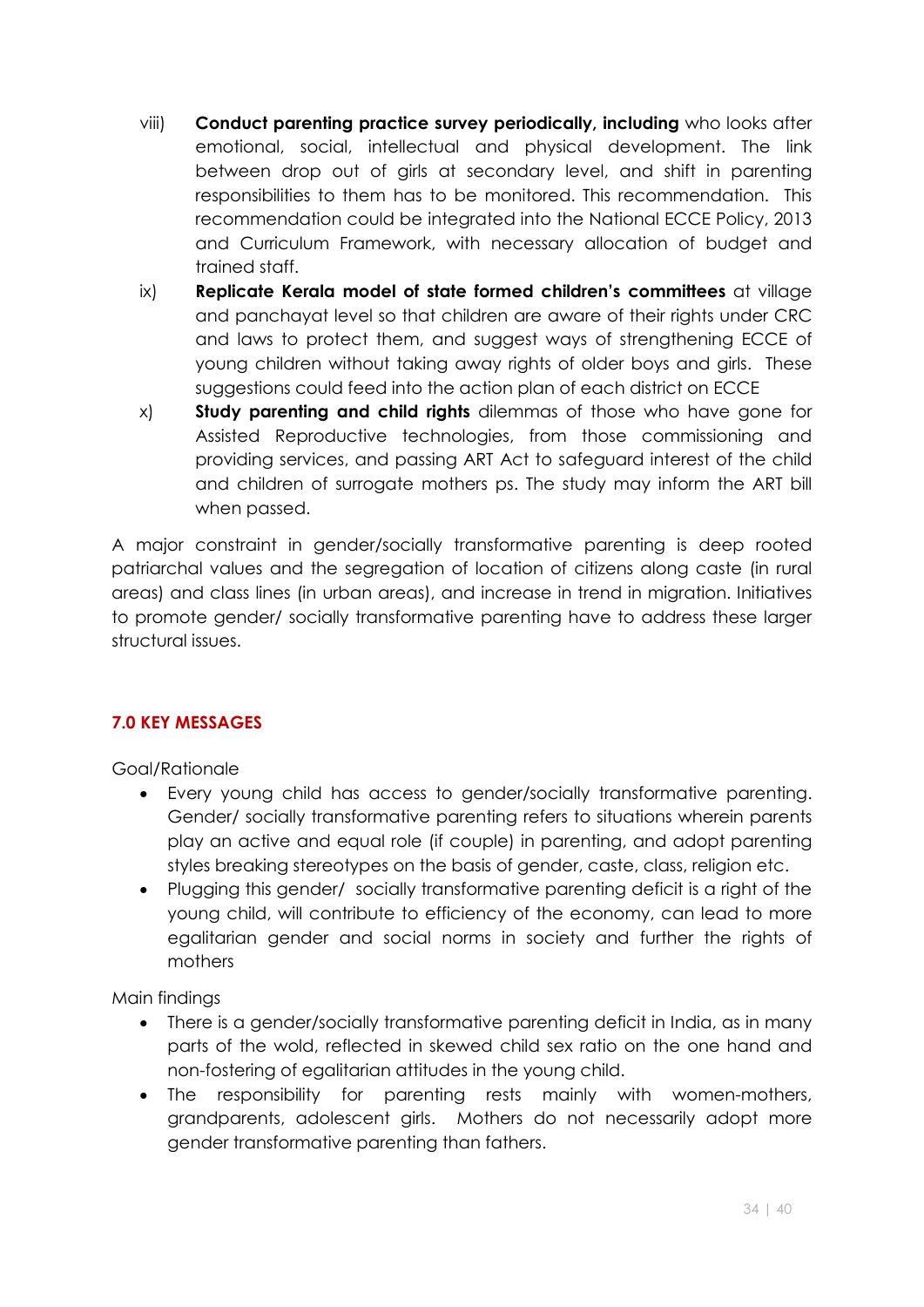viii) **Conduct parenting practice survey periodically, including** who looks after emotional, social, intellectual and physical development. The link between drop out of girls at secondary level, and shift in parenting responsibilities to them has to be monitored. This recommendation. This recommendation could be integrated into the National ECCE Policy, 2013 and Curriculum Framework, with necessary allocation of budget and trained staff.

ix) **Replicate Kerala model of state formed children's committees** at village and panchayat level so that children are aware of their rights under CRC and laws to protect them, and suggest ways of strengthening ECCE of young children without taking away rights of older boys and girls. These suggestions could feed into the action plan of each district on ECCE

x) **Study parenting and child rights** dilemmas of those who have gone for Assisted Reproductive technologies, from those commissioning and providing services, and passing ART Act to safeguard interest of the child and children of surrogate mothers ps. The study may inform the ART bill when passed.

A major constraint in gender/socially transformative parenting is deep rooted patriarchal values and the segregation of location of citizens along caste (in rural areas) and class lines (in urban areas), and increase in trend in migration. Initiatives to promote gender/ socially transformative parenting have to address these larger structural issues.

## 7.0 KEY MESSAGES

Goal/Rationale

- Every young child has access to gender/socially transformative parenting. Gender/ socially transformative parenting refers to situations wherein parents play an active and equal role (if couple) in parenting, and adopt parenting styles breaking stereotypes on the basis of gender, caste, class, religion etc.
- Plugging this gender/ socially transformative parenting deficit is a right of the young child, will contribute to efficiency of the economy, can lead to more egalitarian gender and social norms in society and further the rights of mothers

Main findings

- There is a gender/socially transformative parenting deficit in India, as in many parts of the wold, reflected in skewed child sex ratio on the one hand and non-fostering of egalitarian attitudes in the young child.
- The responsibility for parenting rests mainly with women-mothers, grandparents, adolescent girls. Mothers do not necessarily adopt more gender transformative parenting than fathers.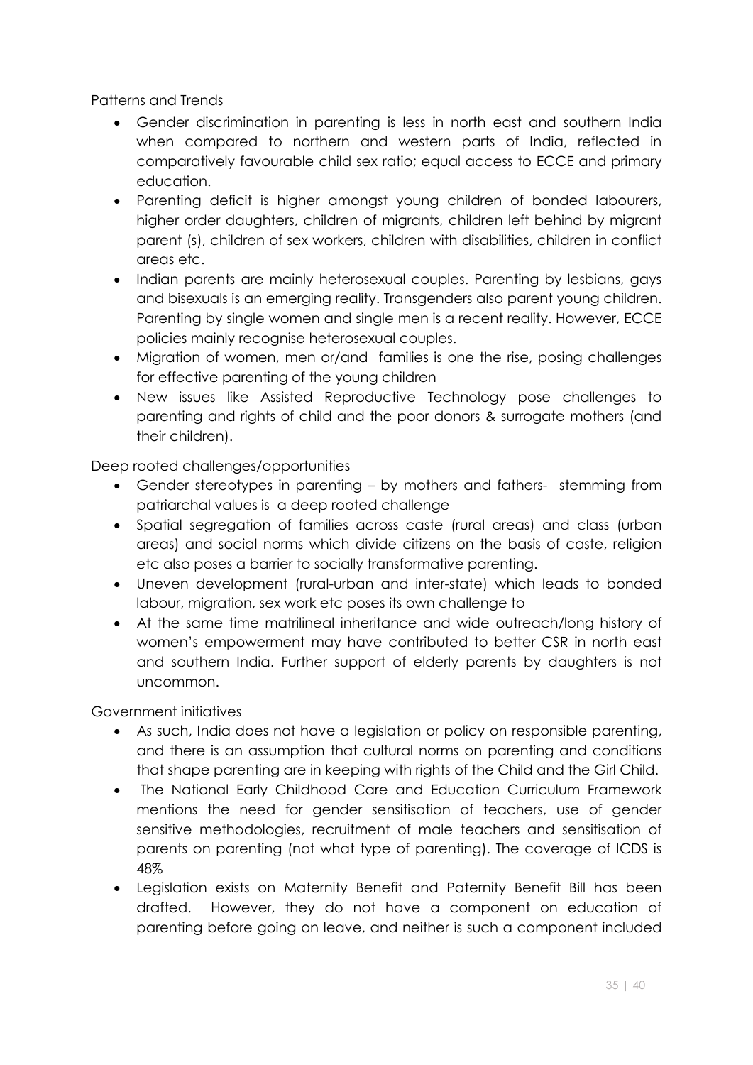Patterns and Trends

- Gender discrimination in parenting is less in north east and southern India when compared to northern and western parts of India, reflected in comparatively favourable child sex ratio; equal access to ECCE and primary education.
- Parenting deficit is higher amongst young children of bonded labourers, higher order daughters, children of migrants, children left behind by migrant parent (s), children of sex workers, children with disabilities, children in conflict areas etc.
- Indian parents are mainly heterosexual couples. Parenting by lesbians, gays and bisexuals is an emerging reality. Transgenders also parent young children. Parenting by single women and single men is a recent reality. However, ECCE policies mainly recognise heterosexual couples.
- Migration of women, men or/and families is one the rise, posing challenges for effective parenting of the young children
- New issues like Assisted Reproductive Technology pose challenges to parenting and rights of child and the poor donors & surrogate mothers (and their children).

Deep rooted challenges/opportunities

- Gender stereotypes in parenting – by mothers and fathers- stemming from patriarchal values is a deep rooted challenge
- Spatial segregation of families across caste (rural areas) and class (urban areas) and social norms which divide citizens on the basis of caste, religion etc also poses a barrier to socially transformative parenting.
- Uneven development (rural-urban and inter-state) which leads to bonded labour, migration, sex work etc poses its own challenge to
- At the same time matrilineal inheritance and wide outreach/long history of women's empowerment may have contributed to better CSR in north east and southern India. Further support of elderly parents by daughters is not uncommon.

Government initiatives

- As such, India does not have a legislation or policy on responsible parenting, and there is an assumption that cultural norms on parenting and conditions that shape parenting are in keeping with rights of the Child and the Girl Child.
- The National Early Childhood Care and Education Curriculum Framework mentions the need for gender sensitisation of teachers, use of gender sensitive methodologies, recruitment of male teachers and sensitisation of parents on parenting (not what type of parenting). The coverage of ICDS is 48%
- Legislation exists on Maternity Benefit and Paternity Benefit Bill has been drafted. However, they do not have a component on education of parenting before going on leave, and neither is such a component included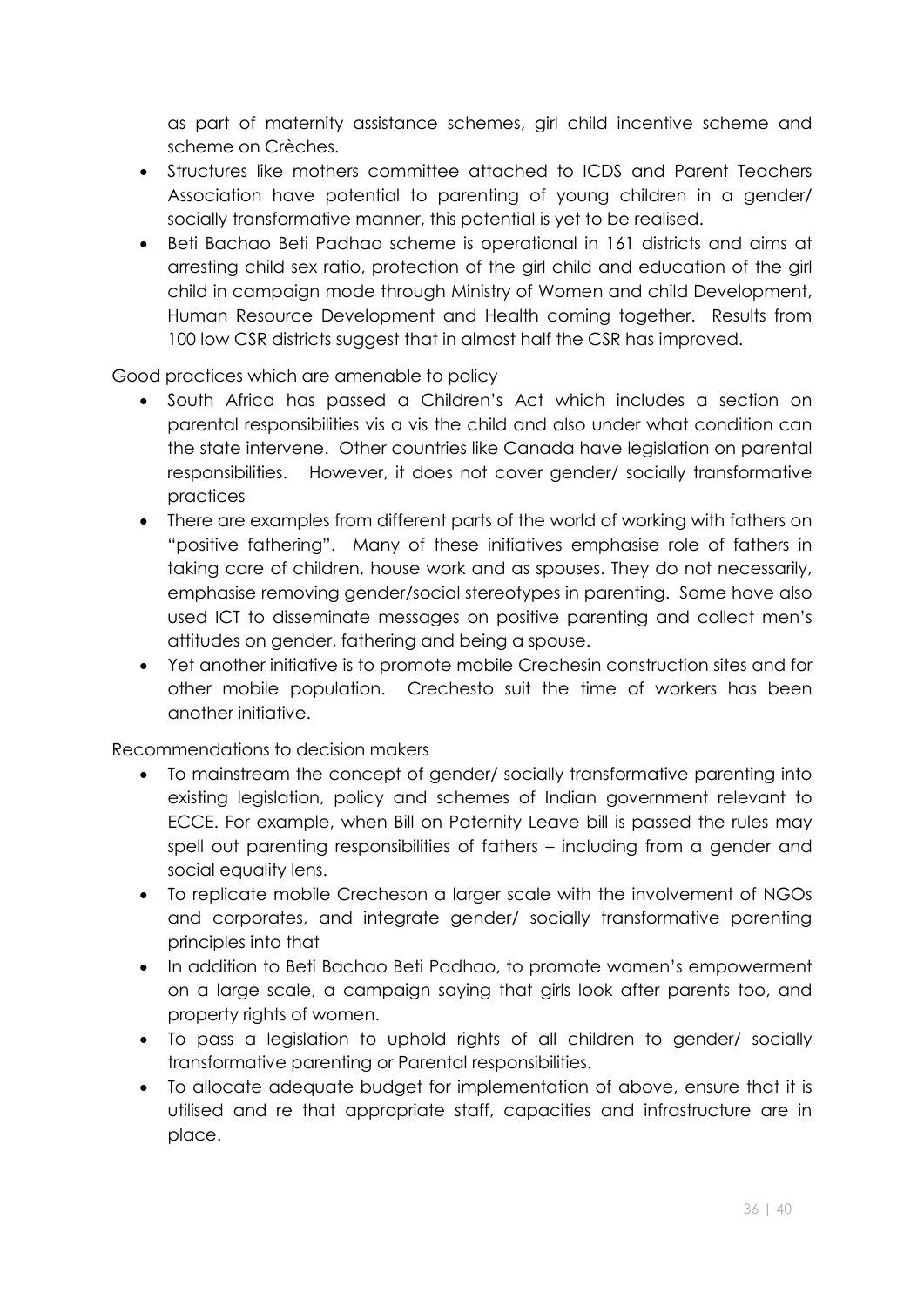as part of maternity assistance schemes, girl child incentive scheme and scheme on Crèches.

- Structures like mothers committee attached to ICDS and Parent Teachers Association have potential to parenting of young children in a gender/ socially transformative manner, this potential is yet to be realised.
- Beti Bachao Beti Padhao scheme is operational in 161 districts and aims at arresting child sex ratio, protection of the girl child and education of the girl child in campaign mode through Ministry of Women and child Development, Human Resource Development and Health coming together. Results from 100 low CSR districts suggest that in almost half the CSR has improved.

Good practices which are amenable to policy

- South Africa has passed a Children's Act which includes a section on parental responsibilities vis a vis the child and also under what condition can the state intervene. Other countries like Canada have legislation on parental responsibilities. However, it does not cover gender/ socially transformative practices
- There are examples from different parts of the world of working with fathers on "positive fathering". Many of these initiatives emphasise role of fathers in taking care of children, house work and as spouses. They do not necessarily, emphasise removing gender/social stereotypes in parenting. Some have also used ICT to disseminate messages on positive parenting and collect men's attitudes on gender, fathering and being a spouse.
- Yet another initiative is to promote mobile Crechesin construction sites and for other mobile population. Crechesto suit the time of workers has been another initiative.

Recommendations to decision makers

- To mainstream the concept of gender/ socially transformative parenting into existing legislation, policy and schemes of Indian government relevant to ECCE. For example, when Bill on Paternity Leave bill is passed the rules may spell out parenting responsibilities of fathers – including from a gender and social equality lens.
- To replicate mobile Crecheson a larger scale with the involvement of NGOs and corporates, and integrate gender/ socially transformative parenting principles into that
- In addition to Beti Bachao Beti Padhao, to promote women's empowerment on a large scale, a campaign saying that girls look after parents too, and property rights of women.
- To pass a legislation to uphold rights of all children to gender/ socially transformative parenting or Parental responsibilities.
- To allocate adequate budget for implementation of above, ensure that it is utilised and re that appropriate staff, capacities and infrastructure are in place.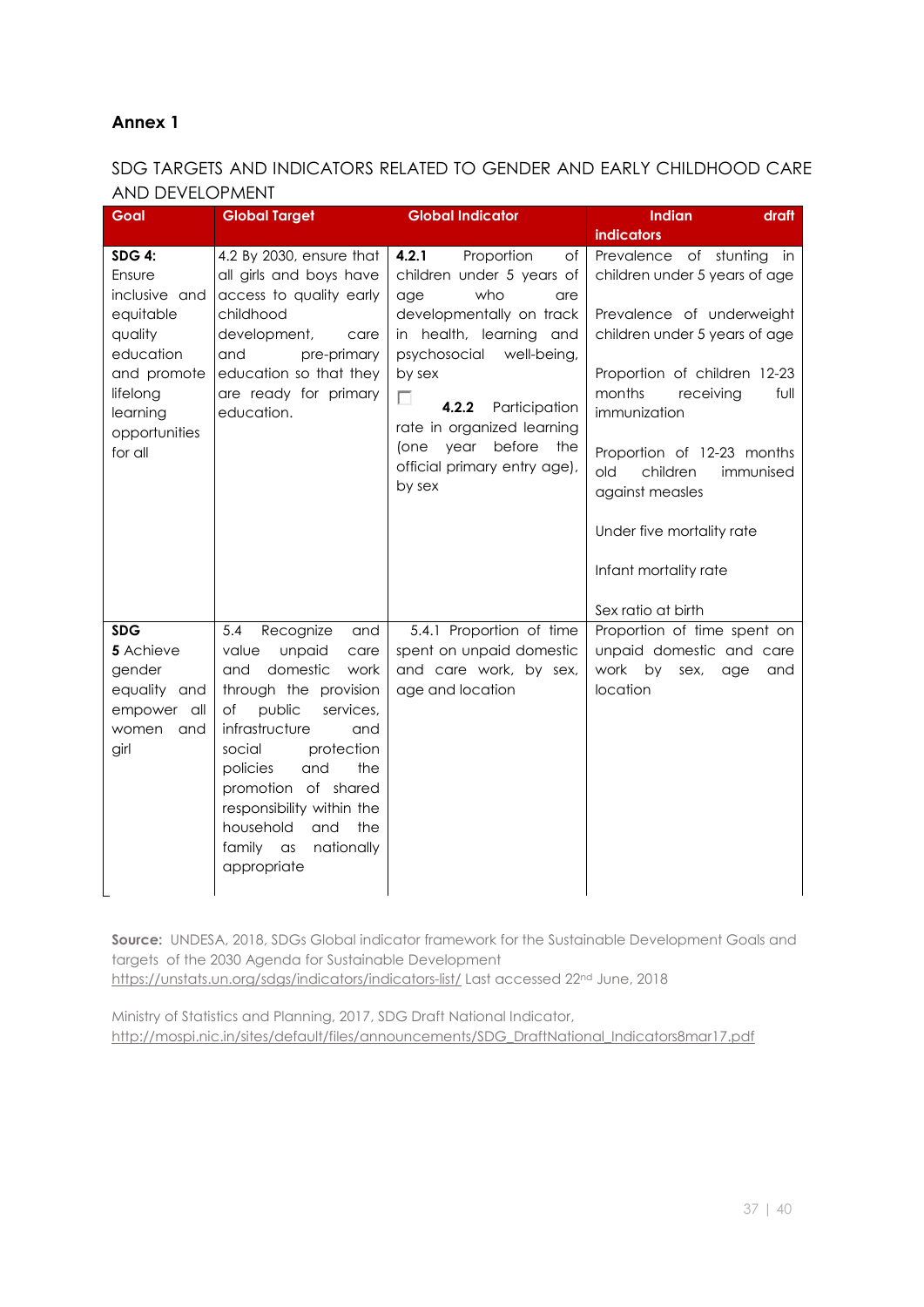## Annex 1

SDG TARGETS AND INDICATORS RELATED TO GENDER AND EARLY CHILDHOOD CARE AND DEVELOPMENT

| Goal | Global Target | Global Indicator | Indian draft indicators |
|---|---|---|---|
| **SDG 4:** Ensure inclusive and equitable quality education and promote lifelong learning opportunities for all | 4.2 By 2030, ensure that all girls and boys have access to quality early childhood development, care and pre-primary education so that they are ready for primary education. | **4.2.1** Proportion of children under 5 years of age who are developmentally on track in health, learning and psychosocial well-being, by sex<br><br>**4.2.2** Participation rate in organized learning (one year before the official primary entry age), by sex | Prevalence of stunting in children under 5 years of age<br><br>Prevalence of underweight children under 5 years of age<br><br>Proportion of children 12-23 months receiving full immunization<br><br>Proportion of 12-23 months old children immunised against measles<br><br>Under five mortality rate<br><br>Infant mortality rate<br><br>Sex ratio at birth |
| **SDG 5** Achieve gender equality and empower all women and girl | 5.4 Recognize and value unpaid care and domestic work through the provision of public services, infrastructure and social protection policies and the promotion of shared responsibility within the household and the family as nationally appropriate | 5.4.1 Proportion of time spent on unpaid domestic and care work, by sex, age and location | Proportion of time spent on unpaid domestic and care work by sex, age and location |

**Source:** UNDESA, 2018, SDGs Global indicator framework for the Sustainable Development Goals and targets of the 2030 Agenda for Sustainable Development https://unstats.un.org/sdgs/indicators/indicators-list/ Last accessed 22nd June, 2018

Ministry of Statistics and Planning, 2017, SDG Draft National Indicator, http://mospi.nic.in/sites/default/files/announcements/SDG_DraftNational_Indicators8mar17.pdf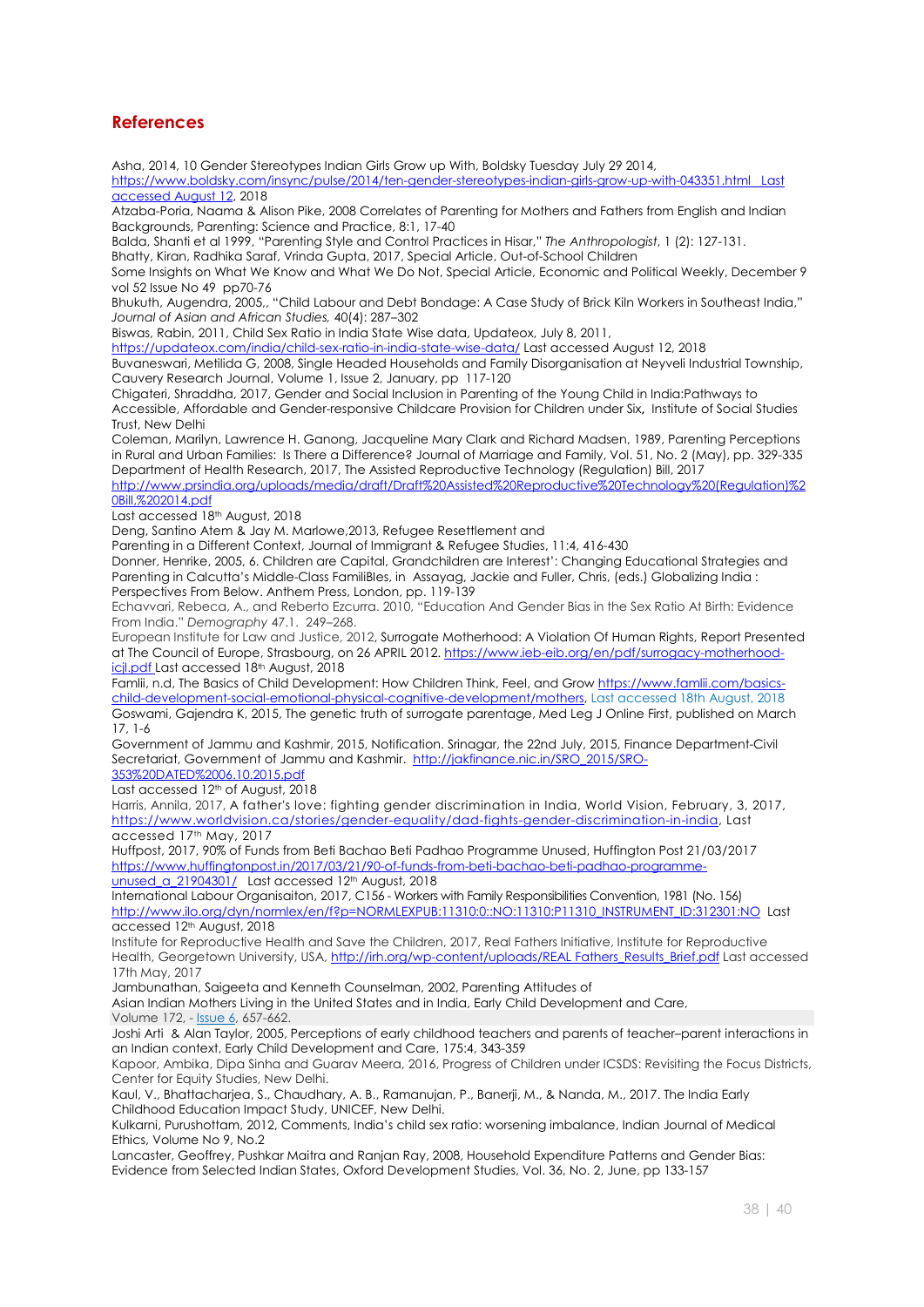## References

Asha, 2014, 10 Gender Stereotypes Indian Girls Grow up With, Boldsky Tuesday July 29 2014, https://www.boldsky.com/insync/pulse/2014/ten-gender-stereotypes-indian-girls-grow-up-with-043351.html Last accessed August 12, 2018

Atzaba-Poria, Naama & Alison Pike, 2008 Correlates of Parenting for Mothers and Fathers from English and Indian Backgrounds, Parenting: Science and Practice, 8:1, 17-40

Balda, Shanti et al 1999, "Parenting Style and Control Practices in Hisar," *The Anthropologist*, 1 (2): 127-131.

Bhatty, Kiran, Radhika Saraf, Vrinda Gupta, 2017, Special Article, Out-of-School Children Some Insights on What We Know and What We Do Not, Special Article, Economic and Political Weekly, December 9 vol 52 Issue No 49 pp70-76

Bhukuth, Augendra, 2005,, "Child Labour and Debt Bondage: A Case Study of Brick Kiln Workers in Southeast India," *Journal of Asian and African Studies,* 40(4): 287–302

Biswas, Rabin, 2011, Child Sex Ratio in India State Wise data, Updateox, July 8, 2011, https://updateox.com/india/child-sex-ratio-in-india-state-wise-data/ Last accessed August 12, 2018

Buvaneswari, Metilida G, 2008, Single Headed Households and Family Disorganisation at Neyveli Industrial Township, Cauvery Research Journal, Volume 1, Issue 2, January, pp 117-120

Chigateri, Shraddha, 2017, Gender and Social Inclusion in Parenting of the Young Child in India:Pathways to Accessible, Affordable and Gender-responsive Childcare Provision for Children under Six, Institute of Social Studies Trust, New Delhi

Coleman, Marilyn, Lawrence H. Ganong, Jacqueline Mary Clark and Richard Madsen, 1989, Parenting Perceptions in Rural and Urban Families: Is There a Difference? Journal of Marriage and Family, Vol. 51, No. 2 (May), pp. 329-335

Department of Health Research, 2017, The Assisted Reproductive Technology (Regulation) Bill, 2017 http://www.prsindia.org/uploads/media/draft/Draft%20Assisted%20Reproductive%20Technology%20(Regulation)%20Bill,%202014.pdf

Last accessed 18th August, 2018

Deng, Santino Atem & Jay M. Marlowe,2013, Refugee Resettlement and Parenting in a Different Context, Journal of Immigrant & Refugee Studies, 11:4, 416-430

Donner, Henrike, 2005, 6. Children are Capital, Grandchildren are Interest': Changing Educational Strategies and Parenting in Calcutta's Middle-Class FamiliBles, in Assayag, Jackie and Fuller, Chris, (eds.) Globalizing India : Perspectives From Below. Anthem Press, London, pp. 119-139

Echavvari, Rebeca, A., and Reberto Ezcurra. 2010, "Education And Gender Bias in the Sex Ratio At Birth: Evidence From India." *Demography* 47.1. 249–268.

European Institute for Law and Justice, 2012, Surrogate Motherhood: A Violation Of Human Rights, Report Presented at The Council of Europe, Strasbourg, on 26 APRIL 2012. https://www.ieb-eib.org/en/pdf/surrogacy-motherhood-iclj.pdf Last accessed 18th August, 2018

Famlii, n.d, The Basics of Child Development: How Children Think, Feel, and Grow https://www.famlii.com/basics-child-development-social-emotional-physical-cognitive-development/mothers, Last accessed 18th August, 2018

Goswami, Gajendra K, 2015, The genetic truth of surrogate parentage, Med Leg J Online First, published on March 17, 1-6

Government of Jammu and Kashmir, 2015, Notification. Srinagar, the 22nd July, 2015, Finance Department-Civil Secretariat, Government of Jammu and Kashmir. http://jakfinance.nic.in/SRO_2015/SRO-353%20DATED%2006.10.2015.pdf

Last accessed 12th of August, 2018

Harris, Annila, 2017, A father's love: fighting gender discrimination in India, World Vision, February, 3, 2017, https://www.worldvision.ca/stories/gender-equality/dad-fights-gender-discrimination-in-india, Last accessed 17th May, 2017

Huffpost, 2017, 90% of Funds from Beti Bachao Beti Padhao Programme Unused, Huffington Post 21/03/2017 https://www.huffingtonpost.in/2017/03/21/90-of-funds-from-beti-bachao-beti-padhao-programme-unused_a_21904301/ Last accessed 12th August, 2018

International Labour Organisaiton, 2017, C156 - Workers with Family Responsibilities Convention, 1981 (No. 156) http://www.ilo.org/dyn/normlex/en/f?p=NORMLEXPUB:11310:0::NO:11310:P11310_INSTRUMENT_ID:312301:NO Last accessed 12th August, 2018

Institute for Reproductive Health and Save the Children, 2017, Real Fathers Initiative, Institute for Reproductive Health, Georgetown University, USA, http://irh.org/wp-content/uploads/REAL Fathers_Results_Brief.pdf Last accessed 17th May, 2017

Jambunathan, Saigeeta and Kenneth Counselman, 2002, Parenting Attitudes of Asian Indian Mothers Living in the United States and in India, Early Child Development and Care, Volume 172, - Issue 6, 657-662.

Joshi Arti & Alan Taylor, 2005, Perceptions of early childhood teachers and parents of teacher–parent interactions in an Indian context, Early Child Development and Care, 175:4, 343-359

Kapoor, Ambika, Dipa Sinha and Guarav Meera, 2016, Progress of Children under ICSDS: Revisiting the Focus Districts, Center for Equity Studies, New Delhi.

Kaul, V., Bhattacharjea, S., Chaudhary, A. B., Ramanujan, P., Banerji, M., & Nanda, M., 2017. The India Early Childhood Education Impact Study, UNICEF, New Delhi.

Kulkarni, Purushottam, 2012, Comments, India's child sex ratio: worsening imbalance, Indian Journal of Medical Ethics, Volume No 9, No.2

Lancaster, Geoffrey, Pushkar Maitra and Ranjan Ray, 2008, Household Expenditure Patterns and Gender Bias: Evidence from Selected Indian States, Oxford Development Studies, Vol. 36, No. 2, June, pp 133-157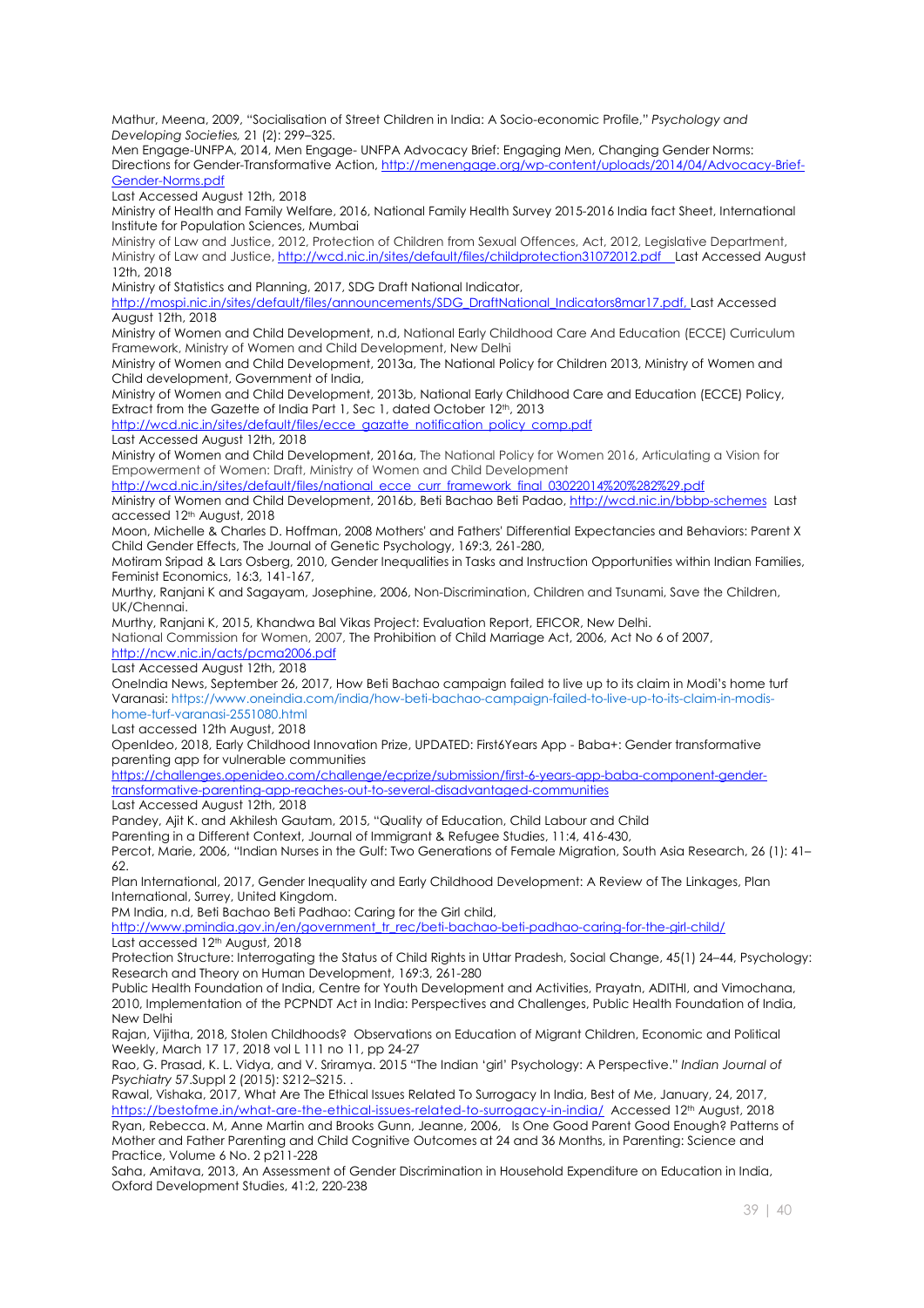Mathur, Meena, 2009, "Socialisation of Street Children in India: A Socio-economic Profile," *Psychology and Developing Societies,* 21 (2): 299–325.

Men Engage-UNFPA, 2014, Men Engage- UNFPA Advocacy Brief: Engaging Men, Changing Gender Norms: Directions for Gender-Transformative Action, http://menengage.org/wp-content/uploads/2014/04/Advocacy-Brief-Gender-Norms.pdf

Last Accessed August 12th, 2018

Ministry of Health and Family Welfare, 2016, National Family Health Survey 2015-2016 India fact Sheet, International Institute for Population Sciences, Mumbai

Ministry of Law and Justice, 2012, Protection of Children from Sexual Offences, Act, 2012, Legislative Department, Ministry of Law and Justice, http://wcd.nic.in/sites/default/files/childprotection31072012.pdf Last Accessed August 12th, 2018

Ministry of Statistics and Planning, 2017, SDG Draft National Indicator, http://mospi.nic.in/sites/default/files/announcements/SDG_DraftNational_Indicators8mar17.pdf, Last Accessed August 12th, 2018

Ministry of Women and Child Development, n.d, National Early Childhood Care And Education (ECCE) Curriculum Framework, Ministry of Women and Child Development, New Delhi

Ministry of Women and Child Development, 2013a, The National Policy for Children 2013, Ministry of Women and Child development, Government of India,

Ministry of Women and Child Development, 2013b, National Early Childhood Care and Education (ECCE) Policy, Extract from the Gazette of India Part 1, Sec 1, dated October 12th, 2013

http://wcd.nic.in/sites/default/files/ecce_gazatte_notification_policy_comp.pdf

Last Accessed August 12th, 2018

Ministry of Women and Child Development, 2016a, The National Policy for Women 2016, Articulating a Vision for Empowerment of Women: Draft, Ministry of Women and Child Development

http://wcd.nic.in/sites/default/files/national_ecce_curr_framework_final_03022014%20%282%29.pdf

Ministry of Women and Child Development, 2016b, Beti Bachao Beti Padao, http://wcd.nic.in/bbbp-schemes Last accessed 12th August, 2018

Moon, Michelle & Charles D. Hoffman, 2008 Mothers' and Fathers' Differential Expectancies and Behaviors: Parent X Child Gender Effects, The Journal of Genetic Psychology, 169:3, 261-280,

Motiram Sripad & Lars Osberg, 2010, Gender Inequalities in Tasks and Instruction Opportunities within Indian Families, Feminist Economics, 16:3, 141-167,

Murthy, Ranjani K and Sagayam, Josephine, 2006, Non-Discrimination, Children and Tsunami, Save the Children, UK/Chennai.

Murthy, Ranjani K, 2015, Khandwa Bal Vikas Project: Evaluation Report, EFICOR, New Delhi.

National Commission for Women, 2007, The Prohibition of Child Marriage Act, 2006, Act No 6 of 2007, http://ncw.nic.in/acts/pcma2006.pdf

Last Accessed August 12th, 2018

OneIndia News, September 26, 2017, How Beti Bachao campaign failed to live up to its claim in Modi's home turf Varanasi: https://www.oneindia.com/india/how-beti-bachao-campaign-failed-to-live-up-to-its-claim-in-modis-home-turf-varanasi-2551080.html

Last accessed 12th August, 2018

OpenIdeo, 2018, Early Childhood Innovation Prize, UPDATED: First6Years App - Baba+: Gender transformative parenting app for vulnerable communities

https://challenges.openideo.com/challenge/ecprize/submission/first-6-years-app-baba-component-gender-transformative-parenting-app-reaches-out-to-several-disadvantaged-communities

Last Accessed August 12th, 2018

Pandey, Ajit K. and Akhilesh Gautam, 2015, "Quality of Education, Child Labour and Child Parenting in a Different Context, Journal of Immigrant & Refugee Studies, 11:4, 416-430,

Percot, Marie, 2006, "Indian Nurses in the Gulf: Two Generations of Female Migration, South Asia Research, 26 (1): 41–62.

Plan International, 2017, Gender Inequality and Early Childhood Development: A Review of The Linkages, Plan International, Surrey, United Kingdom.

PM India, n.d, Beti Bachao Beti Padhao: Caring for the Girl child, http://www.pmindia.gov.in/en/government_tr_rec/beti-bachao-beti-padhao-caring-for-the-girl-child/

Last accessed 12th August, 2018

Protection Structure: Interrogating the Status of Child Rights in Uttar Pradesh, Social Change, 45(1) 24–44, Psychology: Research and Theory on Human Development, 169:3, 261-280

Public Health Foundation of India, Centre for Youth Development and Activities, Prayatn, ADITHI, and Vimochana, 2010, Implementation of the PCPNDT Act in India: Perspectives and Challenges, Public Health Foundation of India, New Delhi

Rajan, Vijitha, 2018, Stolen Childhoods? Observations on Education of Migrant Children, Economic and Political Weekly, March 17 17, 2018 vol L 111 no 11, pp 24-27

Rao, G. Prasad, K. L. Vidya, and V. Sriramya. 2015 "The Indian 'girl' Psychology: A Perspective." *Indian Journal of Psychiatry* 57.Suppl 2 (2015): S212–S215. .

Rawal, Vishaka, 2017, What Are The Ethical Issues Related To Surrogacy In India, Best of Me, January, 24, 2017, https://bestofme.in/what-are-the-ethical-issues-related-to-surrogacy-in-india/ Accessed 12th August, 2018

Ryan, Rebecca. M, Anne Martin and Brooks Gunn, Jeanne, 2006, Is One Good Parent Good Enough? Patterns of Mother and Father Parenting and Child Cognitive Outcomes at 24 and 36 Months, in Parenting: Science and Practice, Volume 6 No. 2 p211-228

Saha, Amitava, 2013, An Assessment of Gender Discrimination in Household Expenditure on Education in India, Oxford Development Studies, 41:2, 220-238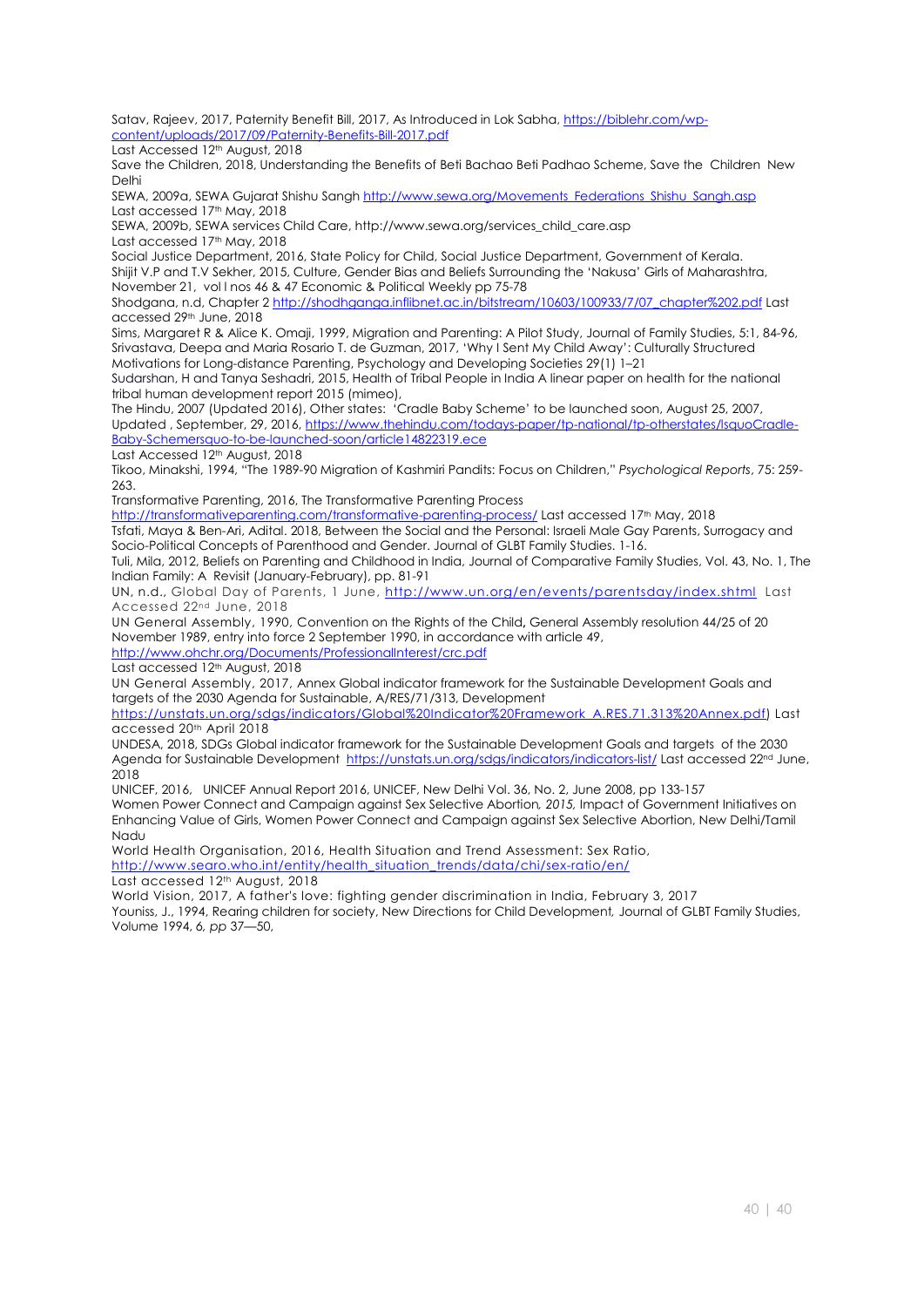Satav, Rajeev, 2017, Paternity Benefit Bill, 2017, As Introduced in Lok Sabha, https://biblehr.com/wp-content/uploads/2017/09/Paternity-Benefits-Bill-2017.pdf
Last Accessed 12th August, 2018

Save the Children, 2018, Understanding the Benefits of Beti Bachao Beti Padhao Scheme, Save the Children New Delhi

SEWA, 2009a, SEWA Gujarat Shishu Sangh http://www.sewa.org/Movements_Federations_Shishu_Sangh.asp
Last accessed 17th May, 2018

SEWA, 2009b, SEWA services Child Care, http://www.sewa.org/services_child_care.asp
Last accessed 17th May, 2018

Social Justice Department, 2016, State Policy for Child, Social Justice Department, Government of Kerala.

Shijit V.P and T.V Sekher, 2015, Culture, Gender Bias and Beliefs Surrounding the 'Nakusa' Girls of Maharashtra, November 21, vol l nos 46 & 47 Economic & Political Weekly pp 75-78

Shodgana, n.d, Chapter 2 http://shodhganga.inflibnet.ac.in/bitstream/10603/100933/7/07_chapter%202.pdf Last accessed 29th June, 2018

Sims, Margaret R & Alice K. Omaji, 1999, Migration and Parenting: A Pilot Study, Journal of Family Studies, 5:1, 84-96,

Srivastava, Deepa and Maria Rosario T. de Guzman, 2017, 'Why I Sent My Child Away': Culturally Structured Motivations for Long-distance Parenting, Psychology and Developing Societies 29(1) 1–21

Sudarshan, H and Tanya Seshadri, 2015, Health of Tribal People in India A linear paper on health for the national tribal human development report 2015 (mimeo),

The Hindu, 2007 (Updated 2016), Other states: 'Cradle Baby Scheme' to be launched soon, August 25, 2007, Updated , September, 29, 2016, https://www.thehindu.com/todays-paper/tp-national/tp-otherstates/lsquoCradle-Baby-Schemersquo-to-be-launched-soon/article14822319.ece
Last Accessed 12th August, 2018

Tikoo, Minakshi, 1994, "The 1989-90 Migration of Kashmiri Pandits: Focus on Children," *Psychological Reports*, *75*: 259-263.

Transformative Parenting, 2016, The Transformative Parenting Process
http://transformativeparenting.com/transformative-parenting-process/ Last accessed 17th May, 2018

Tsfati, Maya & Ben-Ari, Adital. 2018, Between the Social and the Personal: Israeli Male Gay Parents, Surrogacy and Socio-Political Concepts of Parenthood and Gender. Journal of GLBT Family Studies. 1-16.

Tuli, Mila, 2012, Beliefs on Parenting and Childhood in India, Journal of Comparative Family Studies, Vol. 43, No. 1, The Indian Family: A Revisit (January-February), pp. 81-91

UN, n.d., Global Day of Parents, 1 June, http://www.un.org/en/events/parentsday/index.shtml Last Accessed 22nd June, 2018

UN General Assembly, 1990, Convention on the Rights of the Child**,** General Assembly resolution 44/25 of 20 November 1989, entry into force 2 September 1990, in accordance with article 49,
http://www.ohchr.org/Documents/ProfessionalInterest/crc.pdf
Last accessed 12th August, 2018

UN General Assembly, 2017, Annex Global indicator framework for the Sustainable Development Goals and targets of the 2030 Agenda for Sustainable, A/RES/71/313, Development
https://unstats.un.org/sdgs/indicators/Global%20Indicator%20Framework_A.RES.71.313%20Annex.pdf) Last accessed 20th April 2018

UNDESA, 2018, SDGs Global indicator framework for the Sustainable Development Goals and targets of the 2030 Agenda for Sustainable Development https://unstats.un.org/sdgs/indicators/indicators-list/ Last accessed 22nd June, 2018

UNICEF, 2016, UNICEF Annual Report 2016, UNICEF, New Delhi Vol. 36, No. 2, June 2008, pp 133-157

Women Power Connect and Campaign against Sex Selective Abortion*, 2015,* Impact of Government Initiatives on Enhancing Value of Girls, Women Power Connect and Campaign against Sex Selective Abortion, New Delhi/Tamil Nadu

World Health Organisation, 2016, Health Situation and Trend Assessment: Sex Ratio,
http://www.searo.who.int/entity/health_situation_trends/data/chi/sex-ratio/en/
Last accessed 12th August, 2018

World Vision, 2017, A father's love: fighting gender discrimination in India, February 3, 2017

Youniss, J., 1994, Rearing children for society, New Directions for Child Development*,* Journal of GLBT Family Studies, Volume 1994, 6, *pp* 37—50,